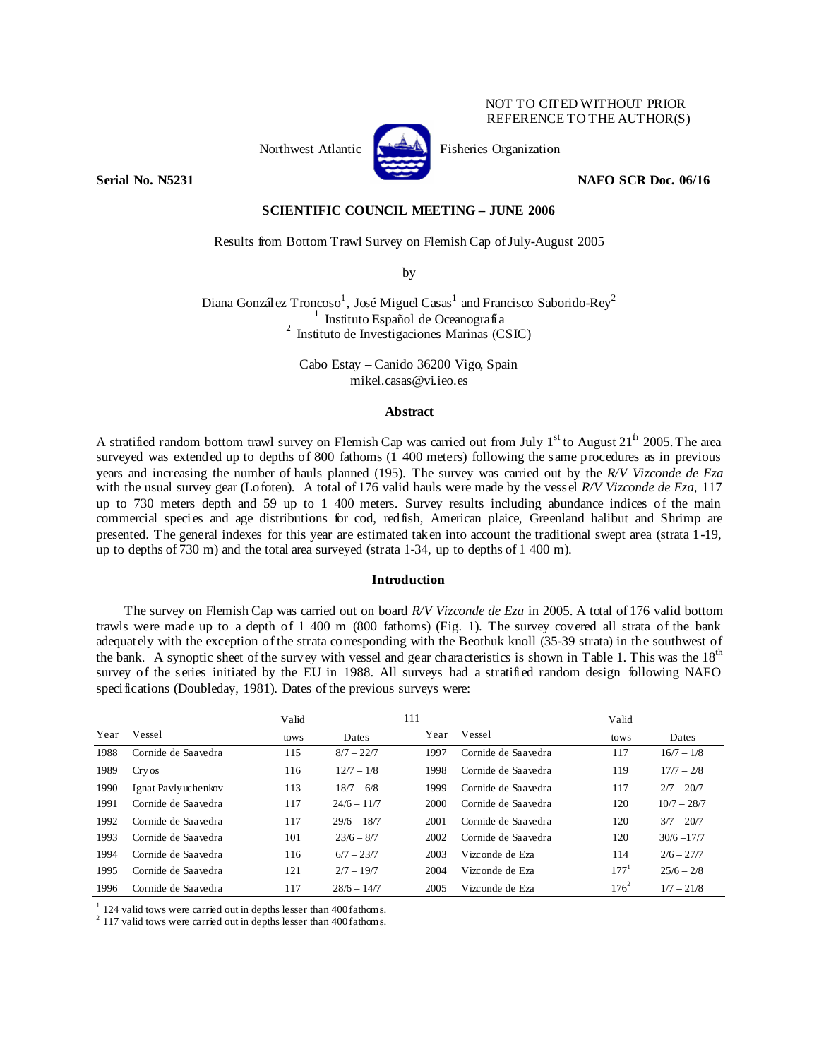NOT TO CITED WITHOUT PRIOR REFERENCE TO THE AUTHOR(S)

Northwest Atlantic Fisheries Organization

**Serial No. N5231** **NAFO SCR Doc. 06/16**

**SCIENTIFIC COUNCIL MEETING – JUNE 2006**

Results from Bottom Trawl Survey on Flemish Cap of July-August 2005

by

Diana González Troncoso[1], José Miguel Casas[1] and Francisco Saborido-Rey[2]

[1] Instituto Español de Oceanografía

[2] Instituto de Investigaciones Marinas (CSIC)

Cabo Estay – Canido 36200 Vigo, Spain
mikel.casas@vi.ieo.es

## Abstract

A stratified random bottom trawl survey on Flemish Cap was carried out from July 1[st] to August 21[th] 2005. The area surveyed was extended up to depths of 800 fathoms (1 400 meters) following the same procedures as in previous years and increasing the number of hauls planned (195). The survey was carried out by the *R/V Vizconde de Eza* with the usual survey gear (Lofoten). A total of 176 valid hauls were made by the vessel *R/V Vizconde de Eza,* 117 up to 730 meters depth and 59 up to 1 400 meters. Survey results including abundance indices of the main commercial species and age distributions for cod, redfish, American plaice, Greenland halibut and Shrimp are presented. The general indexes for this year are estimated taken into account the traditional swept area (strata 1-19, up to depths of 730 m) and the total area surveyed (strata 1-34, up to depths of 1 400 m).

## Introduction

The survey on Flemish Cap was carried out on board *R/V Vizconde de Eza* in 2005. A total of 176 valid bottom trawls were made up to a depth of 1 400 m (800 fathoms) (Fig. 1). The survey covered all strata of the bank adequately with the exception of the strata corresponding with the Beothuk knoll (35-39 strata) in the southwest of the bank. A synoptic sheet of the survey with vessel and gear characteristics is shown in Table 1. This was the 18[th] survey of the series initiated by the EU in 1988. All surveys had a stratified random design following NAFO specifications (Doubleday, 1981). Dates of the previous surveys were:

| Year | Vessel | Valid tows | Dates | Year | Vessel | Valid tows | Dates |
|---|---|---|---|---|---|---|---|
| 1988 | Cornide de Saavedra | 115 | 8/7 – 22/7 | 1997 | Cornide de Saavedra | 117 | 16/7 – 1/8 |
| 1989 | Cryos | 116 | 12/7 – 1/8 | 1998 | Cornide de Saavedra | 119 | 17/7 – 2/8 |
| 1990 | Ignat Pavlyuchenkov | 113 | 18/7 – 6/8 | 1999 | Cornide de Saavedra | 117 | 2/7 – 20/7 |
| 1991 | Cornide de Saavedra | 117 | 24/6 – 11/7 | 2000 | Cornide de Saavedra | 120 | 10/7 – 28/7 |
| 1992 | Cornide de Saavedra | 117 | 29/6 – 18/7 | 2001 | Cornide de Saavedra | 120 | 3/7 – 20/7 |
| 1993 | Cornide de Saavedra | 101 | 23/6 – 8/7 | 2002 | Cornide de Saavedra | 120 | 30/6 –17/7 |
| 1994 | Cornide de Saavedra | 116 | 6/7 – 23/7 | 2003 | Vizconde de Eza | 114 | 2/6 – 27/7 |
| 1995 | Cornide de Saavedra | 121 | 2/7 – 19/7 | 2004 | Vizconde de Eza | 177[1] | 25/6 – 2/8 |
| 1996 | Cornide de Saavedra | 117 | 28/6 – 14/7 | 2005 | Vizconde de Eza | 176[2] | 1/7 – 21/8 |

[1] 124 valid tows were carried out in depths lesser than 400 fathoms.
[2] 117 valid tows were carried out in depths lesser than 400 fathoms.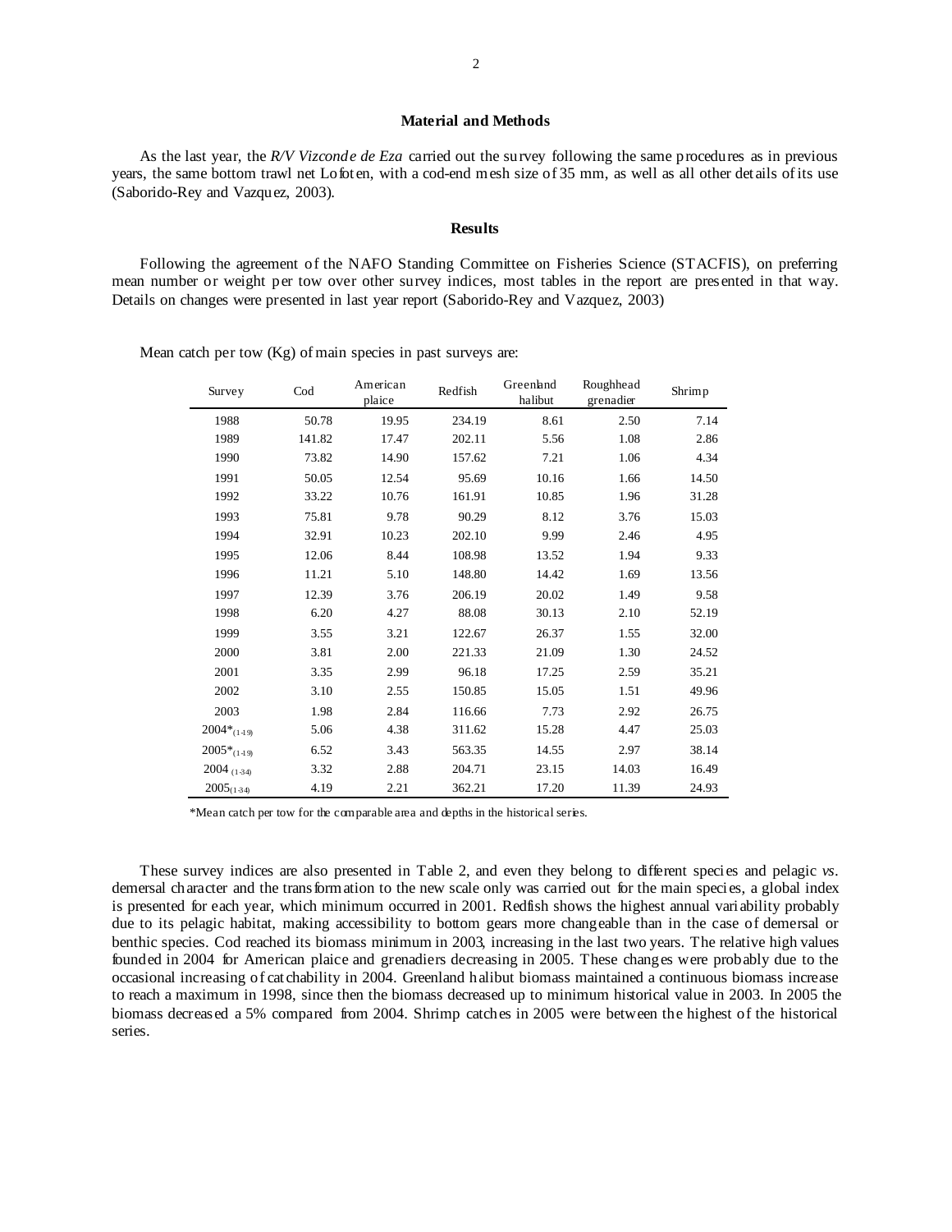## Material and Methods

As the last year, the *R/V Vizconde de Eza* carried out the survey following the same procedures as in previous years, the same bottom trawl net Lofoten, with a cod-end mesh size of 35 mm, as well as all other details of its use (Saborido-Rey and Vazquez, 2003).

## Results

Following the agreement of the NAFO Standing Committee on Fisheries Science (STACFIS), on preferring mean number or weight per tow over other survey indices, most tables in the report are presented in that way. Details on changes were presented in last year report (Saborido-Rey and Vazquez, 2003)

Mean catch per tow (Kg) of main species in past surveys are:

| Survey | Cod | American plaice | Redfish | Greenland halibut | Roughhead grenadier | Shrimp |
|---|---|---|---|---|---|---|
| 1988 | 50.78 | 19.95 | 234.19 | 8.61 | 2.50 | 7.14 |
| 1989 | 141.82 | 17.47 | 202.11 | 5.56 | 1.08 | 2.86 |
| 1990 | 73.82 | 14.90 | 157.62 | 7.21 | 1.06 | 4.34 |
| 1991 | 50.05 | 12.54 | 95.69 | 10.16 | 1.66 | 14.50 |
| 1992 | 33.22 | 10.76 | 161.91 | 10.85 | 1.96 | 31.28 |
| 1993 | 75.81 | 9.78 | 90.29 | 8.12 | 3.76 | 15.03 |
| 1994 | 32.91 | 10.23 | 202.10 | 9.99 | 2.46 | 4.95 |
| 1995 | 12.06 | 8.44 | 108.98 | 13.52 | 1.94 | 9.33 |
| 1996 | 11.21 | 5.10 | 148.80 | 14.42 | 1.69 | 13.56 |
| 1997 | 12.39 | 3.76 | 206.19 | 20.02 | 1.49 | 9.58 |
| 1998 | 6.20 | 4.27 | 88.08 | 30.13 | 2.10 | 52.19 |
| 1999 | 3.55 | 3.21 | 122.67 | 26.37 | 1.55 | 32.00 |
| 2000 | 3.81 | 2.00 | 221.33 | 21.09 | 1.30 | 24.52 |
| 2001 | 3.35 | 2.99 | 96.18 | 17.25 | 2.59 | 35.21 |
| 2002 | 3.10 | 2.55 | 150.85 | 15.05 | 1.51 | 49.96 |
| 2003 | 1.98 | 2.84 | 116.66 | 7.73 | 2.92 | 26.75 |
| $2004^{*}_{(1\text{-}19)}$ | 5.06 | 4.38 | 311.62 | 15.28 | 4.47 | 25.03 |
| $2005^{*}_{(1\text{-}19)}$ | 6.52 | 3.43 | 563.35 | 14.55 | 2.97 | 38.14 |
| $2004_{(1\text{-}34)}$ | 3.32 | 2.88 | 204.71 | 23.15 | 14.03 | 16.49 |
| $2005_{(1\text{-}34)}$ | 4.19 | 2.21 | 362.21 | 17.20 | 11.39 | 24.93 |

*Mean catch per tow for the comparable area and depths in the historical series.

These survey indices are also presented in Table 2, and even they belong to different species and pelagic *vs*. demersal character and the transformation to the new scale only was carried out for the main species, a global index is presented for each year, which minimum occurred in 2001. Redfish shows the highest annual variability probably due to its pelagic habitat, making accessibility to bottom gears more changeable than in the case of demersal or benthic species. Cod reached its biomass minimum in 2003, increasing in the last two years. The relative high values founded in 2004 for American plaice and grenadiers decreasing in 2005. These changes were probably due to the occasional increasing of catchability in 2004. Greenland halibut biomass maintained a continuous biomass increase to reach a maximum in 1998, since then the biomass decreased up to minimum historical value in 2003. In 2005 the biomass decreased a 5% compared from 2004. Shrimp catches in 2005 were between the highest of the historical series.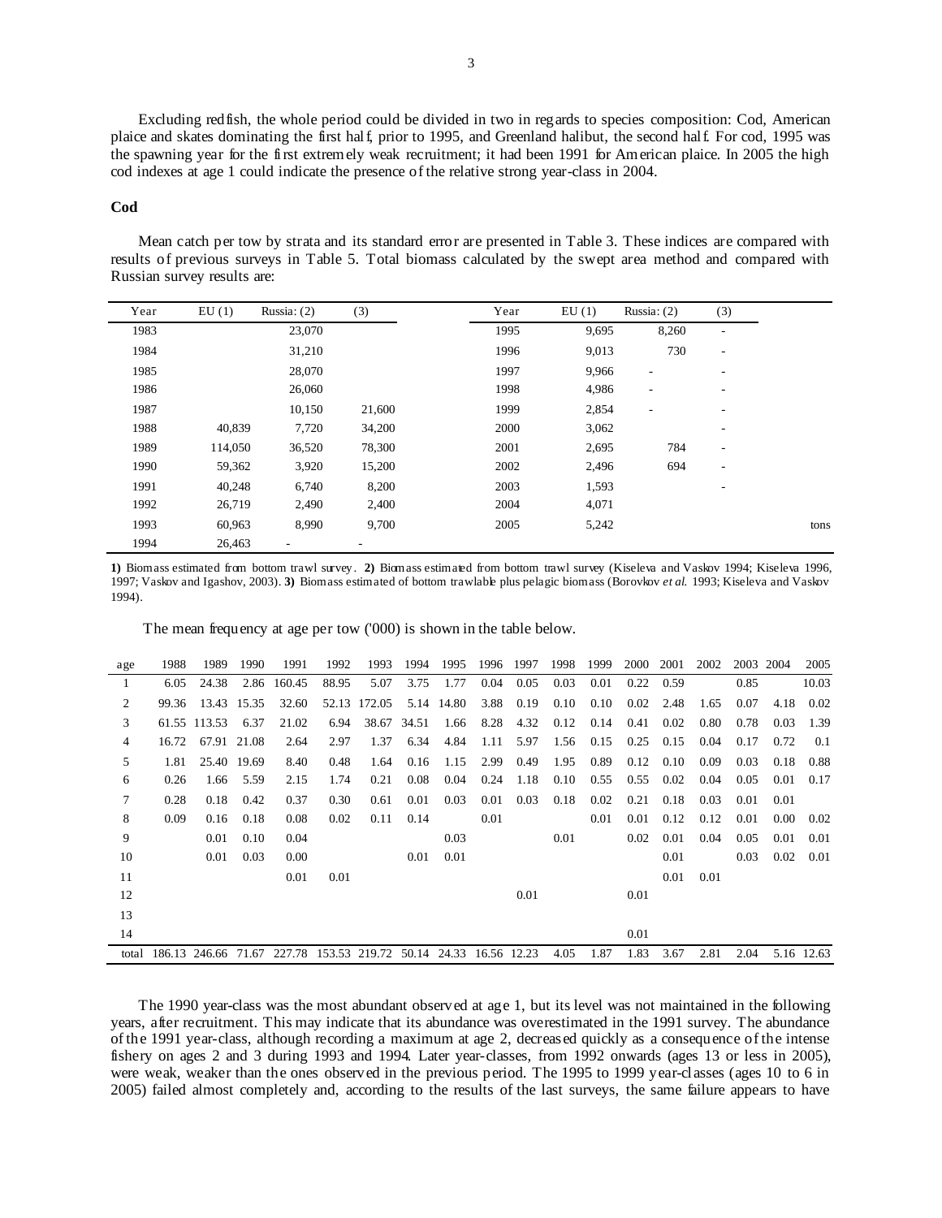Excluding redfish, the whole period could be divided in two in regards to species composition: Cod, American plaice and skates dominating the first half, prior to 1995, and Greenland halibut, the second half. For cod, 1995 was the spawning year for the first extremely weak recruitment; it had been 1991 for American plaice. In 2005 the high cod indexes at age 1 could indicate the presence of the relative strong year-class in 2004.

**Cod**

Mean catch per tow by strata and its standard error are presented in Table 3. These indices are compared with results of previous surveys in Table 5. Total biomass calculated by the swept area method and compared with Russian survey results are:

| Year | EU (1) | Russia: (2) | (3) | Year | EU (1) | Russia: (2) | (3) | |
|---|---|---|---|---|---|---|---|---|
| 1983 | | 23,070 | | 1995 | 9,695 | 8,260 | - | |
| 1984 | | 31,210 | | 1996 | 9,013 | 730 | - | |
| 1985 | | 28,070 | | 1997 | 9,966 | - | - | |
| 1986 | | 26,060 | | 1998 | 4,986 | - | - | |
| 1987 | | 10,150 | 21,600 | 1999 | 2,854 | - | - | |
| 1988 | 40,839 | 7,720 | 34,200 | 2000 | 3,062 | | - | |
| 1989 | 114,050 | 36,520 | 78,300 | 2001 | 2,695 | 784 | - | |
| 1990 | 59,362 | 3,920 | 15,200 | 2002 | 2,496 | 694 | - | |
| 1991 | 40,248 | 6,740 | 8,200 | 2003 | 1,593 | | - | |
| 1992 | 26,719 | 2,490 | 2,400 | 2004 | 4,071 | | | |
| 1993 | 60,963 | 8,990 | 9,700 | 2005 | 5,242 | | | tons |
| 1994 | 26,463 | - | - | | | | | |

**1)** Biomass estimated from bottom trawl survey. **2)** Biomass estimated from bottom trawl survey (Kiseleva and Vaskov 1994; Kiseleva 1996, 1997; Vaskov and Igashov, 2003). **3)** Biomass estimated of bottom trawlable plus pelagic biomass (Borovkov *et al.* 1993; Kiseleva and Vaskov 1994).

The mean frequency at age per tow ('000) is shown in the table below.

| age | 1988 | 1989 | 1990 | 1991 | 1992 | 1993 | 1994 | 1995 | 1996 | 1997 | 1998 | 1999 | 2000 | 2001 | 2002 | 2003 | 2004 | 2005 |
|---|---|---|---|---|---|---|---|---|---|---|---|---|---|---|---|---|---|---|
| 1 | 6.05 | 24.38 | 2.86 | 160.45 | 88.95 | 5.07 | 3.75 | 1.77 | 0.04 | 0.05 | 0.03 | 0.01 | 0.22 | 0.59 | | 0.85 | | 10.03 |
| 2 | 99.36 | 13.43 | 15.35 | 32.60 | 52.13 | 172.05 | 5.14 | 14.80 | 3.88 | 0.19 | 0.10 | 0.10 | 0.02 | 2.48 | 1.65 | 0.07 | 4.18 | 0.02 |
| 3 | 61.55 | 113.53 | 6.37 | 21.02 | 6.94 | 38.67 | 34.51 | 1.66 | 8.28 | 4.32 | 0.12 | 0.14 | 0.41 | 0.02 | 0.80 | 0.78 | 0.03 | 1.39 |
| 4 | 16.72 | 67.91 | 21.08 | 2.64 | 2.97 | 1.37 | 6.34 | 4.84 | 1.11 | 5.97 | 1.56 | 0.15 | 0.25 | 0.15 | 0.04 | 0.17 | 0.72 | 0.1 |
| 5 | 1.81 | 25.40 | 19.69 | 8.40 | 0.48 | 1.64 | 0.16 | 1.15 | 2.99 | 0.49 | 1.95 | 0.89 | 0.12 | 0.10 | 0.09 | 0.03 | 0.18 | 0.88 |
| 6 | 0.26 | 1.66 | 5.59 | 2.15 | 1.74 | 0.21 | 0.08 | 0.04 | 0.24 | 1.18 | 0.10 | 0.55 | 0.55 | 0.02 | 0.04 | 0.05 | 0.01 | 0.17 |
| 7 | 0.28 | 0.18 | 0.42 | 0.37 | 0.30 | 0.61 | 0.01 | 0.03 | 0.01 | 0.03 | 0.18 | 0.02 | 0.21 | 0.18 | 0.03 | 0.01 | 0.01 | |
| 8 | 0.09 | 0.16 | 0.18 | 0.08 | 0.02 | 0.11 | 0.14 | | 0.01 | | | 0.01 | 0.01 | 0.12 | 0.12 | 0.01 | 0.00 | 0.02 |
| 9 | | 0.01 | 0.10 | 0.04 | | | | 0.03 | | | 0.01 | | 0.02 | 0.01 | 0.04 | 0.05 | 0.01 | 0.01 |
| 10 | | 0.01 | 0.03 | 0.00 | | | 0.01 | 0.01 | | | | | | 0.01 | | 0.03 | 0.02 | 0.01 |
| 11 | | | | 0.01 | 0.01 | | | | | | | | | 0.01 | 0.01 | | | |
| 12 | | | | | | | | | | 0.01 | | | 0.01 | | | | | |
| 13 | | | | | | | | | | | | | | | | | | |
| 14 | | | | | | | | | | | | | 0.01 | | | | | |
| total | 186.13 | 246.66 | 71.67 | 227.78 | 153.53 | 219.72 | 50.14 | 24.33 | 16.56 | 12.23 | 4.05 | 1.87 | 1.83 | 3.67 | 2.81 | 2.04 | 5.16 | 12.63 |

The 1990 year-class was the most abundant observed at age 1, but its level was not maintained in the following years, after recruitment. This may indicate that its abundance was overestimated in the 1991 survey. The abundance of the 1991 year-class, although recording a maximum at age 2, decreased quickly as a consequence of the intense fishery on ages 2 and 3 during 1993 and 1994. Later year-classes, from 1992 onwards (ages 13 or less in 2005), were weak, weaker than the ones observed in the previous period. The 1995 to 1999 year-classes (ages 10 to 6 in 2005) failed almost completely and, according to the results of the last surveys, the same failure appears to have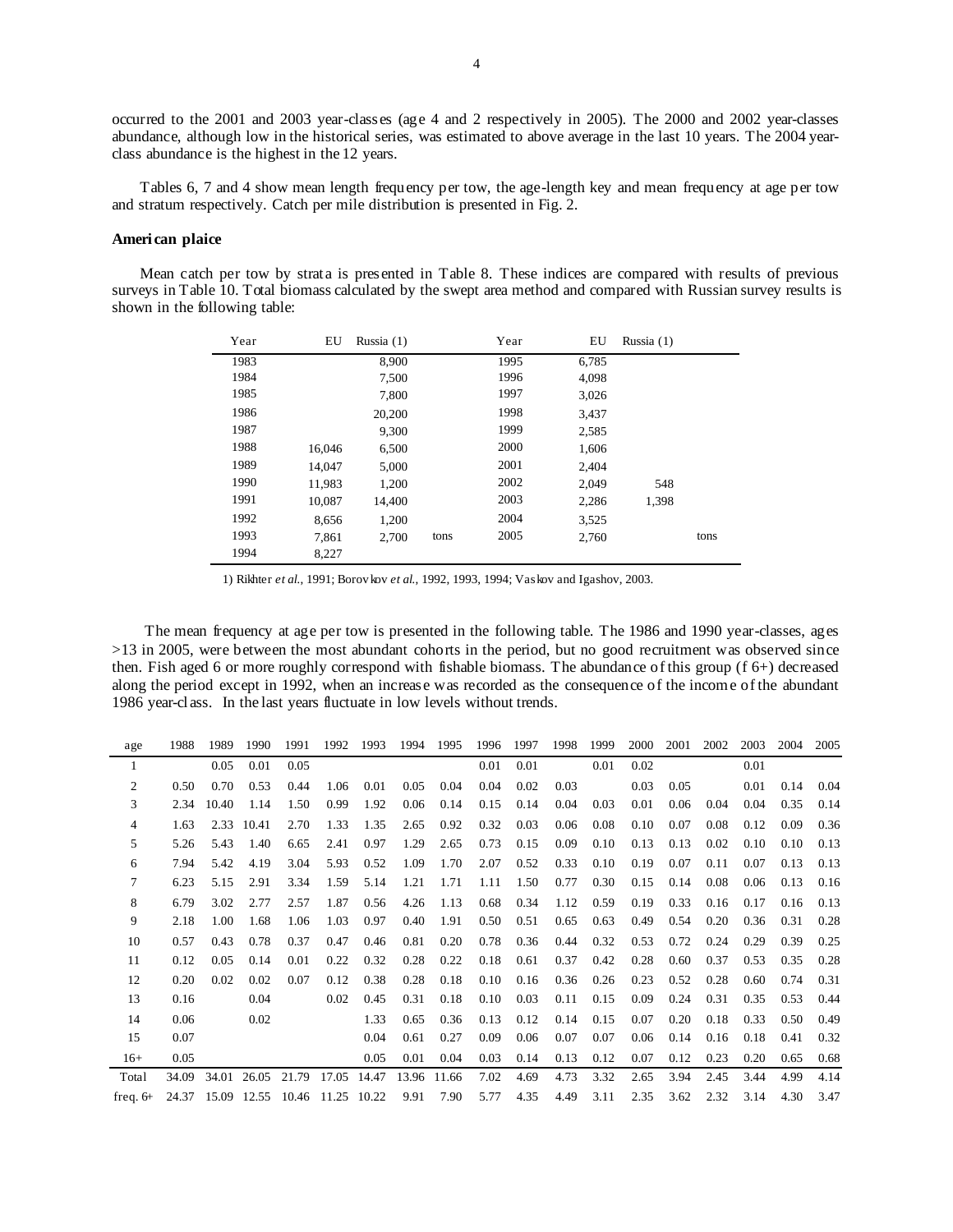occurred to the 2001 and 2003 year-classes (age 4 and 2 respectively in 2005). The 2000 and 2002 year-classes abundance, although low in the historical series, was estimated to above average in the last 10 years. The 2004 year-class abundance is the highest in the 12 years.

Tables 6, 7 and 4 show mean length frequency per tow, the age-length key and mean frequency at age per tow and stratum respectively. Catch per mile distribution is presented in Fig. 2.

### American plaice

Mean catch per tow by strata is presented in Table 8. These indices are compared with results of previous surveys in Table 10. Total biomass calculated by the swept area method and compared with Russian survey results is shown in the following table:

| Year | EU | Russia (1) | | Year | EU | Russia (1) | |
|---|---|---|---|---|---|---|---|
| 1983 | | 8,900 | | 1995 | 6,785 | | |
| 1984 | | 7,500 | | 1996 | 4,098 | | |
| 1985 | | 7,800 | | 1997 | 3,026 | | |
| 1986 | | 20,200 | | 1998 | 3,437 | | |
| 1987 | | 9,300 | | 1999 | 2,585 | | |
| 1988 | 16,046 | 6,500 | | 2000 | 1,606 | | |
| 1989 | 14,047 | 5,000 | | 2001 | 2,404 | | |
| 1990 | 11,983 | 1,200 | | 2002 | 2,049 | 548 | |
| 1991 | 10,087 | 14,400 | | 2003 | 2,286 | 1,398 | |
| 1992 | 8,656 | 1,200 | | 2004 | 3,525 | | |
| 1993 | 7,861 | 2,700 | tons | 2005 | 2,760 | | tons |
| 1994 | 8,227 | | | | | | |

1) Rikhter *et al.*, 1991; Borovkov *et al.*, 1992, 1993, 1994; Vaskov and Igashov, 2003.

The mean frequency at age per tow is presented in the following table. The 1986 and 1990 year-classes, ages >13 in 2005, were between the most abundant cohorts in the period, but no good recruitment was observed since then. Fish aged 6 or more roughly correspond with fishable biomass. The abundance of this group (f 6+) decreased along the period except in 1992, when an increase was recorded as the consequence of the income of the abundant 1986 year-class. In the last years fluctuate in low levels without trends.

| age | 1988 | 1989 | 1990 | 1991 | 1992 | 1993 | 1994 | 1995 | 1996 | 1997 | 1998 | 1999 | 2000 | 2001 | 2002 | 2003 | 2004 | 2005 |
|---|---|---|---|---|---|---|---|---|---|---|---|---|---|---|---|---|---|---|
| 1 | | 0.05 | 0.01 | 0.05 | | | | | 0.01 | 0.01 | | 0.01 | 0.02 | | | 0.01 | | |
| 2 | 0.50 | 0.70 | 0.53 | 0.44 | 1.06 | 0.01 | 0.05 | 0.04 | 0.04 | 0.02 | 0.03 | | 0.03 | 0.05 | | 0.01 | 0.14 | 0.04 |
| 3 | 2.34 | 10.40 | 1.14 | 1.50 | 0.99 | 1.92 | 0.06 | 0.14 | 0.15 | 0.14 | 0.04 | 0.03 | 0.01 | 0.06 | 0.04 | 0.04 | 0.35 | 0.14 |
| 4 | 1.63 | 2.33 | 10.41 | 2.70 | 1.33 | 1.35 | 2.65 | 0.92 | 0.32 | 0.03 | 0.06 | 0.08 | 0.10 | 0.07 | 0.08 | 0.12 | 0.09 | 0.36 |
| 5 | 5.26 | 5.43 | 1.40 | 6.65 | 2.41 | 0.97 | 1.29 | 2.65 | 0.73 | 0.15 | 0.09 | 0.10 | 0.13 | 0.13 | 0.02 | 0.10 | 0.10 | 0.13 |
| 6 | 7.94 | 5.42 | 4.19 | 3.04 | 5.93 | 0.52 | 1.09 | 1.70 | 2.07 | 0.52 | 0.33 | 0.10 | 0.19 | 0.07 | 0.11 | 0.07 | 0.13 | 0.13 |
| 7 | 6.23 | 5.15 | 2.91 | 3.34 | 1.59 | 5.14 | 1.21 | 1.71 | 1.11 | 1.50 | 0.77 | 0.30 | 0.15 | 0.14 | 0.08 | 0.06 | 0.13 | 0.16 |
| 8 | 6.79 | 3.02 | 2.77 | 2.57 | 1.87 | 0.56 | 4.26 | 1.13 | 0.68 | 0.34 | 1.12 | 0.59 | 0.19 | 0.33 | 0.16 | 0.17 | 0.16 | 0.13 |
| 9 | 2.18 | 1.00 | 1.68 | 1.06 | 1.03 | 0.97 | 0.40 | 1.91 | 0.50 | 0.51 | 0.65 | 0.63 | 0.49 | 0.54 | 0.20 | 0.36 | 0.31 | 0.28 |
| 10 | 0.57 | 0.43 | 0.78 | 0.37 | 0.47 | 0.46 | 0.81 | 0.20 | 0.78 | 0.36 | 0.44 | 0.32 | 0.53 | 0.72 | 0.24 | 0.29 | 0.39 | 0.25 |
| 11 | 0.12 | 0.05 | 0.14 | 0.01 | 0.22 | 0.32 | 0.28 | 0.22 | 0.18 | 0.61 | 0.37 | 0.42 | 0.28 | 0.60 | 0.37 | 0.53 | 0.35 | 0.28 |
| 12 | 0.20 | 0.02 | 0.02 | 0.07 | 0.12 | 0.38 | 0.28 | 0.18 | 0.10 | 0.16 | 0.36 | 0.26 | 0.23 | 0.52 | 0.28 | 0.60 | 0.74 | 0.31 |
| 13 | 0.16 | | 0.04 | | 0.02 | 0.45 | 0.31 | 0.18 | 0.10 | 0.03 | 0.11 | 0.15 | 0.09 | 0.24 | 0.31 | 0.35 | 0.53 | 0.44 |
| 14 | 0.06 | | 0.02 | | | 1.33 | 0.65 | 0.36 | 0.13 | 0.12 | 0.14 | 0.15 | 0.07 | 0.20 | 0.18 | 0.33 | 0.50 | 0.49 |
| 15 | 0.07 | | | | | | 0.04 | 0.61 | 0.27 | 0.09 | 0.06 | 0.07 | 0.07 | 0.06 | 0.14 | 0.16 | 0.18 | 0.41 | 0.32 |
| 16+ | 0.05 | | | | | 0.05 | 0.01 | 0.04 | 0.03 | 0.14 | 0.13 | 0.12 | 0.07 | 0.12 | 0.23 | 0.20 | 0.65 | 0.68 |
| Total | 34.09 | 34.01 | 26.05 | 21.79 | 17.05 | 14.47 | 13.96 | 11.66 | 7.02 | 4.69 | 4.73 | 3.32 | 2.65 | 3.94 | 2.45 | 3.44 | 4.99 | 4.14 |
| freq. 6+ | 24.37 | 15.09 | 12.55 | 10.46 | 11.25 | 10.22 | 9.91 | 7.90 | 5.77 | 4.35 | 4.49 | 3.11 | 2.35 | 3.62 | 2.32 | 3.14 | 4.30 | 3.47 |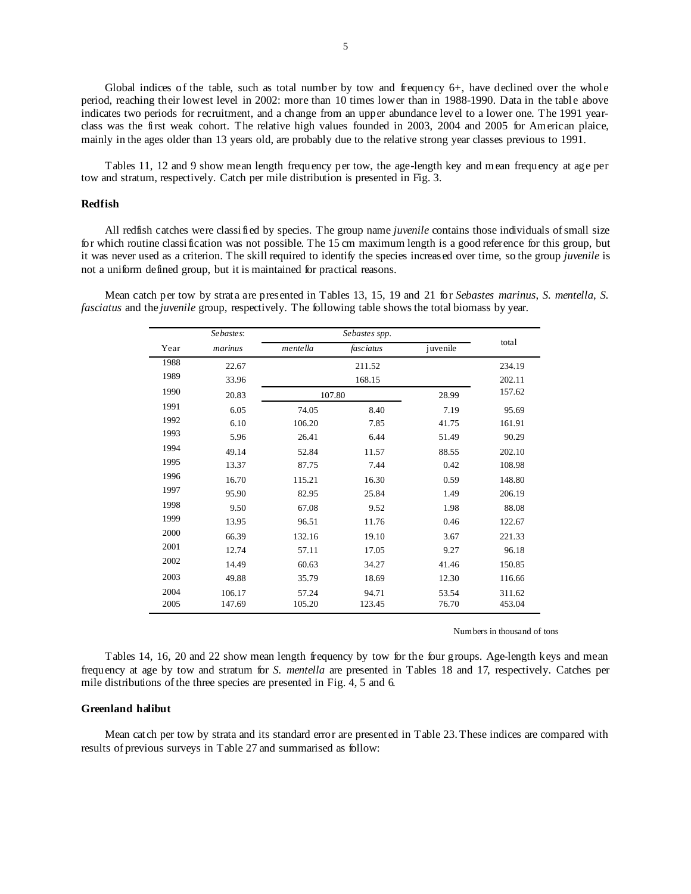Global indices of the table, such as total number by tow and frequency 6+, have declined over the whole period, reaching their lowest level in 2002: more than 10 times lower than in 1988-1990. Data in the table above indicates two periods for recruitment, and a change from an upper abundance level to a lower one. The 1991 year-class was the first weak cohort. The relative high values founded in 2003, 2004 and 2005 for American plaice, mainly in the ages older than 13 years old, are probably due to the relative strong year classes previous to 1991.

Tables 11, 12 and 9 show mean length frequency per tow, the age-length key and mean frequency at age per tow and stratum, respectively. Catch per mile distribution is presented in Fig. 3.

## Redfish

All redfish catches were classified by species. The group name *juvenile* contains those individuals of small size for which routine classification was not possible. The 15 cm maximum length is a good reference for this group, but it was never used as a criterion. The skill required to identify the species increased over time, so the group *juvenile* is not a uniform defined group, but it is maintained for practical reasons.

Mean catch per tow by strata are presented in Tables 13, 15, 19 and 21 for *Sebastes marinus*, *S. mentella*, *S. fasciatus* and the *juvenile* group, respectively. The following table shows the total biomass by year.

| | *Sebastes*: | *Sebastes spp.* | | | total |
|---|---|---|---|---|---|
| Year | *marinus* | *mentella* | *fasciatus* | juvenile | |
| 1988 | 22.67 | 211.52 | | | 234.19 |
| 1989 | 33.96 | 168.15 | | | 202.11 |
| 1990 | 20.83 | 107.80 | | 28.99 | 157.62 |
| 1991 | 6.05 | 74.05 | 8.40 | 7.19 | 95.69 |
| 1992 | 6.10 | 106.20 | 7.85 | 41.75 | 161.91 |
| 1993 | 5.96 | 26.41 | 6.44 | 51.49 | 90.29 |
| 1994 | 49.14 | 52.84 | 11.57 | 88.55 | 202.10 |
| 1995 | 13.37 | 87.75 | 7.44 | 0.42 | 108.98 |
| 1996 | 16.70 | 115.21 | 16.30 | 0.59 | 148.80 |
| 1997 | 95.90 | 82.95 | 25.84 | 1.49 | 206.19 |
| 1998 | 9.50 | 67.08 | 9.52 | 1.98 | 88.08 |
| 1999 | 13.95 | 96.51 | 11.76 | 0.46 | 122.67 |
| 2000 | 66.39 | 132.16 | 19.10 | 3.67 | 221.33 |
| 2001 | 12.74 | 57.11 | 17.05 | 9.27 | 96.18 |
| 2002 | 14.49 | 60.63 | 34.27 | 41.46 | 150.85 |
| 2003 | 49.88 | 35.79 | 18.69 | 12.30 | 116.66 |
| 2004 | 106.17 | 57.24 | 94.71 | 53.54 | 311.62 |
| 2005 | 147.69 | 105.20 | 123.45 | 76.70 | 453.04 |

Numbers in thousand of tons

Tables 14, 16, 20 and 22 show mean length frequency by tow for the four groups. Age-length keys and mean frequency at age by tow and stratum for *S. mentella* are presented in Tables 18 and 17, respectively. Catches per mile distributions of the three species are presented in Fig. 4, 5 and 6.

## Greenland halibut

Mean catch per tow by strata and its standard error are presented in Table 23. These indices are compared with results of previous surveys in Table 27 and summarised as follow: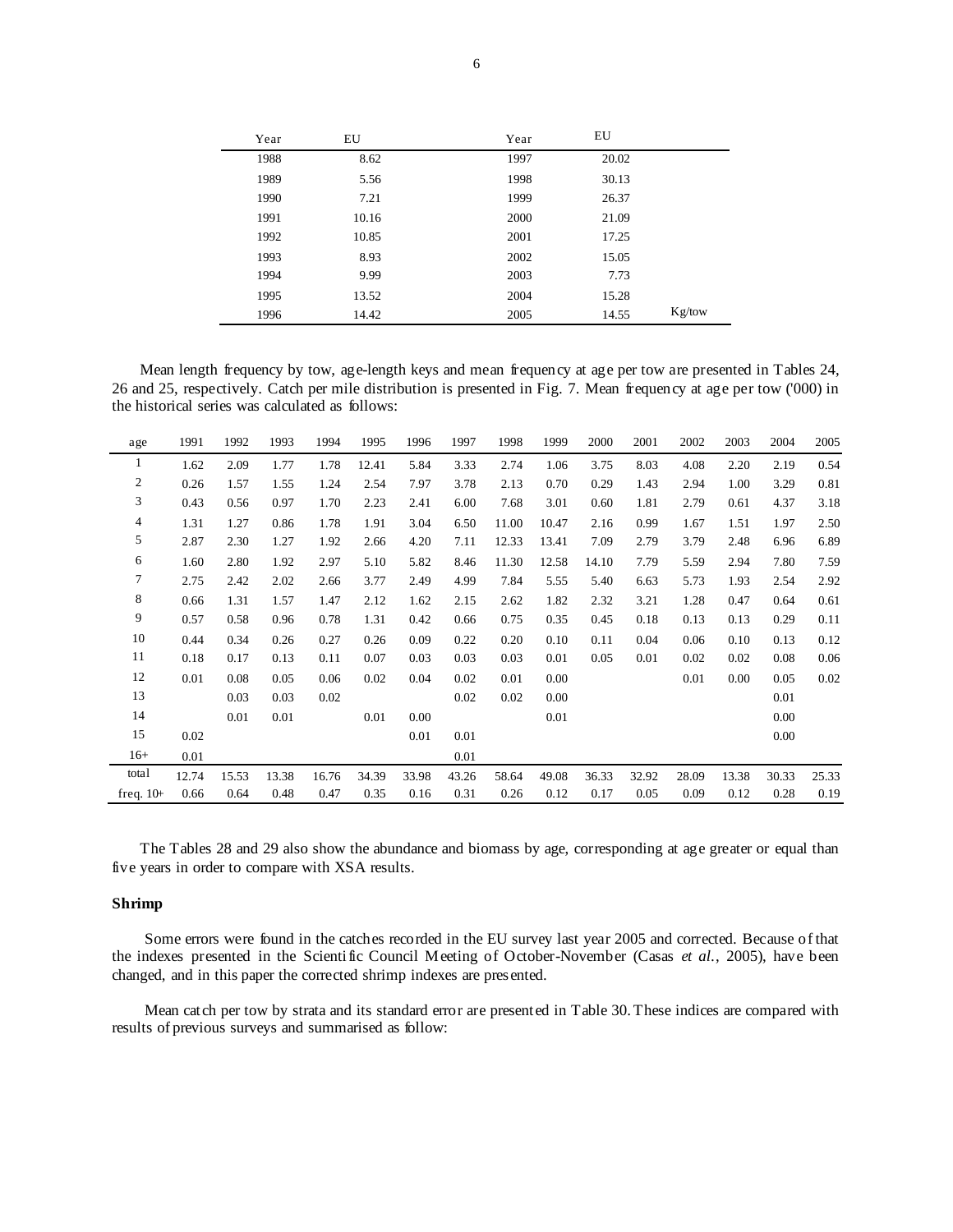| Year | EU | Year | EU | |
|---|---|---|---|---|
| 1988 | 8.62 | 1997 | 20.02 | |
| 1989 | 5.56 | 1998 | 30.13 | |
| 1990 | 7.21 | 1999 | 26.37 | |
| 1991 | 10.16 | 2000 | 21.09 | |
| 1992 | 10.85 | 2001 | 17.25 | |
| 1993 | 8.93 | 2002 | 15.05 | |
| 1994 | 9.99 | 2003 | 7.73 | |
| 1995 | 13.52 | 2004 | 15.28 | |
| 1996 | 14.42 | 2005 | 14.55 | Kg/tow |

Mean length frequency by tow, age-length keys and mean frequency at age per tow are presented in Tables 24, 26 and 25, respectively. Catch per mile distribution is presented in Fig. 7. Mean frequency at age per tow ('000) in the historical series was calculated as follows:

| age | 1991 | 1992 | 1993 | 1994 | 1995 | 1996 | 1997 | 1998 | 1999 | 2000 | 2001 | 2002 | 2003 | 2004 | 2005 |
|---|---|---|---|---|---|---|---|---|---|---|---|---|---|---|---|
| 1 | 1.62 | 2.09 | 1.77 | 1.78 | 12.41 | 5.84 | 3.33 | 2.74 | 1.06 | 3.75 | 8.03 | 4.08 | 2.20 | 2.19 | 0.54 |
| 2 | 0.26 | 1.57 | 1.55 | 1.24 | 2.54 | 7.97 | 3.78 | 2.13 | 0.70 | 0.29 | 1.43 | 2.94 | 1.00 | 3.29 | 0.81 |
| 3 | 0.43 | 0.56 | 0.97 | 1.70 | 2.23 | 2.41 | 6.00 | 7.68 | 3.01 | 0.60 | 1.81 | 2.79 | 0.61 | 4.37 | 3.18 |
| 4 | 1.31 | 1.27 | 0.86 | 1.78 | 1.91 | 3.04 | 6.50 | 11.00 | 10.47 | 2.16 | 0.99 | 1.67 | 1.51 | 1.97 | 2.50 |
| 5 | 2.87 | 2.30 | 1.27 | 1.92 | 2.66 | 4.20 | 7.11 | 12.33 | 13.41 | 7.09 | 2.79 | 3.79 | 2.48 | 6.96 | 6.89 |
| 6 | 1.60 | 2.80 | 1.92 | 2.97 | 5.10 | 5.82 | 8.46 | 11.30 | 12.58 | 14.10 | 7.79 | 5.59 | 2.94 | 7.80 | 7.59 |
| 7 | 2.75 | 2.42 | 2.02 | 2.66 | 3.77 | 2.49 | 4.99 | 7.84 | 5.55 | 5.40 | 6.63 | 5.73 | 1.93 | 2.54 | 2.92 |
| 8 | 0.66 | 1.31 | 1.57 | 1.47 | 2.12 | 1.62 | 2.15 | 2.62 | 1.82 | 2.32 | 3.21 | 1.28 | 0.47 | 0.64 | 0.61 |
| 9 | 0.57 | 0.58 | 0.96 | 0.78 | 1.31 | 0.42 | 0.66 | 0.75 | 0.35 | 0.45 | 0.18 | 0.13 | 0.13 | 0.29 | 0.11 |
| 10 | 0.44 | 0.34 | 0.26 | 0.27 | 0.26 | 0.09 | 0.22 | 0.20 | 0.10 | 0.11 | 0.04 | 0.06 | 0.10 | 0.13 | 0.12 |
| 11 | 0.18 | 0.17 | 0.13 | 0.11 | 0.07 | 0.03 | 0.03 | 0.03 | 0.01 | 0.05 | 0.01 | 0.02 | 0.02 | 0.08 | 0.06 |
| 12 | 0.01 | 0.08 | 0.05 | 0.06 | 0.02 | 0.04 | 0.02 | 0.01 | 0.00 | | | 0.01 | 0.00 | 0.05 | 0.02 |
| 13 | | 0.03 | 0.03 | 0.02 | | | 0.02 | 0.02 | 0.00 | | | | | 0.01 | |
| 14 | | 0.01 | 0.01 | | 0.01 | 0.00 | | | 0.01 | | | | | 0.00 | |
| 15 | 0.02 | | | | | 0.01 | 0.01 | | | | | | | 0.00 | |
| 16+ | 0.01 | | | | | | 0.01 | | | | | | | | |
| total | 12.74 | 15.53 | 13.38 | 16.76 | 34.39 | 33.98 | 43.26 | 58.64 | 49.08 | 36.33 | 32.92 | 28.09 | 13.38 | 30.33 | 25.33 |
| freq. 10+ | 0.66 | 0.64 | 0.48 | 0.47 | 0.35 | 0.16 | 0.31 | 0.26 | 0.12 | 0.17 | 0.05 | 0.09 | 0.12 | 0.28 | 0.19 |

The Tables 28 and 29 also show the abundance and biomass by age, corresponding at age greater or equal than five years in order to compare with XSA results.

### Shrimp

Some errors were found in the catches recorded in the EU survey last year 2005 and corrected. Because of that the indexes presented in the Scientific Council Meeting of October-November (Casas *et al.*, 2005), have been changed, and in this paper the corrected shrimp indexes are presented.

Mean catch per tow by strata and its standard error are presented in Table 30. These indices are compared with results of previous surveys and summarised as follow: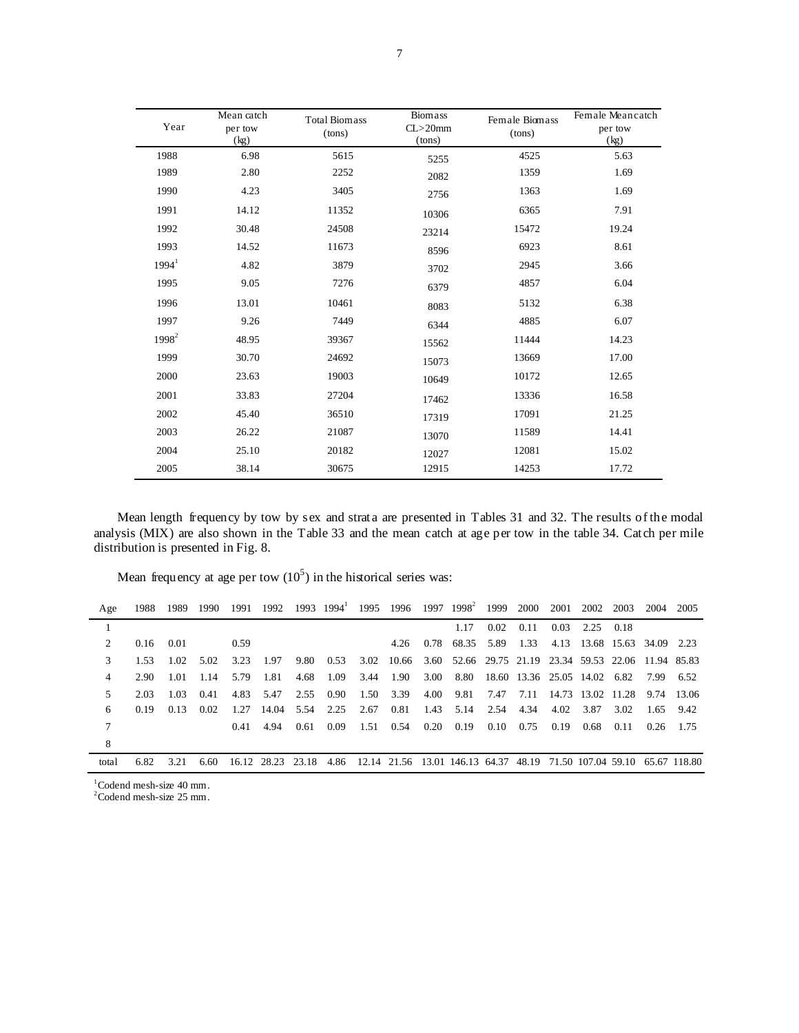| Year | Mean catch per tow (kg) | Total Biomass (tons) | Biomass CL>20mm (tons) | Female Biomass (tons) | Female Mean catch per tow (kg) |
|---|---|---|---|---|---|
| 1988 | 6.98 | 5615 | 5255 | 4525 | 5.63 |
| 1989 | 2.80 | 2252 | 2082 | 1359 | 1.69 |
| 1990 | 4.23 | 3405 | 2756 | 1363 | 1.69 |
| 1991 | 14.12 | 11352 | 10306 | 6365 | 7.91 |
| 1992 | 30.48 | 24508 | 23214 | 15472 | 19.24 |
| 1993 | 14.52 | 11673 | 8596 | 6923 | 8.61 |
| 1994[1] | 4.82 | 3879 | 3702 | 2945 | 3.66 |
| 1995 | 9.05 | 7276 | 6379 | 4857 | 6.04 |
| 1996 | 13.01 | 10461 | 8083 | 5132 | 6.38 |
| 1997 | 9.26 | 7449 | 6344 | 4885 | 6.07 |
| 1998[2] | 48.95 | 39367 | 15562 | 11444 | 14.23 |
| 1999 | 30.70 | 24692 | 15073 | 13669 | 17.00 |
| 2000 | 23.63 | 19003 | 10649 | 10172 | 12.65 |
| 2001 | 33.83 | 27204 | 17462 | 13336 | 16.58 |
| 2002 | 45.40 | 36510 | 17319 | 17091 | 21.25 |
| 2003 | 26.22 | 21087 | 13070 | 11589 | 14.41 |
| 2004 | 25.10 | 20182 | 12027 | 12081 | 15.02 |
| 2005 | 38.14 | 30675 | 12915 | 14253 | 17.72 |

Mean length frequency by tow by sex and strata are presented in Tables 31 and 32. The results of the modal analysis (MIX) are also shown in the Table 33 and the mean catch at age per tow in the table 34. Catch per mile distribution is presented in Fig. 8.

Mean frequency at age per tow ($10^5$) in the historical series was:

| Age | 1988 | 1989 | 1990 | 1991 | 1992 | 1993 | 1994[1] | 1995 | 1996 | 1997 | 1998[2] | 1999 | 2000 | 2001 | 2002 | 2003 | 2004 | 2005 |
|---|---|---|---|---|---|---|---|---|---|---|---|---|---|---|---|---|---|---|
| 1 | | | | | | | | | | | 1.17 | 0.02 | 0.11 | 0.03 | 2.25 | 0.18 | | |
| 2 | 0.16 | 0.01 | | 0.59 | | | | | 4.26 | 0.78 | 68.35 | 5.89 | 1.33 | 4.13 | 13.68 | 15.63 | 34.09 | 2.23 |
| 3 | 1.53 | 1.02 | 5.02 | 3.23 | 1.97 | 9.80 | 0.53 | 3.02 | 10.66 | 3.60 | 52.66 | 29.75 | 21.19 | 23.34 | 59.53 | 22.06 | 11.94 | 85.83 |
| 4 | 2.90 | 1.01 | 1.14 | 5.79 | 1.81 | 4.68 | 1.09 | 3.44 | 1.90 | 3.00 | 8.80 | 18.60 | 13.36 | 25.05 | 14.02 | 6.82 | 7.99 | 6.52 |
| 5 | 2.03 | 1.03 | 0.41 | 4.83 | 5.47 | 2.55 | 0.90 | 1.50 | 3.39 | 4.00 | 9.81 | 7.47 | 7.11 | 14.73 | 13.02 | 11.28 | 9.74 | 13.06 |
| 6 | 0.19 | 0.13 | 0.02 | 1.27 | 14.04 | 5.54 | 2.25 | 2.67 | 0.81 | 1.43 | 5.14 | 2.54 | 4.34 | 4.02 | 3.87 | 3.02 | 1.65 | 9.42 |
| 7 | | | | 0.41 | 4.94 | 0.61 | 0.09 | 1.51 | 0.54 | 0.20 | 0.19 | 0.10 | 0.75 | 0.19 | 0.68 | 0.11 | 0.26 | 1.75 |
| 8 | | | | | | | | | | | | | | | | | | |
| total | 6.82 | 3.21 | 6.60 | 16.12 | 28.23 | 23.18 | 4.86 | 12.14 | 21.56 | 13.01 | 146.13 | 64.37 | 48.19 | 71.50 | 107.04 | 59.10 | 65.67 | 118.80 |

[1]Codend mesh-size 40 mm.
[2]Codend mesh-size 25 mm.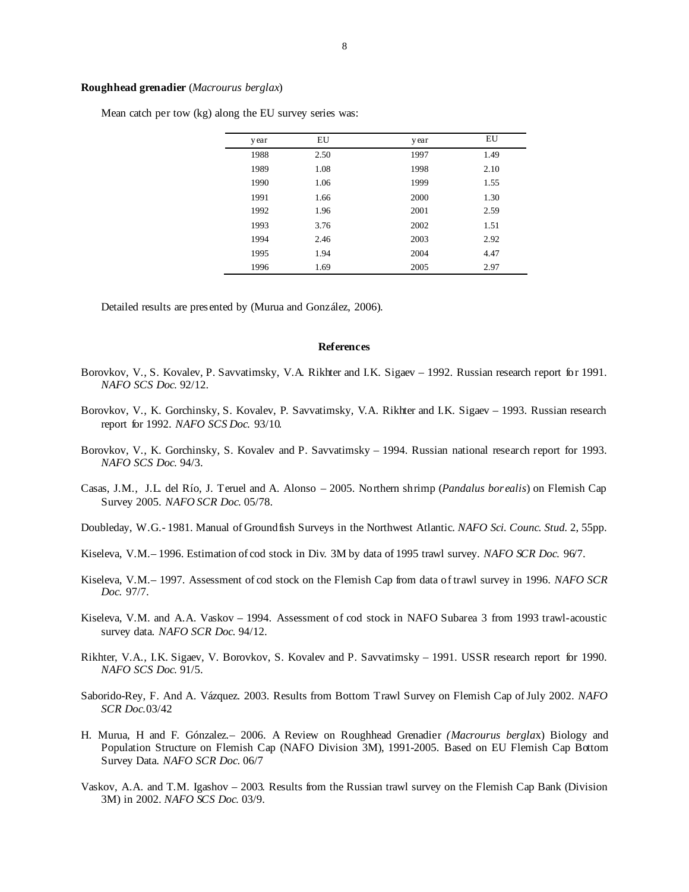**Roughhead grenadier** (*Macrourus berglax*)

Mean catch per tow (kg) along the EU survey series was:

| year | EU | year | EU |
|---|---|---|---|
| 1988 | 2.50 | 1997 | 1.49 |
| 1989 | 1.08 | 1998 | 2.10 |
| 1990 | 1.06 | 1999 | 1.55 |
| 1991 | 1.66 | 2000 | 1.30 |
| 1992 | 1.96 | 2001 | 2.59 |
| 1993 | 3.76 | 2002 | 1.51 |
| 1994 | 2.46 | 2003 | 2.92 |
| 1995 | 1.94 | 2004 | 4.47 |
| 1996 | 1.69 | 2005 | 2.97 |

Detailed results are presented by (Murua and González, 2006).

## References

Borovkov, V., S. Kovalev, P. Savvatimsky, V.A. Rikhter and I.K. Sigaev – 1992. Russian research report for 1991. *NAFO SCS Doc.* 92/12.

Borovkov, V., K. Gorchinsky, S. Kovalev, P. Savvatimsky, V.A. Rikhter and I.K. Sigaev – 1993. Russian research report for 1992. *NAFO SCS Doc.* 93/10.

Borovkov, V., K. Gorchinsky, S. Kovalev and P. Savvatimsky – 1994. Russian national research report for 1993. *NAFO SCS Doc.* 94/3.

Casas, J.M., J.L. del Río, J. Teruel and A. Alonso – 2005. Northern shrimp (*Pandalus borealis*) on Flemish Cap Survey 2005. *NAFO SCR Doc.* 05/78.

Doubleday, W.G.- 1981. Manual of Groundfish Surveys in the Northwest Atlantic. *NAFO Sci. Counc. Stud.* 2, 55pp.

Kiseleva, V.M.– 1996. Estimation of cod stock in Div. 3M by data of 1995 trawl survey. *NAFO SCR Doc.* 96/7.

Kiseleva, V.M.– 1997. Assessment of cod stock on the Flemish Cap from data of trawl survey in 1996. *NAFO SCR Doc.* 97/7.

Kiseleva, V.M. and A.A. Vaskov – 1994. Assessment of cod stock in NAFO Subarea 3 from 1993 trawl-acoustic survey data. *NAFO SCR Doc.* 94/12.

Rikhter, V.A., I.K. Sigaev, V. Borovkov, S. Kovalev and P. Savvatimsky – 1991. USSR research report for 1990. *NAFO SCS Doc.* 91/5.

Saborido-Rey, F. And A. Vázquez. 2003. Results from Bottom Trawl Survey on Flemish Cap of July 2002. *NAFO SCR Doc.*03/42

H. Murua, H and F. Gónzalez.– 2006. A Review on Roughhead Grenadier *(Macrourus berglax*) Biology and Population Structure on Flemish Cap (NAFO Division 3M), 1991-2005. Based on EU Flemish Cap Bottom Survey Data. *NAFO SCR Doc.* 06/7

Vaskov, A.A. and T.M. Igashov – 2003. Results from the Russian trawl survey on the Flemish Cap Bank (Division 3M) in 2002. *NAFO SCS Doc.* 03/9.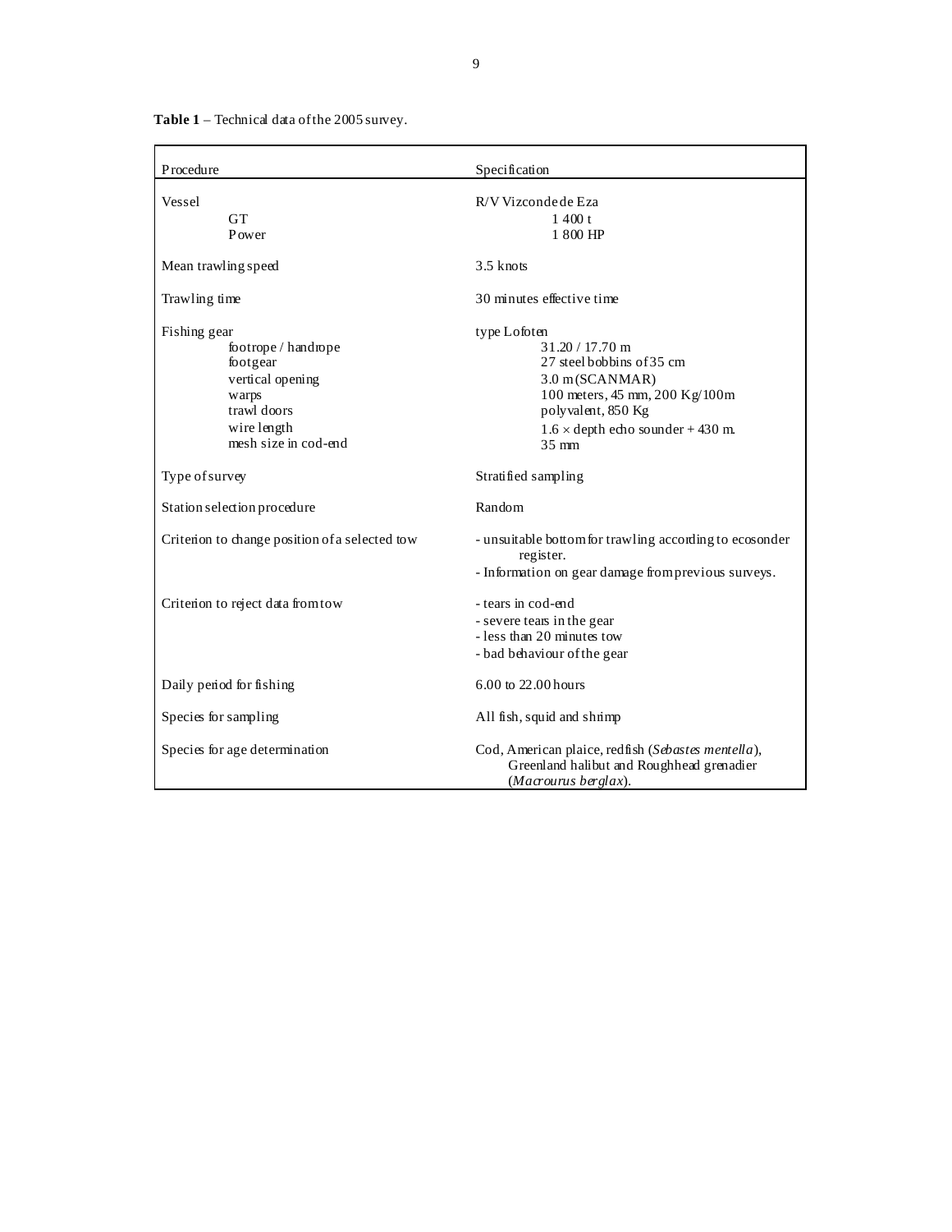**Table 1** – Technical data of the 2005 survey.

| Procedure | Specification |
|---|---|
| Vessel | R/V Vizconde de Eza |
| GT | 1 400 t |
| Power | 1 800 HP |
| Mean trawling speed | 3.5 knots |
| Trawling time | 30 minutes effective time |
| Fishing gear | type Lofoten |
| footrope / handrope | 31.20 / 17.70 m |
| footgear | 27 steel bobbins of 35 cm |
| vertical opening | 3.0 m (SCANMAR) |
| warps | 100 meters, 45 mm, 200 Kg/100m |
| trawl doors | polyvalent, 850 Kg |
| wire length | 1.6 × depth echo sounder + 430 m. |
| mesh size in cod-end | 35 mm |
| Type of survey | Stratified sampling |
| Station selection procedure | Random |
| Criterion to change position of a selected tow | - unsuitable bottom for trawling according to ecosonder register.<br>- Information on gear damage from previous surveys. |
| Criterion to reject data from tow | - tears in cod-end<br>- severe tears in the gear<br>- less than 20 minutes tow<br>- bad behaviour of the gear |
| Daily period for fishing | 6.00 to 22.00 hours |
| Species for sampling | All fish, squid and shrimp |
| Species for age determination | Cod, American plaice, redfish (*Sebastes mentella*), Greenland halibut and Roughhead grenadier (*Macrourus berglax*). |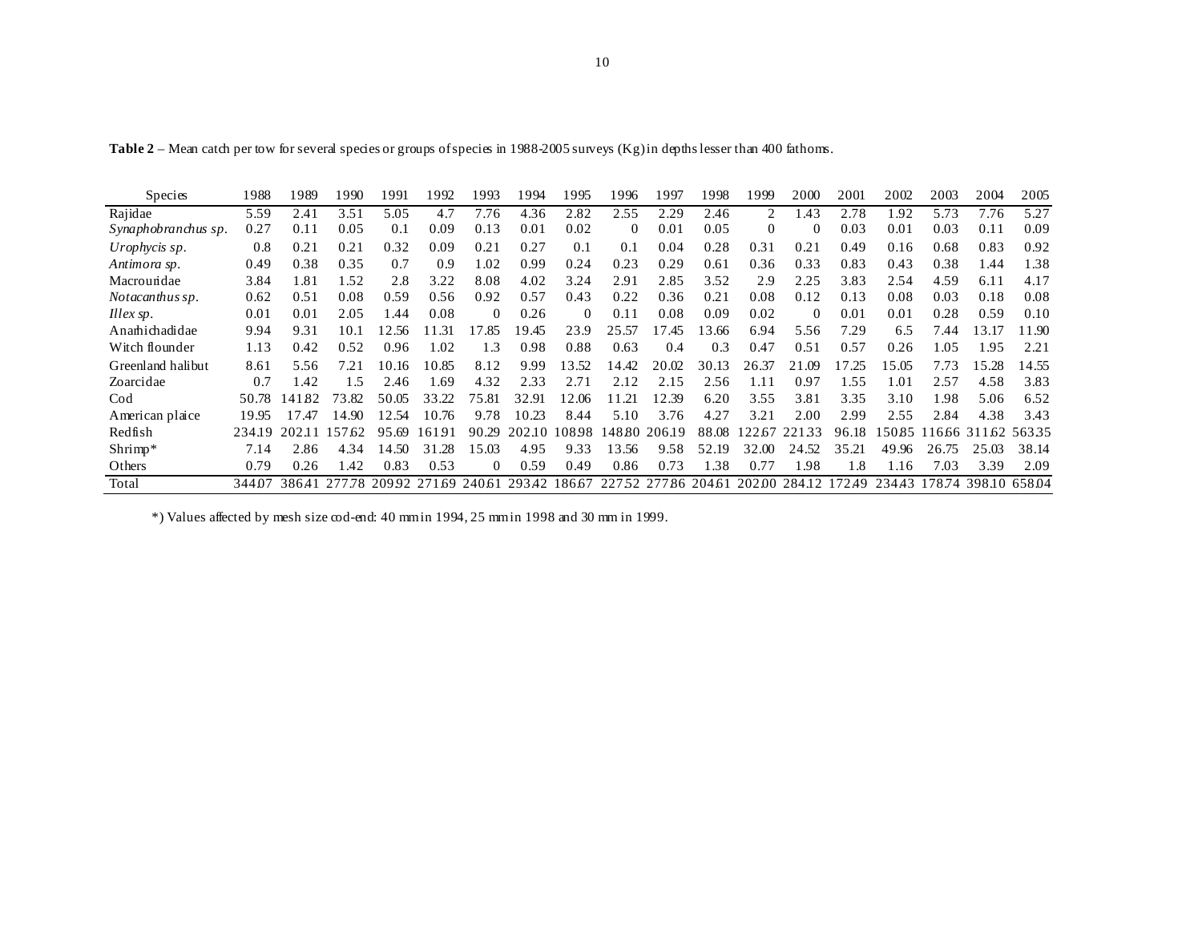**Table 2** – Mean catch per tow for several species or groups of species in 1988-2005 surveys (Kg) in depths lesser than 400 fathoms.

| Species | 1988 | 1989 | 1990 | 1991 | 1992 | 1993 | 1994 | 1995 | 1996 | 1997 | 1998 | 1999 | 2000 | 2001 | 2002 | 2003 | 2004 | 2005 |
|---|---|---|---|---|---|---|---|---|---|---|---|---|---|---|---|---|---|---|
| Rajidae | 5.59 | 2.41 | 3.51 | 5.05 | 4.7 | 7.76 | 4.36 | 2.82 | 2.55 | 2.29 | 2.46 | 2 | 1.43 | 2.78 | 1.92 | 5.73 | 7.76 | 5.27 |
| *Synaphobranchus sp.* | 0.27 | 0.11 | 0.05 | 0.1 | 0.09 | 0.13 | 0.01 | 0.02 | 0 | 0.01 | 0.05 | 0 | 0 | 0.03 | 0.01 | 0.03 | 0.11 | 0.09 |
| *Urophycis sp.* | 0.8 | 0.21 | 0.21 | 0.32 | 0.09 | 0.21 | 0.27 | 0.1 | 0.1 | 0.04 | 0.28 | 0.31 | 0.21 | 0.49 | 0.16 | 0.68 | 0.83 | 0.92 |
| *Antimora sp.* | 0.49 | 0.38 | 0.35 | 0.7 | 0.9 | 1.02 | 0.99 | 0.24 | 0.23 | 0.29 | 0.61 | 0.36 | 0.33 | 0.83 | 0.43 | 0.38 | 1.44 | 1.38 |
| Macrouridae | 3.84 | 1.81 | 1.52 | 2.8 | 3.22 | 8.08 | 4.02 | 3.24 | 2.91 | 2.85 | 3.52 | 2.9 | 2.25 | 3.83 | 2.54 | 4.59 | 6.11 | 4.17 |
| *Notacanthus sp.* | 0.62 | 0.51 | 0.08 | 0.59 | 0.56 | 0.92 | 0.57 | 0.43 | 0.22 | 0.36 | 0.21 | 0.08 | 0.12 | 0.13 | 0.08 | 0.03 | 0.18 | 0.08 |
| *Illex sp.* | 0.01 | 0.01 | 2.05 | 1.44 | 0.08 | 0 | 0.26 | 0 | 0.11 | 0.08 | 0.09 | 0.02 | 0 | 0.01 | 0.01 | 0.28 | 0.59 | 0.10 |
| Anarhichadidae | 9.94 | 9.31 | 10.1 | 12.56 | 11.31 | 17.85 | 19.45 | 23.9 | 25.57 | 17.45 | 13.66 | 6.94 | 5.56 | 7.29 | 6.5 | 7.44 | 13.17 | 11.90 |
| Witch flounder | 1.13 | 0.42 | 0.52 | 0.96 | 1.02 | 1.3 | 0.98 | 0.88 | 0.63 | 0.4 | 0.3 | 0.47 | 0.51 | 0.57 | 0.26 | 1.05 | 1.95 | 2.21 |
| Greenland halibut | 8.61 | 5.56 | 7.21 | 10.16 | 10.85 | 8.12 | 9.99 | 13.52 | 14.42 | 20.02 | 30.13 | 26.37 | 21.09 | 17.25 | 15.05 | 7.73 | 15.28 | 14.55 |
| Zoarcidae | 0.7 | 1.42 | 1.5 | 2.46 | 1.69 | 4.32 | 2.33 | 2.71 | 2.12 | 2.15 | 2.56 | 1.11 | 0.97 | 1.55 | 1.01 | 2.57 | 4.58 | 3.83 |
| Cod | 50.78 | 141.82 | 73.82 | 50.05 | 33.22 | 75.81 | 32.91 | 12.06 | 11.21 | 12.39 | 6.20 | 3.55 | 3.81 | 3.35 | 3.10 | 1.98 | 5.06 | 6.52 |
| American plaice | 19.95 | 17.47 | 14.90 | 12.54 | 10.76 | 9.78 | 10.23 | 8.44 | 5.10 | 3.76 | 4.27 | 3.21 | 2.00 | 2.99 | 2.55 | 2.84 | 4.38 | 3.43 |
| Redfish | 234.19 | 202.11 | 157.62 | 95.69 | 161.91 | 90.29 | 202.10 | 108.98 | 148.80 | 206.19 | 88.08 | 122.67 | 221.33 | 96.18 | 150.85 | 116.66 | 311.62 | 563.35 |
| Shrimp* | 7.14 | 2.86 | 4.34 | 14.50 | 31.28 | 15.03 | 4.95 | 9.33 | 13.56 | 9.58 | 52.19 | 32.00 | 24.52 | 35.21 | 49.96 | 26.75 | 25.03 | 38.14 |
| Others | 0.79 | 0.26 | 1.42 | 0.83 | 0.53 | 0 | 0.59 | 0.49 | 0.86 | 0.73 | 1.38 | 0.77 | 1.98 | 1.8 | 1.16 | 7.03 | 3.39 | 2.09 |
| Total | 344.07 | 386.41 | 277.78 | 209.92 | 271.69 | 240.61 | 293.42 | 186.67 | 227.52 | 277.86 | 204.61 | 202.00 | 284.12 | 172.49 | 234.43 | 178.74 | 398.10 | 658.04 |

*) Values affected by mesh size cod-end: 40 mm in 1994, 25 mm in 1998 and 30 mm in 1999.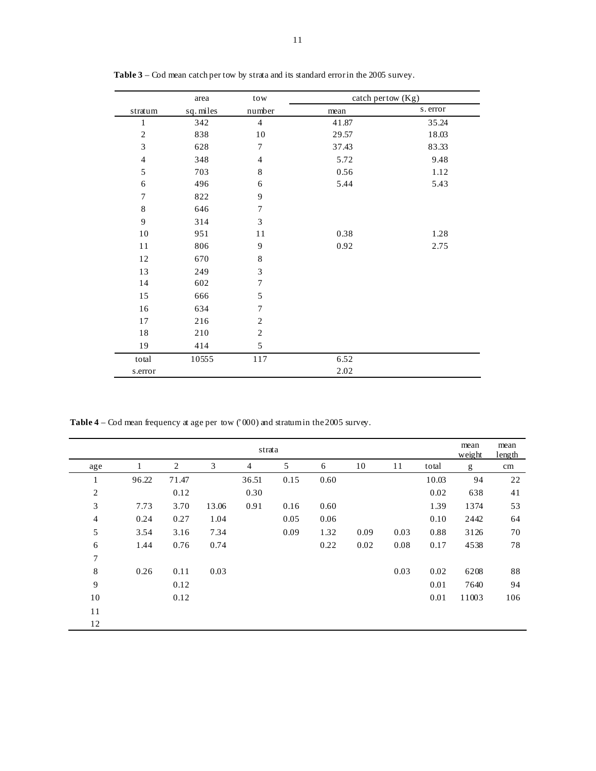**Table 3** – Cod mean catch per tow by strata and its standard error in the 2005 survey.

| stratum | area sq. miles | tow number | catch per tow (Kg) mean | catch per tow (Kg) s. error |
|---|---|---|---|---|
| 1 | 342 | 4 | 41.87 | 35.24 |
| 2 | 838 | 10 | 29.57 | 18.03 |
| 3 | 628 | 7 | 37.43 | 83.33 |
| 4 | 348 | 4 | 5.72 | 9.48 |
| 5 | 703 | 8 | 0.56 | 1.12 |
| 6 | 496 | 6 | 5.44 | 5.43 |
| 7 | 822 | 9 | | |
| 8 | 646 | 7 | | |
| 9 | 314 | 3 | | |
| 10 | 951 | 11 | 0.38 | 1.28 |
| 11 | 806 | 9 | 0.92 | 2.75 |
| 12 | 670 | 8 | | |
| 13 | 249 | 3 | | |
| 14 | 602 | 7 | | |
| 15 | 666 | 5 | | |
| 16 | 634 | 7 | | |
| 17 | 216 | 2 | | |
| 18 | 210 | 2 | | |
| 19 | 414 | 5 | | |
| total | 10555 | 117 | 6.52 | |
| s.error | | | 2.02 | |

**Table 4** – Cod mean frequency at age per tow ('000) and stratum in the 2005 survey.

| | strata | | | | | | | | | mean weight | mean length |
|---|---|---|---|---|---|---|---|---|---|---|---|
| age | 1 | 2 | 3 | 4 | 5 | 6 | 10 | 11 | total | g | cm |
| 1 | 96.22 | 71.47 | | 36.51 | 0.15 | 0.60 | | | 10.03 | 94 | 22 |
| 2 | | 0.12 | | 0.30 | | | | | 0.02 | 638 | 41 |
| 3 | 7.73 | 3.70 | 13.06 | 0.91 | 0.16 | 0.60 | | | 1.39 | 1374 | 53 |
| 4 | 0.24 | 0.27 | 1.04 | | 0.05 | 0.06 | | | 0.10 | 2442 | 64 |
| 5 | 3.54 | 3.16 | 7.34 | | 0.09 | 1.32 | 0.09 | 0.03 | 0.88 | 3126 | 70 |
| 6 | 1.44 | 0.76 | 0.74 | | | 0.22 | 0.02 | 0.08 | 0.17 | 4538 | 78 |
| 7 | | | | | | | | | | | |
| 8 | 0.26 | 0.11 | 0.03 | | | | | 0.03 | 0.02 | 6208 | 88 |
| 9 | | 0.12 | | | | | | | 0.01 | 7640 | 94 |
| 10 | | 0.12 | | | | | | | 0.01 | 11003 | 106 |
| 11 | | | | | | | | | | | |
| 12 | | | | | | | | | | | |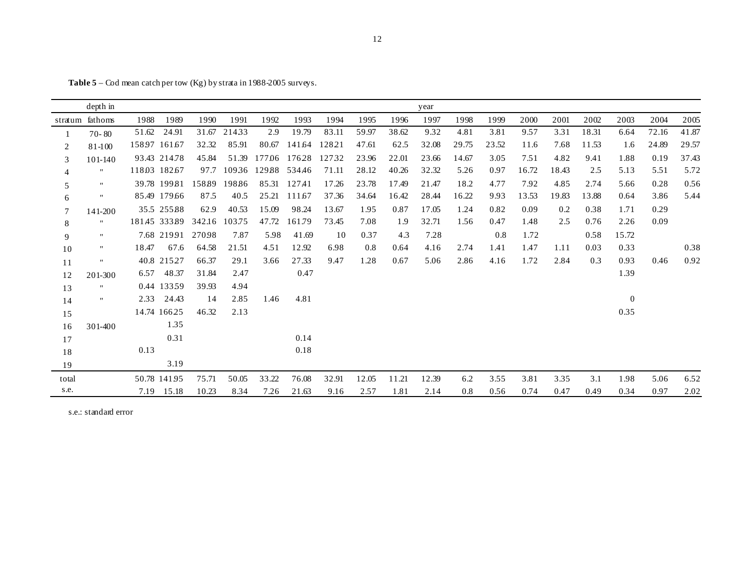**Table 5** – Cod mean catch per tow (Kg) by strata in 1988-2005 surveys.

| | depth in | year | | | | | | | | | | | | | | | | | |
|---|---|---|---|---|---|---|---|---|---|---|---|---|---|---|---|---|---|---|---|
| stratum | fathoms | 1988 | 1989 | 1990 | 1991 | 1992 | 1993 | 1994 | 1995 | 1996 | 1997 | 1998 | 1999 | 2000 | 2001 | 2002 | 2003 | 2004 | 2005 |
| 1 | 70- 80 | 51.62 | 24.91 | 31.67 | 214.33 | 2.9 | 19.79 | 83.11 | 59.97 | 38.62 | 9.32 | 4.81 | 3.81 | 9.57 | 3.31 | 18.31 | 6.64 | 72.16 | 41.87 |
| 2 | 81-100 | 158.97 | 161.67 | 32.32 | 85.91 | 80.67 | 141.64 | 128.21 | 47.61 | 62.5 | 32.08 | 29.75 | 23.52 | 11.6 | 7.68 | 11.53 | 1.6 | 24.89 | 29.57 |
| 3 | 101-140 | 93.43 | 214.78 | 45.84 | 51.39 | 177.06 | 176.28 | 127.32 | 23.96 | 22.01 | 23.66 | 14.67 | 3.05 | 7.51 | 4.82 | 9.41 | 1.88 | 0.19 | 37.43 |
| 4 | " | 118.03 | 182.67 | 97.7 | 109.36 | 129.88 | 534.46 | 71.11 | 28.12 | 40.26 | 32.32 | 5.26 | 0.97 | 16.72 | 18.43 | 2.5 | 5.13 | 5.51 | 5.72 |
| 5 | " | 39.78 | 199.81 | 158.89 | 198.86 | 85.31 | 127.41 | 17.26 | 23.78 | 17.49 | 21.47 | 18.2 | 4.77 | 7.92 | 4.85 | 2.74 | 5.66 | 0.28 | 0.56 |
| 6 | " | 85.49 | 179.66 | 87.5 | 40.5 | 25.21 | 111.67 | 37.36 | 34.64 | 16.42 | 28.44 | 16.22 | 9.93 | 13.53 | 19.83 | 13.88 | 0.64 | 3.86 | 5.44 |
| 7 | 141-200 | 35.5 | 255.88 | 62.9 | 40.53 | 15.09 | 98.24 | 13.67 | 1.95 | 0.87 | 17.05 | 1.24 | 0.82 | 0.09 | 0.2 | 0.38 | 1.71 | 0.29 | |
| 8 | " | 181.45 | 333.89 | 342.16 | 103.75 | 47.72 | 161.79 | 73.45 | 7.08 | 1.9 | 32.71 | 1.56 | 0.47 | 1.48 | 2.5 | 0.76 | 2.26 | 0.09 | |
| 9 | " | 7.68 | 219.91 | 270.98 | 7.87 | 5.98 | 41.69 | 10 | 0.37 | 4.3 | 7.28 | | 0.8 | 1.72 | | 0.58 | 15.72 | | |
| 10 | " | 18.47 | 67.6 | 64.58 | 21.51 | 4.51 | 12.92 | 6.98 | 0.8 | 0.64 | 4.16 | 2.74 | 1.41 | 1.47 | 1.11 | 0.03 | 0.33 | | 0.38 |
| 11 | " | 40.8 | 215.27 | 66.37 | 29.1 | 3.66 | 27.33 | 9.47 | 1.28 | 0.67 | 5.06 | 2.86 | 4.16 | 1.72 | 2.84 | 0.3 | 0.93 | 0.46 | 0.92 |
| 12 | 201-300 | 6.57 | 48.37 | 31.84 | 2.47 | | 0.47 | | | | | | | | | | 1.39 | | |
| 13 | " | 0.44 | 133.59 | 39.93 | 4.94 | | | | | | | | | | | | | | |
| 14 | " | 2.33 | 24.43 | 14 | 2.85 | 1.46 | 4.81 | | | | | | | | | | 0 | | |
| 15 | | 14.74 | 166.25 | 46.32 | 2.13 | | | | | | | | | | | | 0.35 | | |
| 16 | 301-400 | | 1.35 | | | | | | | | | | | | | | | | |
| 17 | | | 0.31 | | | | 0.14 | | | | | | | | | | | | |
| 18 | | 0.13 | | | | | 0.18 | | | | | | | | | | | | |
| 19 | | | 3.19 | | | | | | | | | | | | | | | | |
| total | | 50.78 | 141.95 | 75.71 | 50.05 | 33.22 | 76.08 | 32.91 | 12.05 | 11.21 | 12.39 | 6.2 | 3.55 | 3.81 | 3.35 | 3.1 | 1.98 | 5.06 | 6.52 |
| s.e. | | 7.19 | 15.18 | 10.23 | 8.34 | 7.26 | 21.63 | 9.16 | 2.57 | 1.81 | 2.14 | 0.8 | 0.56 | 0.74 | 0.47 | 0.49 | 0.34 | 0.97 | 2.02 |

s.e.: standard error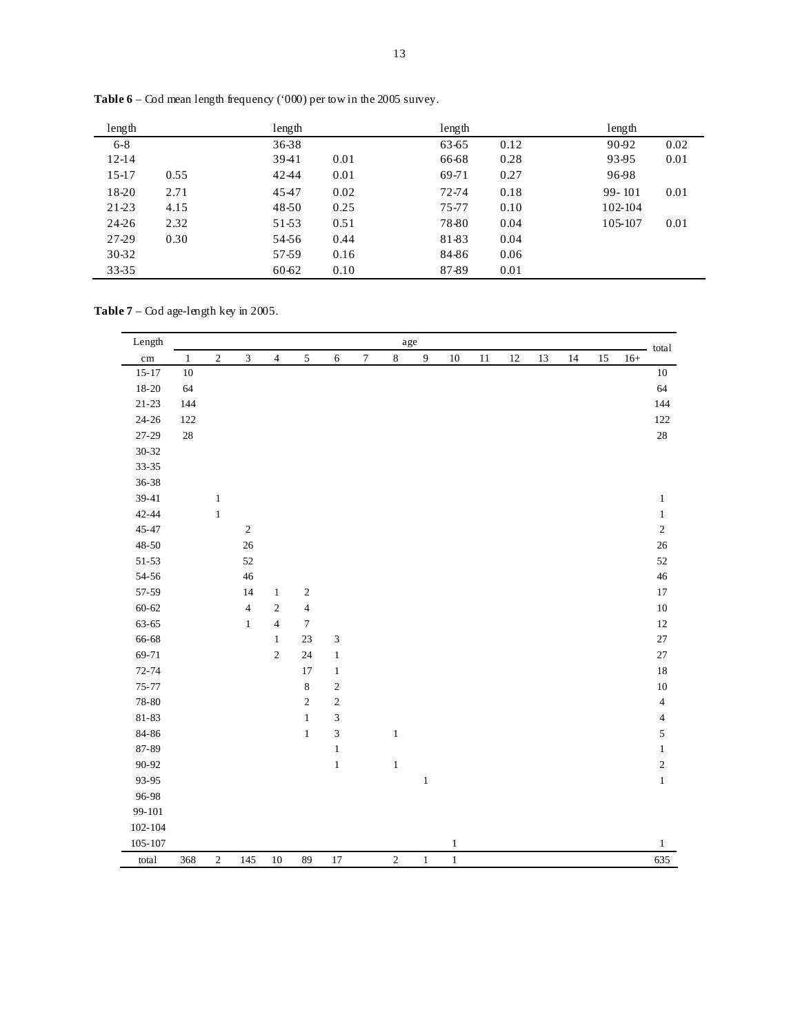**Table 6** – Cod mean length frequency ('000) per tow in the 2005 survey.

| length | | length | | length | | length | |
|---|---|---|---|---|---|---|---|
| 6-8 | | 36-38 | | 63-65 | 0.12 | 90-92 | 0.02 |
| 12-14 | | 39-41 | 0.01 | 66-68 | 0.28 | 93-95 | 0.01 |
| 15-17 | 0.55 | 42-44 | 0.01 | 69-71 | 0.27 | 96-98 | |
| 18-20 | 2.71 | 45-47 | 0.02 | 72-74 | 0.18 | 99- 101 | 0.01 |
| 21-23 | 4.15 | 48-50 | 0.25 | 75-77 | 0.10 | 102-104 | |
| 24-26 | 2.32 | 51-53 | 0.51 | 78-80 | 0.04 | 105-107 | 0.01 |
| 27-29 | 0.30 | 54-56 | 0.44 | 81-83 | 0.04 | | |
| 30-32 | | 57-59 | 0.16 | 84-86 | 0.06 | | |
| 33-35 | | 60-62 | 0.10 | 87-89 | 0.01 | | |

**Table 7** – Cod age-length key in 2005.

| Length | age | | | | | | | | | | | | | | | | total |
|---|---|---|---|---|---|---|---|---|---|---|---|---|---|---|---|---|---|
| cm | 1 | 2 | 3 | 4 | 5 | 6 | 7 | 8 | 9 | 10 | 11 | 12 | 13 | 14 | 15 | 16+ | |
| 15-17 | 10 | | | | | | | | | | | | | | | | 10 |
| 18-20 | 64 | | | | | | | | | | | | | | | | 64 |
| 21-23 | 144 | | | | | | | | | | | | | | | | 144 |
| 24-26 | 122 | | | | | | | | | | | | | | | | 122 |
| 27-29 | 28 | | | | | | | | | | | | | | | | 28 |
| 30-32 | | | | | | | | | | | | | | | | | |
| 33-35 | | | | | | | | | | | | | | | | | |
| 36-38 | | | | | | | | | | | | | | | | | |
| 39-41 | | 1 | | | | | | | | | | | | | | | 1 |
| 42-44 | | 1 | | | | | | | | | | | | | | | 1 |
| 45-47 | | | 2 | | | | | | | | | | | | | | 2 |
| 48-50 | | | 26 | | | | | | | | | | | | | | 26 |
| 51-53 | | | 52 | | | | | | | | | | | | | | 52 |
| 54-56 | | | 46 | | | | | | | | | | | | | | 46 |
| 57-59 | | | 14 | 1 | 2 | | | | | | | | | | | | 17 |
| 60-62 | | | 4 | 2 | 4 | | | | | | | | | | | | 10 |
| 63-65 | | | 1 | 4 | 7 | | | | | | | | | | | | 12 |
| 66-68 | | | | 1 | 23 | 3 | | | | | | | | | | | 27 |
| 69-71 | | | | 2 | 24 | 1 | | | | | | | | | | | 27 |
| 72-74 | | | | | 17 | 1 | | | | | | | | | | | 18 |
| 75-77 | | | | | 8 | 2 | | | | | | | | | | | 10 |
| 78-80 | | | | | 2 | 2 | | | | | | | | | | | 4 |
| 81-83 | | | | | 1 | 3 | | | | | | | | | | | 4 |
| 84-86 | | | | | 1 | 3 | | 1 | | | | | | | | | 5 |
| 87-89 | | | | | | 1 | | | | | | | | | | | 1 |
| 90-92 | | | | | | 1 | | 1 | | | | | | | | | 2 |
| 93-95 | | | | | | | | | 1 | | | | | | | | 1 |
| 96-98 | | | | | | | | | | | | | | | | | |
| 99-101 | | | | | | | | | | | | | | | | | |
| 102-104 | | | | | | | | | | | | | | | | | |
| 105-107 | | | | | | | | | | 1 | | | | | | | 1 |
| total | 368 | 2 | 145 | 10 | 89 | 17 | | 2 | 1 | 1 | | | | | | | 635 |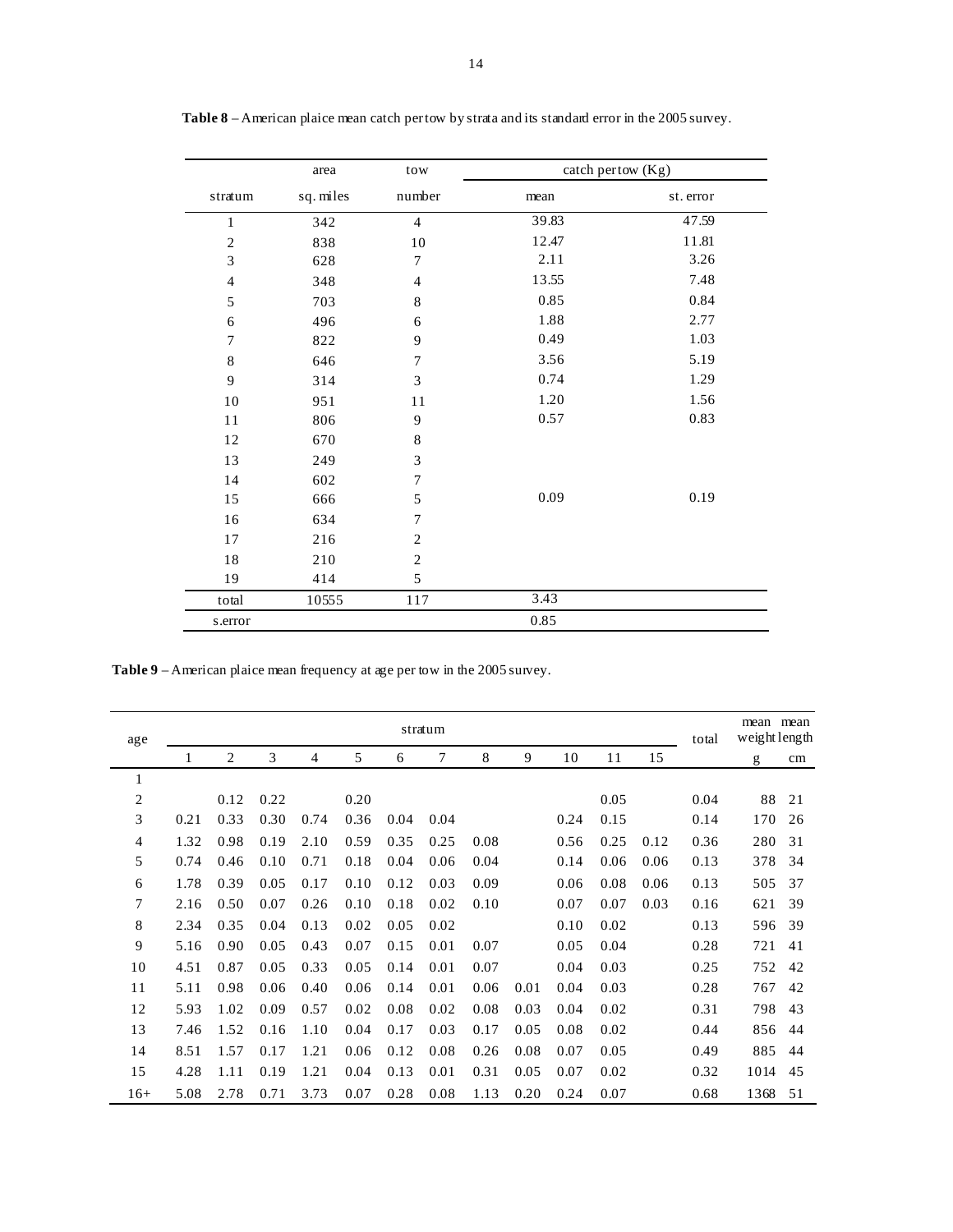**Table 8** – American plaice mean catch per tow by strata and its standard error in the 2005 survey.

| stratum | area sq. miles | tow number | catch per tow (Kg) mean | catch per tow (Kg) st. error |
|---|---|---|---|---|
| 1 | 342 | 4 | 39.83 | 47.59 |
| 2 | 838 | 10 | 12.47 | 11.81 |
| 3 | 628 | 7 | 2.11 | 3.26 |
| 4 | 348 | 4 | 13.55 | 7.48 |
| 5 | 703 | 8 | 0.85 | 0.84 |
| 6 | 496 | 6 | 1.88 | 2.77 |
| 7 | 822 | 9 | 0.49 | 1.03 |
| 8 | 646 | 7 | 3.56 | 5.19 |
| 9 | 314 | 3 | 0.74 | 1.29 |
| 10 | 951 | 11 | 1.20 | 1.56 |
| 11 | 806 | 9 | 0.57 | 0.83 |
| 12 | 670 | 8 | | |
| 13 | 249 | 3 | | |
| 14 | 602 | 7 | | |
| 15 | 666 | 5 | 0.09 | 0.19 |
| 16 | 634 | 7 | | |
| 17 | 216 | 2 | | |
| 18 | 210 | 2 | | |
| 19 | 414 | 5 | | |
| total | 10555 | 117 | 3.43 | |
| s.error | | | 0.85 | |

**Table 9** – American plaice mean frequency at age per tow in the 2005 survey.

| age | stratum 1 | 2 | 3 | 4 | 5 | 6 | 7 | 8 | 9 | 10 | 11 | 15 | total | mean weight g | mean length cm |
|---|---|---|---|---|---|---|---|---|---|---|---|---|---|---|---|
| 1 | | | | | | | | | | | | | | | |
| 2 | | 0.12 | 0.22 | | 0.20 | | | | | | 0.05 | | 0.04 | 88 | 21 |
| 3 | 0.21 | 0.33 | 0.30 | 0.74 | 0.36 | 0.04 | 0.04 | | | 0.24 | 0.15 | | 0.14 | 170 | 26 |
| 4 | 1.32 | 0.98 | 0.19 | 2.10 | 0.59 | 0.35 | 0.25 | 0.08 | | 0.56 | 0.25 | 0.12 | 0.36 | 280 | 31 |
| 5 | 0.74 | 0.46 | 0.10 | 0.71 | 0.18 | 0.04 | 0.06 | 0.04 | | 0.14 | 0.06 | 0.06 | 0.13 | 378 | 34 |
| 6 | 1.78 | 0.39 | 0.05 | 0.17 | 0.10 | 0.12 | 0.03 | 0.09 | | 0.06 | 0.08 | 0.06 | 0.13 | 505 | 37 |
| 7 | 2.16 | 0.50 | 0.07 | 0.26 | 0.10 | 0.18 | 0.02 | 0.10 | | 0.07 | 0.07 | 0.03 | 0.16 | 621 | 39 |
| 8 | 2.34 | 0.35 | 0.04 | 0.13 | 0.02 | 0.05 | 0.02 | | | 0.10 | 0.02 | | 0.13 | 596 | 39 |
| 9 | 5.16 | 0.90 | 0.05 | 0.43 | 0.07 | 0.15 | 0.01 | 0.07 | | 0.05 | 0.04 | | 0.28 | 721 | 41 |
| 10 | 4.51 | 0.87 | 0.05 | 0.33 | 0.05 | 0.14 | 0.01 | 0.07 | | 0.04 | 0.03 | | 0.25 | 752 | 42 |
| 11 | 5.11 | 0.98 | 0.06 | 0.40 | 0.06 | 0.14 | 0.01 | 0.06 | 0.01 | 0.04 | 0.03 | | 0.28 | 767 | 42 |
| 12 | 5.93 | 1.02 | 0.09 | 0.57 | 0.02 | 0.08 | 0.02 | 0.08 | 0.03 | 0.04 | 0.02 | | 0.31 | 798 | 43 |
| 13 | 7.46 | 1.52 | 0.16 | 1.10 | 0.04 | 0.17 | 0.03 | 0.17 | 0.05 | 0.08 | 0.02 | | 0.44 | 856 | 44 |
| 14 | 8.51 | 1.57 | 0.17 | 1.21 | 0.06 | 0.12 | 0.08 | 0.26 | 0.08 | 0.07 | 0.05 | | 0.49 | 885 | 44 |
| 15 | 4.28 | 1.11 | 0.19 | 1.21 | 0.04 | 0.13 | 0.01 | 0.31 | 0.05 | 0.07 | 0.02 | | 0.32 | 1014 | 45 |
| 16+ | 5.08 | 2.78 | 0.71 | 3.73 | 0.07 | 0.28 | 0.08 | 1.13 | 0.20 | 0.24 | 0.07 | | 0.68 | 1368 | 51 |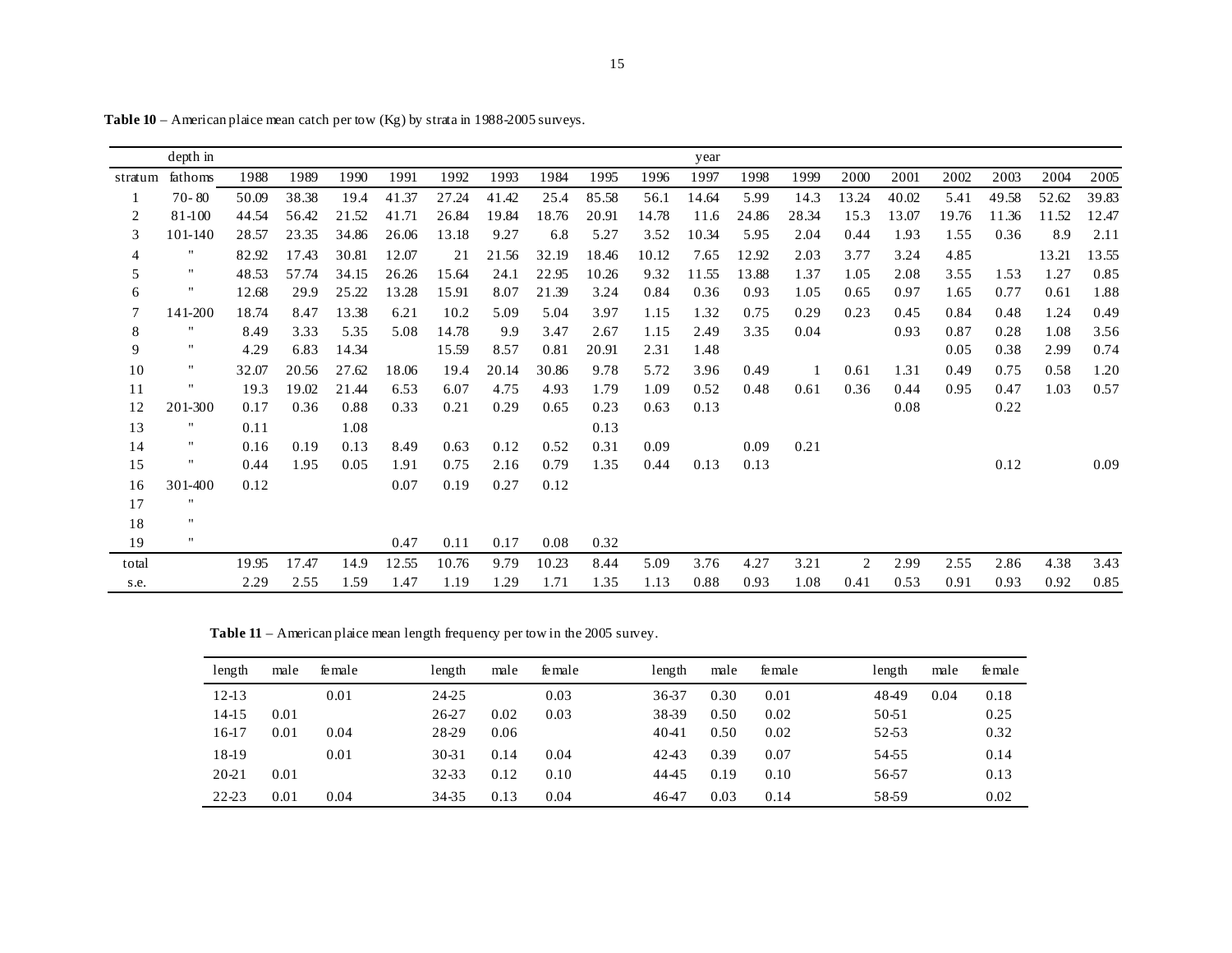**Table 10** – American plaice mean catch per tow (Kg) by strata in 1988-2005 surveys.

| | depth in | year | | | | | | | | | | | | | | | | | |
|---|---|---|---|---|---|---|---|---|---|---|---|---|---|---|---|---|---|---|---|
| stratum | fathoms | 1988 | 1989 | 1990 | 1991 | 1992 | 1993 | 1984 | 1995 | 1996 | 1997 | 1998 | 1999 | 2000 | 2001 | 2002 | 2003 | 2004 | 2005 |
| 1 | 70- 80 | 50.09 | 38.38 | 19.4 | 41.37 | 27.24 | 41.42 | 25.4 | 85.58 | 56.1 | 14.64 | 5.99 | 14.3 | 13.24 | 40.02 | 5.41 | 49.58 | 52.62 | 39.83 |
| 2 | 81-100 | 44.54 | 56.42 | 21.52 | 41.71 | 26.84 | 19.84 | 18.76 | 20.91 | 14.78 | 11.6 | 24.86 | 28.34 | 15.3 | 13.07 | 19.76 | 11.36 | 11.52 | 12.47 |
| 3 | 101-140 | 28.57 | 23.35 | 34.86 | 26.06 | 13.18 | 9.27 | 6.8 | 5.27 | 3.52 | 10.34 | 5.95 | 2.04 | 0.44 | 1.93 | 1.55 | 0.36 | 8.9 | 2.11 |
| 4 | " | 82.92 | 17.43 | 30.81 | 12.07 | 21 | 21.56 | 32.19 | 18.46 | 10.12 | 7.65 | 12.92 | 2.03 | 3.77 | 3.24 | 4.85 | | 13.21 | 13.55 |
| 5 | " | 48.53 | 57.74 | 34.15 | 26.26 | 15.64 | 24.1 | 22.95 | 10.26 | 9.32 | 11.55 | 13.88 | 1.37 | 1.05 | 2.08 | 3.55 | 1.53 | 1.27 | 0.85 |
| 6 | " | 12.68 | 29.9 | 25.22 | 13.28 | 15.91 | 8.07 | 21.39 | 3.24 | 0.84 | 0.36 | 0.93 | 1.05 | 0.65 | 0.97 | 1.65 | 0.77 | 0.61 | 1.88 |
| 7 | 141-200 | 18.74 | 8.47 | 13.38 | 6.21 | 10.2 | 5.09 | 5.04 | 3.97 | 1.15 | 1.32 | 0.75 | 0.29 | 0.23 | 0.45 | 0.84 | 0.48 | 1.24 | 0.49 |
| 8 | " | 8.49 | 3.33 | 5.35 | 5.08 | 14.78 | 9.9 | 3.47 | 2.67 | 1.15 | 2.49 | 3.35 | 0.04 | | 0.93 | 0.87 | 0.28 | 1.08 | 3.56 |
| 9 | " | 4.29 | 6.83 | 14.34 | | 15.59 | 8.57 | 0.81 | 20.91 | 2.31 | 1.48 | | | | | 0.05 | 0.38 | 2.99 | 0.74 |
| 10 | " | 32.07 | 20.56 | 27.62 | 18.06 | 19.4 | 20.14 | 30.86 | 9.78 | 5.72 | 3.96 | 0.49 | 1 | 0.61 | 1.31 | 0.49 | 0.75 | 0.58 | 1.20 |
| 11 | " | 19.3 | 19.02 | 21.44 | 6.53 | 6.07 | 4.75 | 4.93 | 1.79 | 1.09 | 0.52 | 0.48 | 0.61 | 0.36 | 0.44 | 0.95 | 0.47 | 1.03 | 0.57 |
| 12 | 201-300 | 0.17 | 0.36 | 0.88 | 0.33 | 0.21 | 0.29 | 0.65 | 0.23 | 0.63 | 0.13 | | | | 0.08 | | 0.22 | | |
| 13 | " | 0.11 | | 1.08 | | | | | 0.13 | | | | | | | | | | |
| 14 | " | 0.16 | 0.19 | 0.13 | 8.49 | 0.63 | 0.12 | 0.52 | 0.31 | 0.09 | | 0.09 | 0.21 | | | | | | |
| 15 | " | 0.44 | 1.95 | 0.05 | 1.91 | 0.75 | 2.16 | 0.79 | 1.35 | 0.44 | 0.13 | 0.13 | | | | | 0.12 | | 0.09 |
| 16 | 301-400 | 0.12 | | | 0.07 | 0.19 | 0.27 | 0.12 | | | | | | | | | | | |
| 17 | " | | | | | | | | | | | | | | | | | | |
| 18 | " | | | | | | | | | | | | | | | | | | |
| 19 | " | | | | 0.47 | 0.11 | 0.17 | 0.08 | 0.32 | | | | | | | | | | |
| total | | 19.95 | 17.47 | 14.9 | 12.55 | 10.76 | 9.79 | 10.23 | 8.44 | 5.09 | 3.76 | 4.27 | 3.21 | 2 | 2.99 | 2.55 | 2.86 | 4.38 | 3.43 |
| s.e. | | 2.29 | 2.55 | 1.59 | 1.47 | 1.19 | 1.29 | 1.71 | 1.35 | 1.13 | 0.88 | 0.93 | 1.08 | 0.41 | 0.53 | 0.91 | 0.93 | 0.92 | 0.85 |

**Table 11** – American plaice mean length frequency per tow in the 2005 survey.

| length | male | female | length | male | female | length | male | female | length | male | female |
|---|---|---|---|---|---|---|---|---|---|---|---|
| 12-13 | | 0.01 | 24-25 | | 0.03 | 36-37 | 0.30 | 0.01 | 48-49 | 0.04 | 0.18 |
| 14-15 | 0.01 | | 26-27 | 0.02 | 0.03 | 38-39 | 0.50 | 0.02 | 50-51 | | 0.25 |
| 16-17 | 0.01 | 0.04 | 28-29 | 0.06 | | 40-41 | 0.50 | 0.02 | 52-53 | | 0.32 |
| 18-19 | | 0.01 | 30-31 | 0.14 | 0.04 | 42-43 | 0.39 | 0.07 | 54-55 | | 0.14 |
| 20-21 | 0.01 | | 32-33 | 0.12 | 0.10 | 44-45 | 0.19 | 0.10 | 56-57 | | 0.13 |
| 22-23 | 0.01 | 0.04 | 34-35 | 0.13 | 0.04 | 46-47 | 0.03 | 0.14 | 58-59 | | 0.02 |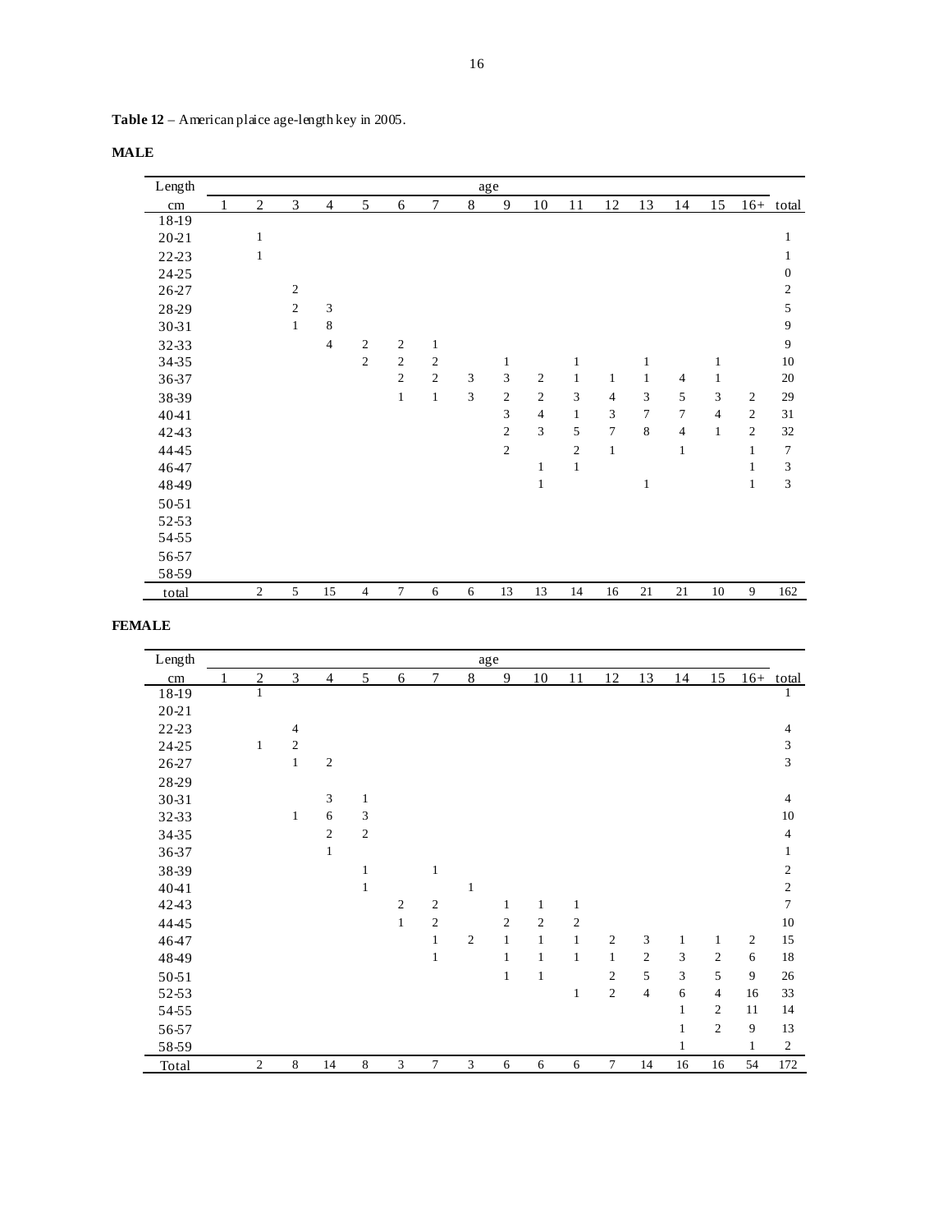**Table 12** – American plaice age-length key in 2005.

**MALE**

| Length | age | | | | | | | | | | | | | | | | |
|---|---|---|---|---|---|---|---|---|---|---|---|---|---|---|---|---|---|
| cm | 1 | 2 | 3 | 4 | 5 | 6 | 7 | 8 | 9 | 10 | 11 | 12 | 13 | 14 | 15 | 16+ | total |
| 18-19 | | | | | | | | | | | | | | | | | |
| 20-21 | | 1 | | | | | | | | | | | | | | | 1 |
| 22-23 | | 1 | | | | | | | | | | | | | | | 1 |
| 24-25 | | | | | | | | | | | | | | | | | 0 |
| 26-27 | | | 2 | | | | | | | | | | | | | | 2 |
| 28-29 | | | 2 | 3 | | | | | | | | | | | | | 5 |
| 30-31 | | | 1 | 8 | | | | | | | | | | | | | 9 |
| 32-33 | | | | 4 | 2 | 2 | 1 | | | | | | | | | | 9 |
| 34-35 | | | | | 2 | 2 | 2 | | 1 | | 1 | | 1 | | 1 | | 10 |
| 36-37 | | | | | | 2 | 2 | 3 | 3 | 2 | 1 | 1 | 1 | 4 | 1 | | 20 |
| 38-39 | | | | | | 1 | 1 | 3 | 2 | 2 | 3 | 4 | 3 | 5 | 3 | 2 | 29 |
| 40-41 | | | | | | | | | 3 | 4 | 1 | 3 | 7 | 7 | 4 | 2 | 31 |
| 42-43 | | | | | | | | | 2 | 3 | 5 | 7 | 8 | 4 | 1 | 2 | 32 |
| 44-45 | | | | | | | | | 2 | | 2 | 1 | | 1 | | 1 | 7 |
| 46-47 | | | | | | | | | | 1 | 1 | | | | | 1 | 3 |
| 48-49 | | | | | | | | | | 1 | | | 1 | | | 1 | 3 |
| 50-51 | | | | | | | | | | | | | | | | | |
| 52-53 | | | | | | | | | | | | | | | | | |
| 54-55 | | | | | | | | | | | | | | | | | |
| 56-57 | | | | | | | | | | | | | | | | | |
| 58-59 | | | | | | | | | | | | | | | | | |
| total | | 2 | 5 | 15 | 4 | 7 | 6 | 6 | 13 | 13 | 14 | 16 | 21 | 21 | 10 | 9 | 162 |

**FEMALE**

| Length | age | | | | | | | | | | | | | | | | |
|---|---|---|---|---|---|---|---|---|---|---|---|---|---|---|---|---|---|
| cm | 1 | 2 | 3 | 4 | 5 | 6 | 7 | 8 | 9 | 10 | 11 | 12 | 13 | 14 | 15 | 16+ | total |
| 18-19 | | 1 | | | | | | | | | | | | | | | 1 |
| 20-21 | | | | | | | | | | | | | | | | | |
| 22-23 | | | 4 | | | | | | | | | | | | | | 4 |
| 24-25 | | 1 | 2 | | | | | | | | | | | | | | 3 |
| 26-27 | | | 1 | 2 | | | | | | | | | | | | | 3 |
| 28-29 | | | | | | | | | | | | | | | | | |
| 30-31 | | | | 3 | 1 | | | | | | | | | | | | 4 |
| 32-33 | | | 1 | 6 | 3 | | | | | | | | | | | | 10 |
| 34-35 | | | | 2 | 2 | | | | | | | | | | | | 4 |
| 36-37 | | | | 1 | | | | | | | | | | | | | 1 |
| 38-39 | | | | | 1 | | 1 | | | | | | | | | | 2 |
| 40-41 | | | | | 1 | | | 1 | | | | | | | | | 2 |
| 42-43 | | | | | | 2 | 2 | | 1 | 1 | 1 | | | | | | 7 |
| 44-45 | | | | | | 1 | 2 | | 2 | 2 | 2 | | | | | | 10 |
| 46-47 | | | | | | | 1 | 2 | 1 | 1 | 1 | 2 | 3 | 1 | 1 | 2 | 15 |
| 48-49 | | | | | | | 1 | | 1 | 1 | 1 | 1 | 2 | 3 | 2 | 6 | 18 |
| 50-51 | | | | | | | | | 1 | 1 | | 2 | 5 | 3 | 5 | 9 | 26 |
| 52-53 | | | | | | | | | | | 1 | 2 | 4 | 6 | 4 | 16 | 33 |
| 54-55 | | | | | | | | | | | | | | 1 | 2 | 11 | 14 |
| 56-57 | | | | | | | | | | | | | | 1 | 2 | 9 | 13 |
| 58-59 | | | | | | | | | | | | | | 1 | | 1 | 2 |
| Total | | 2 | 8 | 14 | 8 | 3 | 7 | 3 | 6 | 6 | 6 | 7 | 14 | 16 | 16 | 54 | 172 |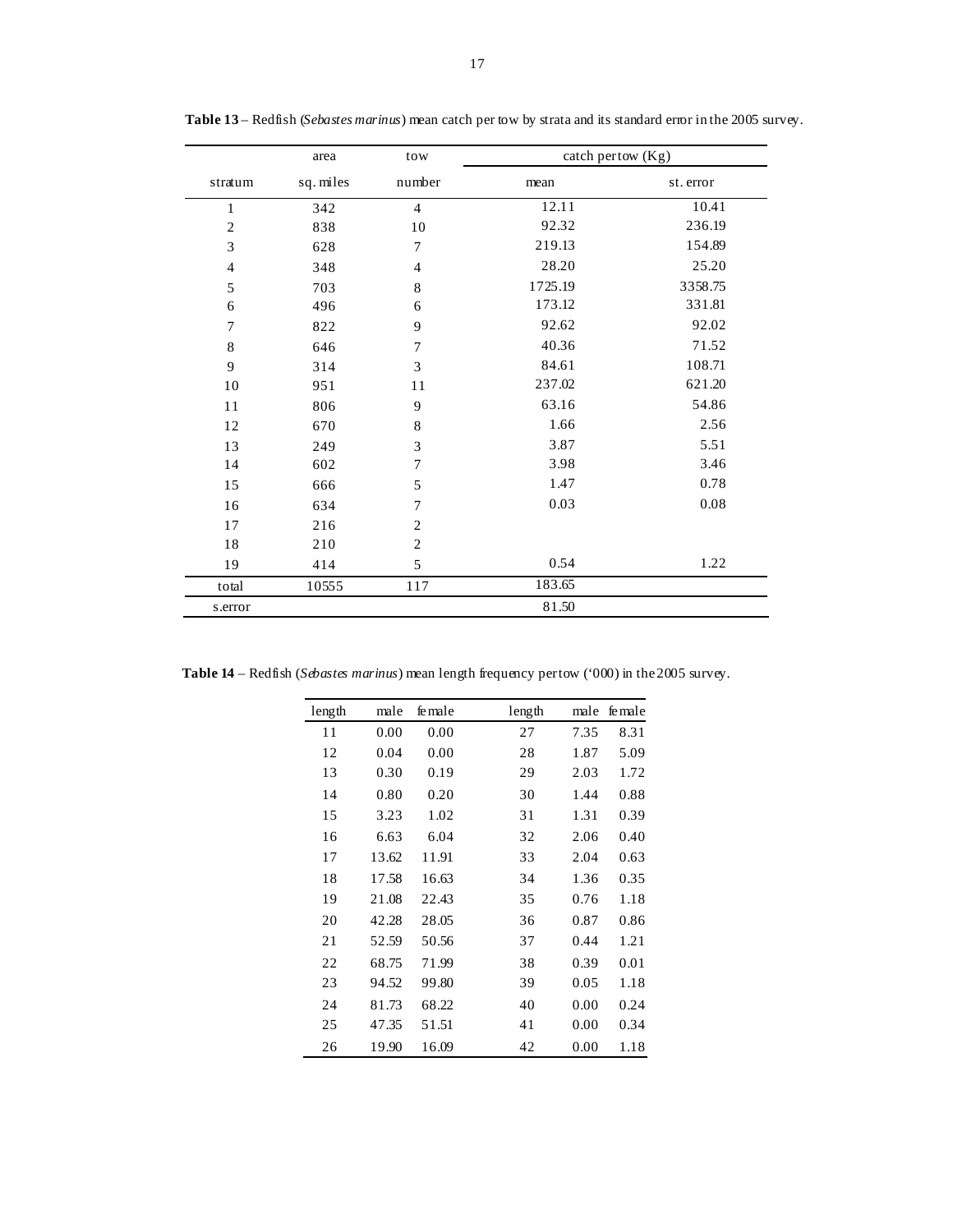**Table 13** – Redfish (*Sebastes marinus*) mean catch per tow by strata and its standard error in the 2005 survey.

| stratum | area sq. miles | tow number | catch per tow (Kg) mean | st. error |
|---|---|---|---|---|
| 1 | 342 | 4 | 12.11 | 10.41 |
| 2 | 838 | 10 | 92.32 | 236.19 |
| 3 | 628 | 7 | 219.13 | 154.89 |
| 4 | 348 | 4 | 28.20 | 25.20 |
| 5 | 703 | 8 | 1725.19 | 3358.75 |
| 6 | 496 | 6 | 173.12 | 331.81 |
| 7 | 822 | 9 | 92.62 | 92.02 |
| 8 | 646 | 7 | 40.36 | 71.52 |
| 9 | 314 | 3 | 84.61 | 108.71 |
| 10 | 951 | 11 | 237.02 | 621.20 |
| 11 | 806 | 9 | 63.16 | 54.86 |
| 12 | 670 | 8 | 1.66 | 2.56 |
| 13 | 249 | 3 | 3.87 | 5.51 |
| 14 | 602 | 7 | 3.98 | 3.46 |
| 15 | 666 | 5 | 1.47 | 0.78 |
| 16 | 634 | 7 | 0.03 | 0.08 |
| 17 | 216 | 2 | | |
| 18 | 210 | 2 | | |
| 19 | 414 | 5 | 0.54 | 1.22 |
| total | 10555 | 117 | 183.65 | |
| s.error | | | 81.50 | |

**Table 14** – Redfish (*Sebastes marinus*) mean length frequency per tow ('000) in the 2005 survey.

| length | male | female | length | male | female |
|---|---|---|---|---|---|
| 11 | 0.00 | 0.00 | 27 | 7.35 | 8.31 |
| 12 | 0.04 | 0.00 | 28 | 1.87 | 5.09 |
| 13 | 0.30 | 0.19 | 29 | 2.03 | 1.72 |
| 14 | 0.80 | 0.20 | 30 | 1.44 | 0.88 |
| 15 | 3.23 | 1.02 | 31 | 1.31 | 0.39 |
| 16 | 6.63 | 6.04 | 32 | 2.06 | 0.40 |
| 17 | 13.62 | 11.91 | 33 | 2.04 | 0.63 |
| 18 | 17.58 | 16.63 | 34 | 1.36 | 0.35 |
| 19 | 21.08 | 22.43 | 35 | 0.76 | 1.18 |
| 20 | 42.28 | 28.05 | 36 | 0.87 | 0.86 |
| 21 | 52.59 | 50.56 | 37 | 0.44 | 1.21 |
| 22 | 68.75 | 71.99 | 38 | 0.39 | 0.01 |
| 23 | 94.52 | 99.80 | 39 | 0.05 | 1.18 |
| 24 | 81.73 | 68.22 | 40 | 0.00 | 0.24 |
| 25 | 47.35 | 51.51 | 41 | 0.00 | 0.34 |
| 26 | 19.90 | 16.09 | 42 | 0.00 | 1.18 |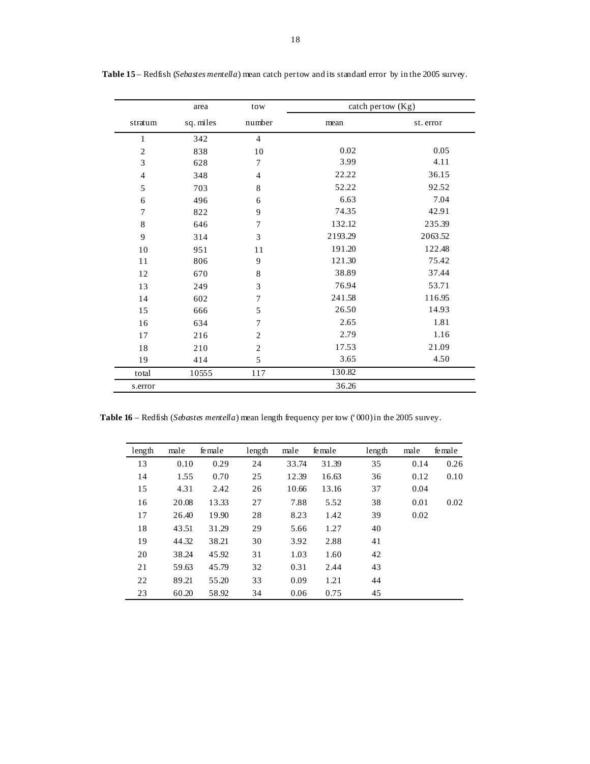**Table 15** – Redfish (*Sebastes mentella*) mean catch per tow and its standard error by in the 2005 survey.

| | area | tow | catch per tow (Kg) | |
|---|---|---|---|---|
| stratum | sq. miles | number | mean | st. error |
| 1 | 342 | 4 | | |
| 2 | 838 | 10 | 0.02 | 0.05 |
| 3 | 628 | 7 | 3.99 | 4.11 |
| 4 | 348 | 4 | 22.22 | 36.15 |
| 5 | 703 | 8 | 52.22 | 92.52 |
| 6 | 496 | 6 | 6.63 | 7.04 |
| 7 | 822 | 9 | 74.35 | 42.91 |
| 8 | 646 | 7 | 132.12 | 235.39 |
| 9 | 314 | 3 | 2193.29 | 2063.52 |
| 10 | 951 | 11 | 191.20 | 122.48 |
| 11 | 806 | 9 | 121.30 | 75.42 |
| 12 | 670 | 8 | 38.89 | 37.44 |
| 13 | 249 | 3 | 76.94 | 53.71 |
| 14 | 602 | 7 | 241.58 | 116.95 |
| 15 | 666 | 5 | 26.50 | 14.93 |
| 16 | 634 | 7 | 2.65 | 1.81 |
| 17 | 216 | 2 | 2.79 | 1.16 |
| 18 | 210 | 2 | 17.53 | 21.09 |
| 19 | 414 | 5 | 3.65 | 4.50 |
| total | 10555 | 117 | 130.82 | |
| s.error | | | 36.26 | |

**Table 16** – Redfish (*Sebastes mentella*) mean length frequency per tow ('000) in the 2005 survey.

| length | male | female | length | male | female | length | male | female |
|---|---|---|---|---|---|---|---|---|
| 13 | 0.10 | 0.29 | 24 | 33.74 | 31.39 | 35 | 0.14 | 0.26 |
| 14 | 1.55 | 0.70 | 25 | 12.39 | 16.63 | 36 | 0.12 | 0.10 |
| 15 | 4.31 | 2.42 | 26 | 10.66 | 13.16 | 37 | 0.04 | |
| 16 | 20.08 | 13.33 | 27 | 7.88 | 5.52 | 38 | 0.01 | 0.02 |
| 17 | 26.40 | 19.90 | 28 | 8.23 | 1.42 | 39 | 0.02 | |
| 18 | 43.51 | 31.29 | 29 | 5.66 | 1.27 | 40 | | |
| 19 | 44.32 | 38.21 | 30 | 3.92 | 2.88 | 41 | | |
| 20 | 38.24 | 45.92 | 31 | 1.03 | 1.60 | 42 | | |
| 21 | 59.63 | 45.79 | 32 | 0.31 | 2.44 | 43 | | |
| 22 | 89.21 | 55.20 | 33 | 0.09 | 1.21 | 44 | | |
| 23 | 60.20 | 58.92 | 34 | 0.06 | 0.75 | 45 | | |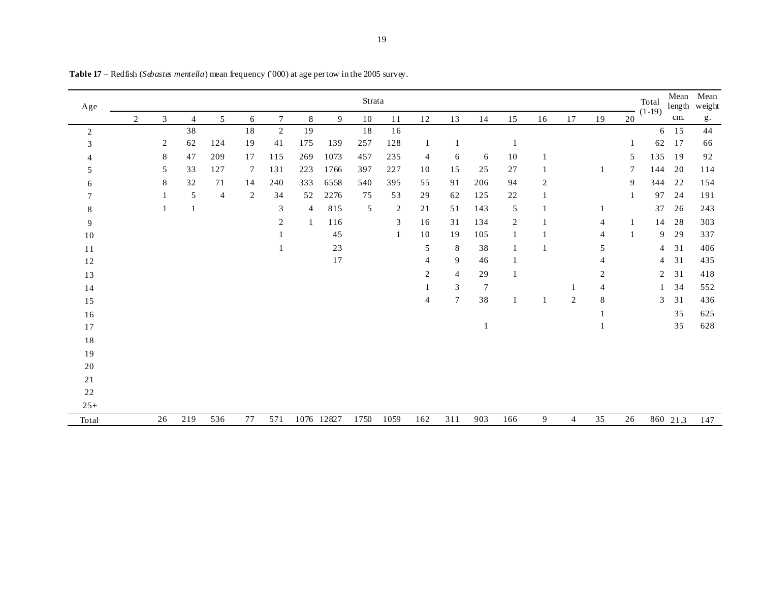**Table 17** – Redfish (*Sebastes mentella*) mean frequency ('000) at age per tow in the 2005 survey.

| Age | Strata | | | | | | | | | | | | | | | | | | Total (1-19) | Mean length cm. | Mean weight g. |
|---|---|---|---|---|---|---|---|---|---|---|---|---|---|---|---|---|---|---|---|---|---|
| | 2 | 3 | 4 | 5 | 6 | 7 | 8 | 9 | 10 | 11 | 12 | 13 | 14 | 15 | 16 | 17 | 19 | 20 | | | |
| 2 | | | 38 | | 18 | 2 | 19 | | 18 | 16 | | | | | | | | | 6 | 15 | 44 |
| 3 | | 2 | 62 | 124 | 19 | 41 | 175 | 139 | 257 | 128 | 1 | 1 | | 1 | | | | 1 | 62 | 17 | 66 |
| 4 | | 8 | 47 | 209 | 17 | 115 | 269 | 1073 | 457 | 235 | 4 | 6 | 6 | 10 | 1 | | | 5 | 135 | 19 | 92 |
| 5 | | 5 | 33 | 127 | 7 | 131 | 223 | 1766 | 397 | 227 | 10 | 15 | 25 | 27 | 1 | | 1 | 7 | 144 | 20 | 114 |
| 6 | | 8 | 32 | 71 | 14 | 240 | 333 | 6558 | 540 | 395 | 55 | 91 | 206 | 94 | 2 | | | 9 | 344 | 22 | 154 |
| 7 | | 1 | 5 | 4 | 2 | 34 | 52 | 2276 | 75 | 53 | 29 | 62 | 125 | 22 | 1 | | | 1 | 97 | 24 | 191 |
| 8 | | 1 | 1 | | | 3 | 4 | 815 | 5 | 2 | 21 | 51 | 143 | 5 | 1 | | 1 | | 37 | 26 | 243 |
| 9 | | | | | | 2 | 1 | 116 | | 3 | 16 | 31 | 134 | 2 | 1 | | 4 | 1 | 14 | 28 | 303 |
| 10 | | | | | | 1 | | 45 | | 1 | 10 | 19 | 105 | 1 | 1 | | 4 | 1 | 9 | 29 | 337 |
| 11 | | | | | | 1 | | 23 | | | 5 | 8 | 38 | 1 | 1 | | 5 | | 4 | 31 | 406 |
| 12 | | | | | | | | 17 | | | 4 | 9 | 46 | 1 | | | 4 | | 4 | 31 | 435 |
| 13 | | | | | | | | | | | 2 | 4 | 29 | 1 | | | 2 | | 2 | 31 | 418 |
| 14 | | | | | | | | | | | 1 | 3 | 7 | | | 1 | 4 | | 1 | 34 | 552 |
| 15 | | | | | | | | | | | 4 | 7 | 38 | 1 | 1 | 2 | 8 | | 3 | 31 | 436 |
| 16 | | | | | | | | | | | | | | | | | 1 | | | 35 | 625 |
| 17 | | | | | | | | | | | | | 1 | | | | 1 | | | 35 | 628 |
| 18 | | | | | | | | | | | | | | | | | | | | | |
| 19 | | | | | | | | | | | | | | | | | | | | | |
| 20 | | | | | | | | | | | | | | | | | | | | | |
| 21 | | | | | | | | | | | | | | | | | | | | | |
| 22 | | | | | | | | | | | | | | | | | | | | | |
| 25+ | | | | | | | | | | | | | | | | | | | | | |
| Total | | 26 | 219 | 536 | 77 | 571 | 1076 | 12827 | 1750 | 1059 | 162 | 311 | 903 | 166 | 9 | 4 | 35 | 26 | 860 | 21.3 | 147 |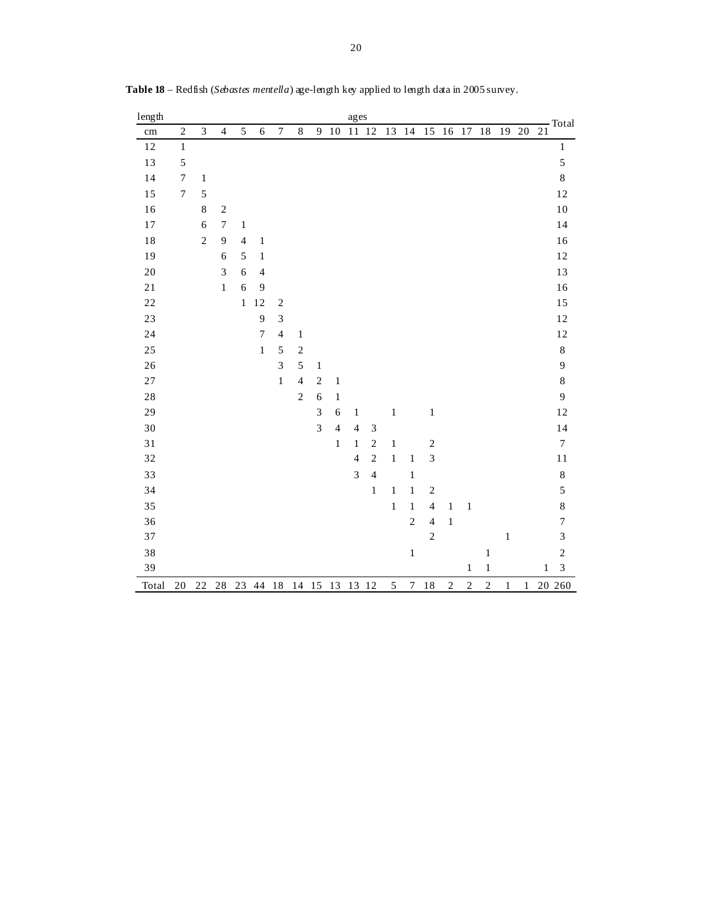**Table 18** – Redfish (*Sebastes mentella*) age-length key applied to length data in 2005 survey.

| length | ages | | | | | | | | | | | | | | | | | | | | Total |
|---|---|---|---|---|---|---|---|---|---|---|---|---|---|---|---|---|---|---|---|---|---|
| cm | 2 | 3 | 4 | 5 | 6 | 7 | 8 | 9 | 10 | 11 | 12 | 13 | 14 | 15 | 16 | 17 | 18 | 19 | 20 | 21 | |
| 12 | 1 | | | | | | | | | | | | | | | | | | | | 1 |
| 13 | 5 | | | | | | | | | | | | | | | | | | | | 5 |
| 14 | 7 | 1 | | | | | | | | | | | | | | | | | | | 8 |
| 15 | 7 | 5 | | | | | | | | | | | | | | | | | | | 12 |
| 16 | | 8 | 2 | | | | | | | | | | | | | | | | | | 10 |
| 17 | | 6 | 7 | 1 | | | | | | | | | | | | | | | | | 14 |
| 18 | | 2 | 9 | 4 | 1 | | | | | | | | | | | | | | | | 16 |
| 19 | | | 6 | 5 | 1 | | | | | | | | | | | | | | | | 12 |
| 20 | | | 3 | 6 | 4 | | | | | | | | | | | | | | | | 13 |
| 21 | | | 1 | 6 | 9 | | | | | | | | | | | | | | | | 16 |
| 22 | | | | 1 | 12 | 2 | | | | | | | | | | | | | | | 15 |
| 23 | | | | | 9 | 3 | | | | | | | | | | | | | | | 12 |
| 24 | | | | | 7 | 4 | 1 | | | | | | | | | | | | | | 12 |
| 25 | | | | | 1 | 5 | 2 | | | | | | | | | | | | | | 8 |
| 26 | | | | | | 3 | 5 | 1 | | | | | | | | | | | | | 9 |
| 27 | | | | | | 1 | 4 | 2 | 1 | | | | | | | | | | | | 8 |
| 28 | | | | | | | 2 | 6 | 1 | | | | | | | | | | | | 9 |
| 29 | | | | | | | | 3 | 6 | 1 | | 1 | | 1 | | | | | | | 12 |
| 30 | | | | | | | | 3 | 4 | 4 | 3 | | | | | | | | | | 14 |
| 31 | | | | | | | | | 1 | 1 | 2 | 1 | | 2 | | | | | | | 7 |
| 32 | | | | | | | | | | 4 | 2 | 1 | 1 | 3 | | | | | | | 11 |
| 33 | | | | | | | | | | 3 | 4 | | 1 | | | | | | | | 8 |
| 34 | | | | | | | | | | | 1 | 1 | 1 | 2 | | | | | | | 5 |
| 35 | | | | | | | | | | | | 1 | 1 | 4 | 1 | 1 | | | | | 8 |
| 36 | | | | | | | | | | | | | 2 | 4 | 1 | | | | | | 7 |
| 37 | | | | | | | | | | | | | | 2 | | | | 1 | | | 3 |
| 38 | | | | | | | | | | | | | 1 | | | | 1 | | | | 2 |
| 39 | | | | | | | | | | | | | | | | 1 | 1 | | | 1 | 3 |
| Total | 20 | 22 | 28 | 23 | 44 | 18 | 14 | 15 | 13 | 13 | 12 | 5 | 7 | 18 | 2 | 2 | 2 | 1 | 1 | 20 | 260 |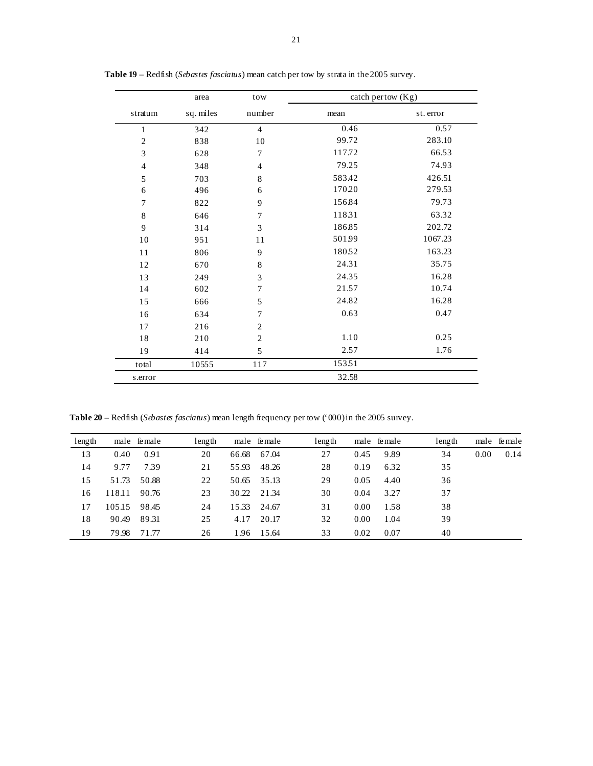**Table 19** – Redfish (*Sebastes fasciatus*) mean catch per tow by strata in the 2005 survey.

| | area | tow | catch per tow (Kg) | |
|---|---|---|---|---|
| stratum | sq. miles | number | mean | st. error |
| 1 | 342 | 4 | 0.46 | 0.57 |
| 2 | 838 | 10 | 99.72 | 283.10 |
| 3 | 628 | 7 | 117.72 | 66.53 |
| 4 | 348 | 4 | 79.25 | 74.93 |
| 5 | 703 | 8 | 583.42 | 426.51 |
| 6 | 496 | 6 | 170.20 | 279.53 |
| 7 | 822 | 9 | 156.84 | 79.73 |
| 8 | 646 | 7 | 118.31 | 63.32 |
| 9 | 314 | 3 | 186.85 | 202.72 |
| 10 | 951 | 11 | 501.99 | 1067.23 |
| 11 | 806 | 9 | 180.52 | 163.23 |
| 12 | 670 | 8 | 24.31 | 35.75 |
| 13 | 249 | 3 | 24.35 | 16.28 |
| 14 | 602 | 7 | 21.57 | 10.74 |
| 15 | 666 | 5 | 24.82 | 16.28 |
| 16 | 634 | 7 | 0.63 | 0.47 |
| 17 | 216 | 2 | | |
| 18 | 210 | 2 | 1.10 | 0.25 |
| 19 | 414 | 5 | 2.57 | 1.76 |
| total | 10555 | 117 | 153.51 | |
| s.error | | | 32.58 | |

**Table 20** – Redfish (*Sebastes fasciatus*) mean length frequency per tow ('000) in the 2005 survey.

| length | male | female | length | male | female | length | male | female | length | male | female |
|---|---|---|---|---|---|---|---|---|---|---|---|
| 13 | 0.40 | 0.91 | 20 | 66.68 | 67.04 | 27 | 0.45 | 9.89 | 34 | 0.00 | 0.14 |
| 14 | 9.77 | 7.39 | 21 | 55.93 | 48.26 | 28 | 0.19 | 6.32 | 35 | | |
| 15 | 51.73 | 50.88 | 22 | 50.65 | 35.13 | 29 | 0.05 | 4.40 | 36 | | |
| 16 | 118.11 | 90.76 | 23 | 30.22 | 21.34 | 30 | 0.04 | 3.27 | 37 | | |
| 17 | 105.15 | 98.45 | 24 | 15.33 | 24.67 | 31 | 0.00 | 1.58 | 38 | | |
| 18 | 90.49 | 89.31 | 25 | 4.17 | 20.17 | 32 | 0.00 | 1.04 | 39 | | |
| 19 | 79.98 | 71.77 | 26 | 1.96 | 15.64 | 33 | 0.02 | 0.07 | 40 | | |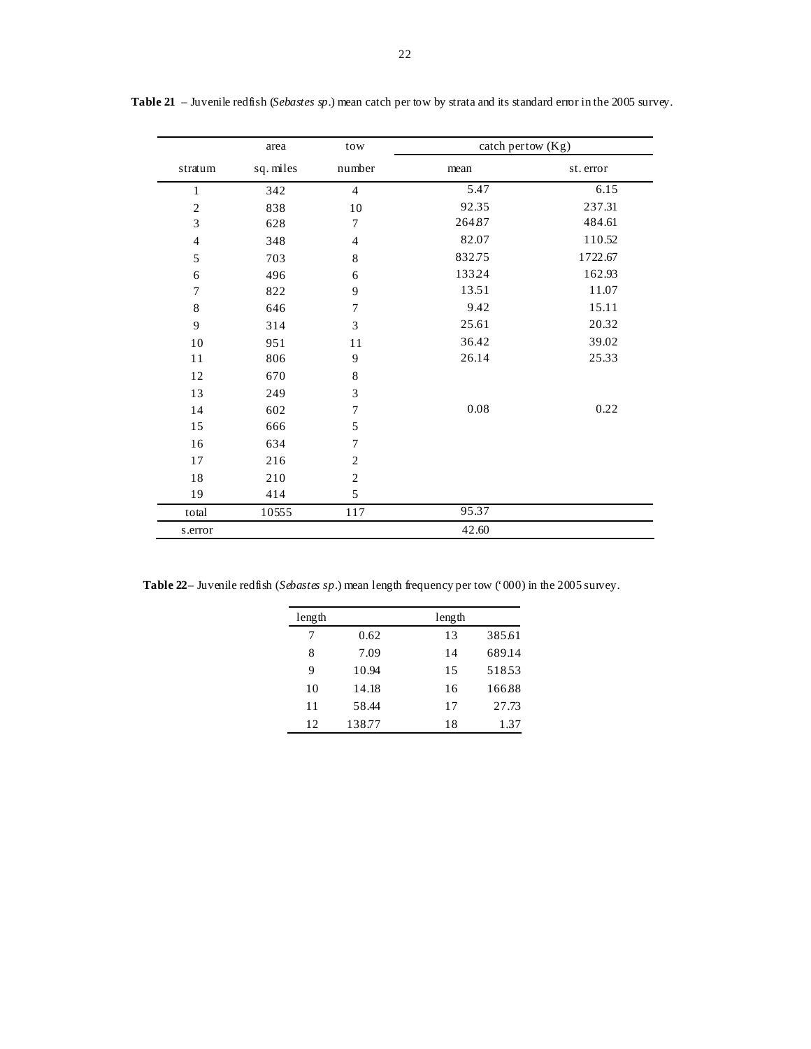**Table 21** – Juvenile redfish (*Sebastes sp*.) mean catch per tow by strata and its standard error in the 2005 survey.

| | area | tow | catch per tow (Kg) | |
|---|---|---|---|---|
| stratum | sq. miles | number | mean | st. error |
| 1 | 342 | 4 | 5.47 | 6.15 |
| 2 | 838 | 10 | 92.35 | 237.31 |
| 3 | 628 | 7 | 264.87 | 484.61 |
| 4 | 348 | 4 | 82.07 | 110.52 |
| 5 | 703 | 8 | 832.75 | 1722.67 |
| 6 | 496 | 6 | 133.24 | 162.93 |
| 7 | 822 | 9 | 13.51 | 11.07 |
| 8 | 646 | 7 | 9.42 | 15.11 |
| 9 | 314 | 3 | 25.61 | 20.32 |
| 10 | 951 | 11 | 36.42 | 39.02 |
| 11 | 806 | 9 | 26.14 | 25.33 |
| 12 | 670 | 8 | | |
| 13 | 249 | 3 | | |
| 14 | 602 | 7 | 0.08 | 0.22 |
| 15 | 666 | 5 | | |
| 16 | 634 | 7 | | |
| 17 | 216 | 2 | | |
| 18 | 210 | 2 | | |
| 19 | 414 | 5 | | |
| total | 10555 | 117 | 95.37 | |
| s.error | | | 42.60 | |

**Table 22**– Juvenile redfish (*Sebastes sp*.) mean length frequency per tow ('000) in the 2005 survey.

| length | | length | |
|---|---|---|---|
| 7 | 0.62 | 13 | 385.61 |
| 8 | 7.09 | 14 | 689.14 |
| 9 | 10.94 | 15 | 518.53 |
| 10 | 14.18 | 16 | 166.88 |
| 11 | 58.44 | 17 | 27.73 |
| 12 | 138.77 | 18 | 1.37 |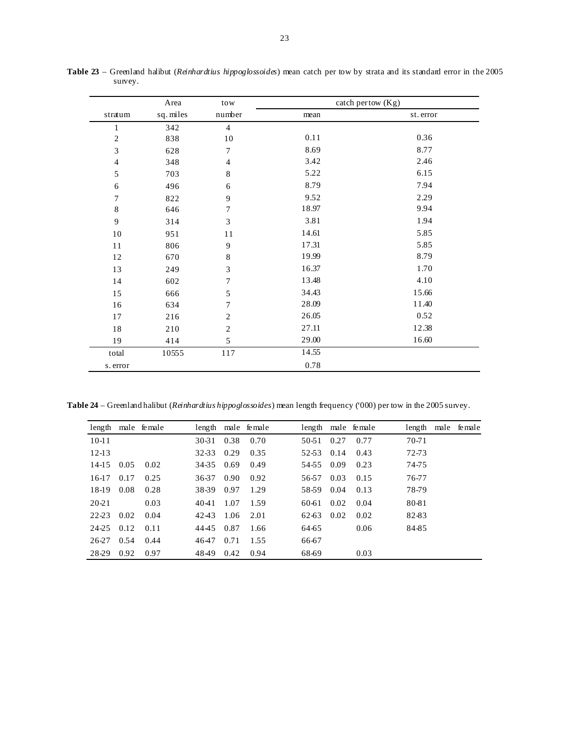**Table 23** – Greenland halibut (*Reinhardtius hippoglossoides*) mean catch per tow by strata and its standard error in the 2005 survey.

| stratum | Area sq. miles | tow number | catch per tow (Kg) mean | st. error |
|---|---|---|---|---|
| 1 | 342 | 4 | | |
| 2 | 838 | 10 | 0.11 | 0.36 |
| 3 | 628 | 7 | 8.69 | 8.77 |
| 4 | 348 | 4 | 3.42 | 2.46 |
| 5 | 703 | 8 | 5.22 | 6.15 |
| 6 | 496 | 6 | 8.79 | 7.94 |
| 7 | 822 | 9 | 9.52 | 2.29 |
| 8 | 646 | 7 | 18.97 | 9.94 |
| 9 | 314 | 3 | 3.81 | 1.94 |
| 10 | 951 | 11 | 14.61 | 5.85 |
| 11 | 806 | 9 | 17.31 | 5.85 |
| 12 | 670 | 8 | 19.99 | 8.79 |
| 13 | 249 | 3 | 16.37 | 1.70 |
| 14 | 602 | 7 | 13.48 | 4.10 |
| 15 | 666 | 5 | 34.43 | 15.66 |
| 16 | 634 | 7 | 28.09 | 11.40 |
| 17 | 216 | 2 | 26.05 | 0.52 |
| 18 | 210 | 2 | 27.11 | 12.38 |
| 19 | 414 | 5 | 29.00 | 16.60 |
| total | 10555 | 117 | 14.55 | |
| s. error | | | 0.78 | |

**Table 24** – Greenland halibut (*Reinhardtius hippoglossoides*) mean length frequency ('000) per tow in the 2005 survey.

| length | male | female | length | male | female | length | male | female | length | male | female |
|---|---|---|---|---|---|---|---|---|---|---|---|
| 10-11 | | | 30-31 | 0.38 | 0.70 | 50-51 | 0.27 | 0.77 | 70-71 | | |
| 12-13 | | | 32-33 | 0.29 | 0.35 | 52-53 | 0.14 | 0.43 | 72-73 | | |
| 14-15 | 0.05 | 0.02 | 34-35 | 0.69 | 0.49 | 54-55 | 0.09 | 0.23 | 74-75 | | |
| 16-17 | 0.17 | 0.25 | 36-37 | 0.90 | 0.92 | 56-57 | 0.03 | 0.15 | 76-77 | | |
| 18-19 | 0.08 | 0.28 | 38-39 | 0.97 | 1.29 | 58-59 | 0.04 | 0.13 | 78-79 | | |
| 20-21 | | 0.03 | 40-41 | 1.07 | 1.59 | 60-61 | 0.02 | 0.04 | 80-81 | | |
| 22-23 | 0.02 | 0.04 | 42-43 | 1.06 | 2.01 | 62-63 | 0.02 | 0.02 | 82-83 | | |
| 24-25 | 0.12 | 0.11 | 44-45 | 0.87 | 1.66 | 64-65 | | 0.06 | 84-85 | | |
| 26-27 | 0.54 | 0.44 | 46-47 | 0.71 | 1.55 | 66-67 | | | | | |
| 28-29 | 0.92 | 0.97 | 48-49 | 0.42 | 0.94 | 68-69 | | 0.03 | | | |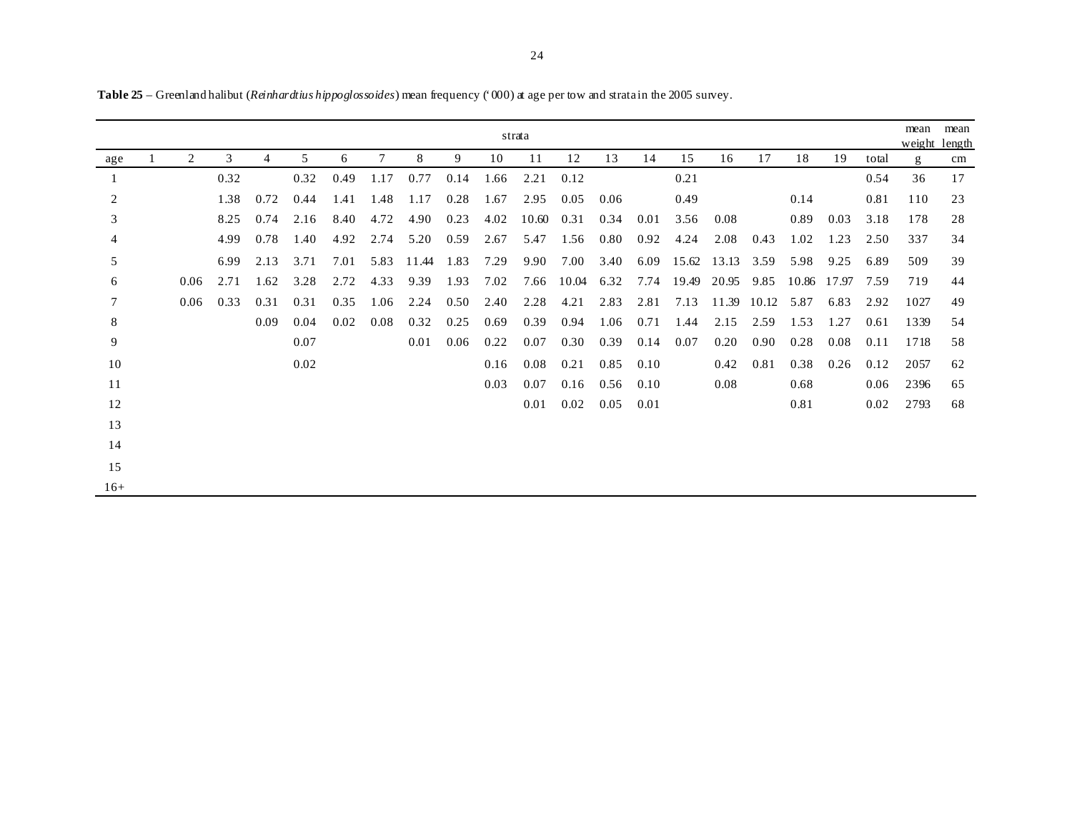**Table 25** – Greenland halibut (*Reinhardtius hippoglossoides*) mean frequency ('000) at age per tow and strata in the 2005 survey.

| | strata | | | | | | | | | | | | | | | | | | | | mean | mean |
|---|---|---|---|---|---|---|---|---|---|---|---|---|---|---|---|---|---|---|---|---|---|---|
| age | 1 | 2 | 3 | 4 | 5 | 6 | 7 | 8 | 9 | 10 | 11 | 12 | 13 | 14 | 15 | 16 | 17 | 18 | 19 | total | weight g | length cm |
| 1 | | | 0.32 | | 0.32 | 0.49 | 1.17 | 0.77 | 0.14 | 1.66 | 2.21 | 0.12 | | | 0.21 | | | | | 0.54 | 36 | 17 |
| 2 | | | 1.38 | 0.72 | 0.44 | 1.41 | 1.48 | 1.17 | 0.28 | 1.67 | 2.95 | 0.05 | 0.06 | | 0.49 | | | 0.14 | | 0.81 | 110 | 23 |
| 3 | | | 8.25 | 0.74 | 2.16 | 8.40 | 4.72 | 4.90 | 0.23 | 4.02 | 10.60 | 0.31 | 0.34 | 0.01 | 3.56 | 0.08 | | 0.89 | 0.03 | 3.18 | 178 | 28 |
| 4 | | | 4.99 | 0.78 | 1.40 | 4.92 | 2.74 | 5.20 | 0.59 | 2.67 | 5.47 | 1.56 | 0.80 | 0.92 | 4.24 | 2.08 | 0.43 | 1.02 | 1.23 | 2.50 | 337 | 34 |
| 5 | | | 6.99 | 2.13 | 3.71 | 7.01 | 5.83 | 11.44 | 1.83 | 7.29 | 9.90 | 7.00 | 3.40 | 6.09 | 15.62 | 13.13 | 3.59 | 5.98 | 9.25 | 6.89 | 509 | 39 |
| 6 | | 0.06 | 2.71 | 1.62 | 3.28 | 2.72 | 4.33 | 9.39 | 1.93 | 7.02 | 7.66 | 10.04 | 6.32 | 7.74 | 19.49 | 20.95 | 9.85 | 10.86 | 17.97 | 7.59 | 719 | 44 |
| 7 | | 0.06 | 0.33 | 0.31 | 0.31 | 0.35 | 1.06 | 2.24 | 0.50 | 2.40 | 2.28 | 4.21 | 2.83 | 2.81 | 7.13 | 11.39 | 10.12 | 5.87 | 6.83 | 2.92 | 1027 | 49 |
| 8 | | | | 0.09 | 0.04 | 0.02 | 0.08 | 0.32 | 0.25 | 0.69 | 0.39 | 0.94 | 1.06 | 0.71 | 1.44 | 2.15 | 2.59 | 1.53 | 1.27 | 0.61 | 1339 | 54 |
| 9 | | | | | 0.07 | | | 0.01 | 0.06 | 0.22 | 0.07 | 0.30 | 0.39 | 0.14 | 0.07 | 0.20 | 0.90 | 0.28 | 0.08 | 0.11 | 1718 | 58 |
| 10 | | | | | 0.02 | | | | | 0.16 | 0.08 | 0.21 | 0.85 | 0.10 | | 0.42 | 0.81 | 0.38 | 0.26 | 0.12 | 2057 | 62 |
| 11 | | | | | | | | | | 0.03 | 0.07 | 0.16 | 0.56 | 0.10 | | 0.08 | | 0.68 | | 0.06 | 2396 | 65 |
| 12 | | | | | | | | | | | 0.01 | 0.02 | 0.05 | 0.01 | | | | 0.81 | | 0.02 | 2793 | 68 |
| 13 | | | | | | | | | | | | | | | | | | | | | | |
| 14 | | | | | | | | | | | | | | | | | | | | | | |
| 15 | | | | | | | | | | | | | | | | | | | | | | |
| 16+ | | | | | | | | | | | | | | | | | | | | | | |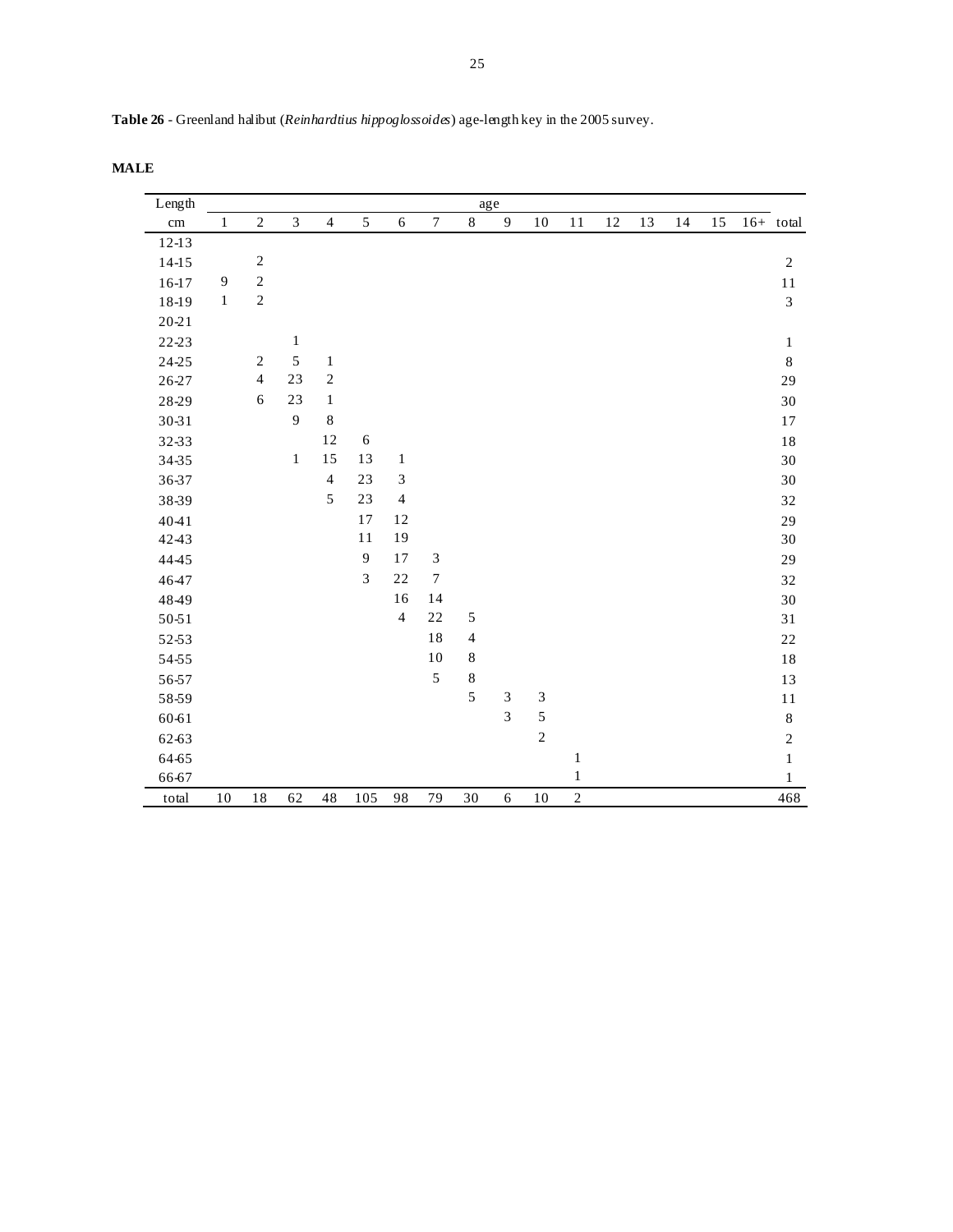**Table 26** - Greenland halibut (*Reinhardtius hippoglossoides*) age-length key in the 2005 survey.

**MALE**

| Length | age | | | | | | | | | | | | | | | | |
|---|---|---|---|---|---|---|---|---|---|---|---|---|---|---|---|---|---|
| cm | 1 | 2 | 3 | 4 | 5 | 6 | 7 | 8 | 9 | 10 | 11 | 12 | 13 | 14 | 15 | 16+ | total |
| 12-13 | | | | | | | | | | | | | | | | | |
| 14-15 | | 2 | | | | | | | | | | | | | | | 2 |
| 16-17 | 9 | 2 | | | | | | | | | | | | | | | 11 |
| 18-19 | 1 | 2 | | | | | | | | | | | | | | | 3 |
| 20-21 | | | | | | | | | | | | | | | | | |
| 22-23 | | | 1 | | | | | | | | | | | | | | 1 |
| 24-25 | | 2 | 5 | 1 | | | | | | | | | | | | | 8 |
| 26-27 | | 4 | 23 | 2 | | | | | | | | | | | | | 29 |
| 28-29 | | 6 | 23 | 1 | | | | | | | | | | | | | 30 |
| 30-31 | | | 9 | 8 | | | | | | | | | | | | | 17 |
| 32-33 | | | | 12 | 6 | | | | | | | | | | | | 18 |
| 34-35 | | | 1 | 15 | 13 | 1 | | | | | | | | | | | 30 |
| 36-37 | | | | 4 | 23 | 3 | | | | | | | | | | | 30 |
| 38-39 | | | | 5 | 23 | 4 | | | | | | | | | | | 32 |
| 40-41 | | | | | 17 | 12 | | | | | | | | | | | 29 |
| 42-43 | | | | | 11 | 19 | | | | | | | | | | | 30 |
| 44-45 | | | | | 9 | 17 | 3 | | | | | | | | | | 29 |
| 46-47 | | | | | 3 | 22 | 7 | | | | | | | | | | 32 |
| 48-49 | | | | | | 16 | 14 | | | | | | | | | | 30 |
| 50-51 | | | | | | 4 | 22 | 5 | | | | | | | | | 31 |
| 52-53 | | | | | | | 18 | 4 | | | | | | | | | 22 |
| 54-55 | | | | | | | 10 | 8 | | | | | | | | | 18 |
| 56-57 | | | | | | | 5 | 8 | | | | | | | | | 13 |
| 58-59 | | | | | | | | 5 | 3 | 3 | | | | | | | 11 |
| 60-61 | | | | | | | | | 3 | 5 | | | | | | | 8 |
| 62-63 | | | | | | | | | | 2 | | | | | | | 2 |
| 64-65 | | | | | | | | | | | 1 | | | | | | 1 |
| 66-67 | | | | | | | | | | | 1 | | | | | | 1 |
| total | 10 | 18 | 62 | 48 | 105 | 98 | 79 | 30 | 6 | 10 | 2 | | | | | | 468 |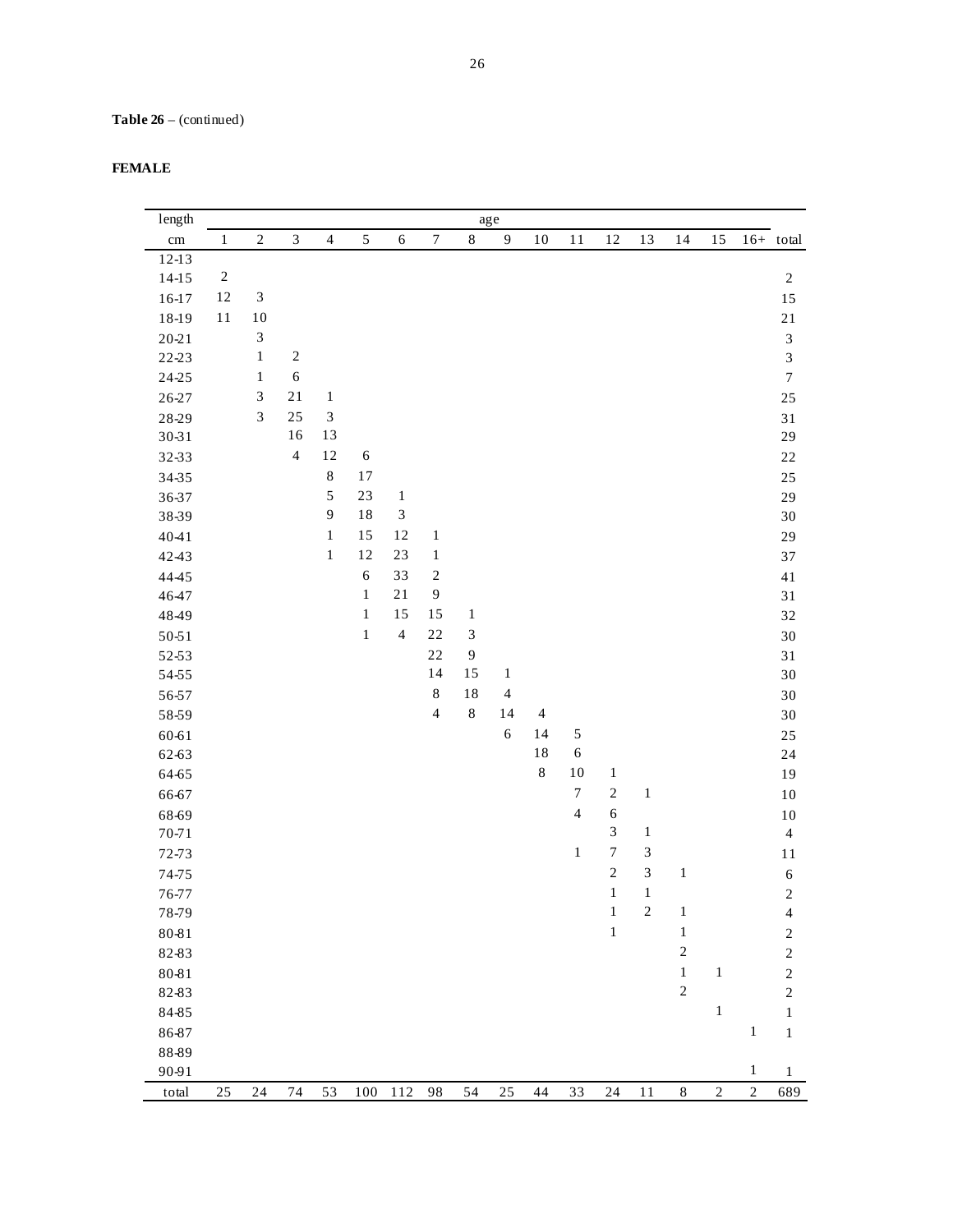**Table 26** – (continued)

**FEMALE**

| length | age | | | | | | | | | | | | | | | | |
|---|---|---|---|---|---|---|---|---|---|---|---|---|---|---|---|---|---|
| cm | 1 | 2 | 3 | 4 | 5 | 6 | 7 | 8 | 9 | 10 | 11 | 12 | 13 | 14 | 15 | 16+ | total |
| 12-13 | | | | | | | | | | | | | | | | | |
| 14-15 | 2 | | | | | | | | | | | | | | | | 2 |
| 16-17 | 12 | 3 | | | | | | | | | | | | | | | 15 |
| 18-19 | 11 | 10 | | | | | | | | | | | | | | | 21 |
| 20-21 | | 3 | | | | | | | | | | | | | | | 3 |
| 22-23 | | 1 | 2 | | | | | | | | | | | | | | 3 |
| 24-25 | | 1 | 6 | | | | | | | | | | | | | | 7 |
| 26-27 | | 3 | 21 | 1 | | | | | | | | | | | | | 25 |
| 28-29 | | 3 | 25 | 3 | | | | | | | | | | | | | 31 |
| 30-31 | | | 16 | 13 | | | | | | | | | | | | | 29 |
| 32-33 | | | 4 | 12 | 6 | | | | | | | | | | | | 22 |
| 34-35 | | | | 8 | 17 | | | | | | | | | | | | 25 |
| 36-37 | | | | 5 | 23 | 1 | | | | | | | | | | | 29 |
| 38-39 | | | | 9 | 18 | 3 | | | | | | | | | | | 30 |
| 40-41 | | | | 1 | 15 | 12 | 1 | | | | | | | | | | 29 |
| 42-43 | | | | 1 | 12 | 23 | 1 | | | | | | | | | | 37 |
| 44-45 | | | | | 6 | 33 | 2 | | | | | | | | | | 41 |
| 46-47 | | | | | 1 | 21 | 9 | | | | | | | | | | 31 |
| 48-49 | | | | | 1 | 15 | 15 | 1 | | | | | | | | | 32 |
| 50-51 | | | | | 1 | 4 | 22 | 3 | | | | | | | | | 30 |
| 52-53 | | | | | | | 22 | 9 | | | | | | | | | 31 |
| 54-55 | | | | | | | 14 | 15 | 1 | | | | | | | | 30 |
| 56-57 | | | | | | | 8 | 18 | 4 | | | | | | | | 30 |
| 58-59 | | | | | | | 4 | 8 | 14 | 4 | | | | | | | 30 |
| 60-61 | | | | | | | | | 6 | 14 | 5 | | | | | | 25 |
| 62-63 | | | | | | | | | | 18 | 6 | | | | | | 24 |
| 64-65 | | | | | | | | | | 8 | 10 | 1 | | | | | 19 |
| 66-67 | | | | | | | | | | | 7 | 2 | 1 | | | | 10 |
| 68-69 | | | | | | | | | | | 4 | 6 | | | | | 10 |
| 70-71 | | | | | | | | | | | | 3 | 1 | | | | 4 |
| 72-73 | | | | | | | | | | | 1 | 7 | 3 | | | | 11 |
| 74-75 | | | | | | | | | | | | 2 | 3 | 1 | | | 6 |
| 76-77 | | | | | | | | | | | | 1 | 1 | | | | 2 |
| 78-79 | | | | | | | | | | | | 1 | 2 | 1 | | | 4 |
| 80-81 | | | | | | | | | | | | 1 | | 1 | | | 2 |
| 82-83 | | | | | | | | | | | | | | 2 | | | 2 |
| 80-81 | | | | | | | | | | | | | | 1 | 1 | | 2 |
| 82-83 | | | | | | | | | | | | | | 2 | | | 2 |
| 84-85 | | | | | | | | | | | | | | | 1 | | 1 |
| 86-87 | | | | | | | | | | | | | | | | 1 | 1 |
| 88-89 | | | | | | | | | | | | | | | | | |
| 90-91 | | | | | | | | | | | | | | | | 1 | 1 |
| total | 25 | 24 | 74 | 53 | 100 | 112 | 98 | 54 | 25 | 44 | 33 | 24 | 11 | 8 | 2 | 2 | 689 |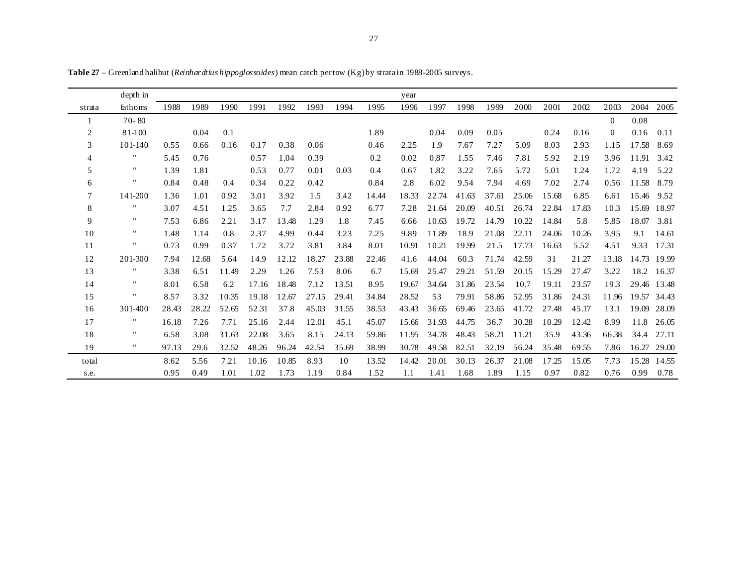**Table 27** – Greenland halibut (*Reinhardtius hippoglossoides*) mean catch per tow (Kg) by strata in 1988-2005 surveys.

| | depth in | year | | | | | | | | | | | | | | | | | |
|---|---|---|---|---|---|---|---|---|---|---|---|---|---|---|---|---|---|---|---|
| strata | fathoms | 1988 | 1989 | 1990 | 1991 | 1992 | 1993 | 1994 | 1995 | 1996 | 1997 | 1998 | 1999 | 2000 | 2001 | 2002 | 2003 | 2004 | 2005 |
| 1 | 70- 80 | | | | | | | | | | | | | | | | 0 | 0.08 | |
| 2 | 81-100 | | 0.04 | 0.1 | | | | | 1.89 | | 0.04 | 0.09 | 0.05 | | 0.24 | 0.16 | 0 | 0.16 | 0.11 |
| 3 | 101-140 | 0.55 | 0.66 | 0.16 | 0.17 | 0.38 | 0.06 | | 0.46 | 2.25 | 1.9 | 7.67 | 7.27 | 5.09 | 8.03 | 2.93 | 1.15 | 17.58 | 8.69 |
| 4 | " | 5.45 | 0.76 | | 0.57 | 1.04 | 0.39 | | 0.2 | 0.02 | 0.87 | 1.55 | 7.46 | 7.81 | 5.92 | 2.19 | 3.96 | 11.91 | 3.42 |
| 5 | " | 1.39 | 1.81 | | 0.53 | 0.77 | 0.01 | 0.03 | 0.4 | 0.67 | 1.82 | 3.22 | 7.65 | 5.72 | 5.01 | 1.24 | 1.72 | 4.19 | 5.22 |
| 6 | " | 0.84 | 0.48 | 0.4 | 0.34 | 0.22 | 0.42 | | 0.84 | 2.8 | 6.02 | 9.54 | 7.94 | 4.69 | 7.02 | 2.74 | 0.56 | 11.58 | 8.79 |
| 7 | 141-200 | 1.36 | 1.01 | 0.92 | 3.01 | 3.92 | 1.5 | 3.42 | 14.44 | 18.33 | 22.74 | 41.63 | 37.61 | 25.06 | 15.68 | 6.85 | 6.61 | 15.46 | 9.52 |
| 8 | " | 3.07 | 4.51 | 1.25 | 3.65 | 7.7 | 2.84 | 0.92 | 6.77 | 7.28 | 21.64 | 20.09 | 40.51 | 26.74 | 22.84 | 17.83 | 10.3 | 15.69 | 18.97 |
| 9 | " | 7.53 | 6.86 | 2.21 | 3.17 | 13.48 | 1.29 | 1.8 | 7.45 | 6.66 | 10.63 | 19.72 | 14.79 | 10.22 | 14.84 | 5.8 | 5.85 | 18.07 | 3.81 |
| 10 | " | 1.48 | 1.14 | 0.8 | 2.37 | 4.99 | 0.44 | 3.23 | 7.25 | 9.89 | 11.89 | 18.9 | 21.08 | 22.11 | 24.06 | 10.26 | 3.95 | 9.1 | 14.61 |
| 11 | " | 0.73 | 0.99 | 0.37 | 1.72 | 3.72 | 3.81 | 3.84 | 8.01 | 10.91 | 10.21 | 19.99 | 21.5 | 17.73 | 16.63 | 5.52 | 4.51 | 9.33 | 17.31 |
| 12 | 201-300 | 7.94 | 12.68 | 5.64 | 14.9 | 12.12 | 18.27 | 23.88 | 22.46 | 41.6 | 44.04 | 60.3 | 71.74 | 42.59 | 31 | 21.27 | 13.18 | 14.73 | 19.99 |
| 13 | " | 3.38 | 6.51 | 11.49 | 2.29 | 1.26 | 7.53 | 8.06 | 6.7 | 15.69 | 25.47 | 29.21 | 51.59 | 20.15 | 15.29 | 27.47 | 3.22 | 18.2 | 16.37 |
| 14 | " | 8.01 | 6.58 | 6.2 | 17.16 | 18.48 | 7.12 | 13.51 | 8.95 | 19.67 | 34.64 | 31.86 | 23.54 | 10.7 | 19.11 | 23.57 | 19.3 | 29.46 | 13.48 |
| 15 | " | 8.57 | 3.32 | 10.35 | 19.18 | 12.67 | 27.15 | 29.41 | 34.84 | 28.52 | 53 | 79.91 | 58.86 | 52.95 | 31.86 | 24.31 | 11.96 | 19.57 | 34.43 |
| 16 | 301-400 | 28.43 | 28.22 | 52.65 | 52.31 | 37.8 | 45.03 | 31.55 | 38.53 | 43.43 | 36.65 | 69.46 | 23.65 | 41.72 | 27.48 | 45.17 | 13.1 | 19.09 | 28.09 |
| 17 | " | 16.18 | 7.26 | 7.71 | 25.16 | 2.44 | 12.01 | 45.1 | 45.07 | 15.66 | 31.93 | 44.75 | 36.7 | 30.28 | 10.29 | 12.42 | 8.99 | 11.8 | 26.05 |
| 18 | " | 6.58 | 3.08 | 31.63 | 22.08 | 3.65 | 8.15 | 24.13 | 59.86 | 11.95 | 34.78 | 48.43 | 58.21 | 11.21 | 35.9 | 43.36 | 66.38 | 34.4 | 27.11 |
| 19 | " | 97.13 | 29.6 | 32.52 | 48.26 | 96.24 | 42.54 | 35.69 | 38.99 | 30.78 | 49.58 | 82.51 | 32.19 | 56.24 | 35.48 | 69.55 | 7.86 | 16.27 | 29.00 |
| total | | 8.62 | 5.56 | 7.21 | 10.16 | 10.85 | 8.93 | 10 | 13.52 | 14.42 | 20.01 | 30.13 | 26.37 | 21.08 | 17.25 | 15.05 | 7.73 | 15.28 | 14.55 |
| s.e. | | 0.95 | 0.49 | 1.01 | 1.02 | 1.73 | 1.19 | 0.84 | 1.52 | 1.1 | 1.41 | 1.68 | 1.89 | 1.15 | 0.97 | 0.82 | 0.76 | 0.99 | 0.78 |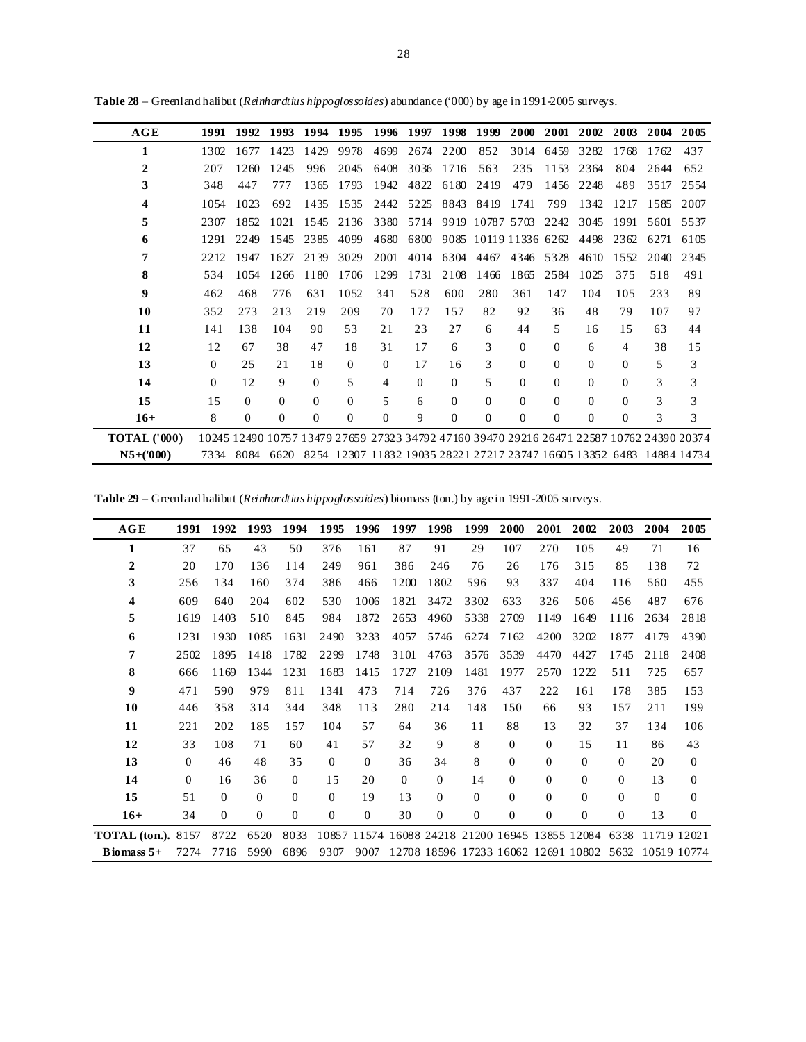**Table 28** – Greenland halibut (*Reinhardtius hippoglossoides*) abundance ('000) by age in 1991-2005 surveys.

| AGE | 1991 | 1992 | 1993 | 1994 | 1995 | 1996 | 1997 | 1998 | 1999 | 2000 | 2001 | 2002 | 2003 | 2004 | 2005 |
|---|---|---|---|---|---|---|---|---|---|---|---|---|---|---|---|
| **1** | 1302 | 1677 | 1423 | 1429 | 9978 | 4699 | 2674 | 2200 | 852 | 3014 | 6459 | 3282 | 1768 | 1762 | 437 |
| **2** | 207 | 1260 | 1245 | 996 | 2045 | 6408 | 3036 | 1716 | 563 | 235 | 1153 | 2364 | 804 | 2644 | 652 |
| **3** | 348 | 447 | 777 | 1365 | 1793 | 1942 | 4822 | 6180 | 2419 | 479 | 1456 | 2248 | 489 | 3517 | 2554 |
| **4** | 1054 | 1023 | 692 | 1435 | 1535 | 2442 | 5225 | 8843 | 8419 | 1741 | 799 | 1342 | 1217 | 1585 | 2007 |
| **5** | 2307 | 1852 | 1021 | 1545 | 2136 | 3380 | 5714 | 9919 | 10787 | 5703 | 2242 | 3045 | 1991 | 5601 | 5537 |
| **6** | 1291 | 2249 | 1545 | 2385 | 4099 | 4680 | 6800 | 9085 | 10119 | 11336 | 6262 | 4498 | 2362 | 6271 | 6105 |
| **7** | 2212 | 1947 | 1627 | 2139 | 3029 | 2001 | 4014 | 6304 | 4467 | 4346 | 5328 | 4610 | 1552 | 2040 | 2345 |
| **8** | 534 | 1054 | 1266 | 1180 | 1706 | 1299 | 1731 | 2108 | 1466 | 1865 | 2584 | 1025 | 375 | 518 | 491 |
| **9** | 462 | 468 | 776 | 631 | 1052 | 341 | 528 | 600 | 280 | 361 | 147 | 104 | 105 | 233 | 89 |
| **10** | 352 | 273 | 213 | 219 | 209 | 70 | 177 | 157 | 82 | 92 | 36 | 48 | 79 | 107 | 97 |
| **11** | 141 | 138 | 104 | 90 | 53 | 21 | 23 | 27 | 6 | 44 | 5 | 16 | 15 | 63 | 44 |
| **12** | 12 | 67 | 38 | 47 | 18 | 31 | 17 | 6 | 3 | 0 | 0 | 6 | 4 | 38 | 15 |
| **13** | 0 | 25 | 21 | 18 | 0 | 0 | 17 | 16 | 3 | 0 | 0 | 0 | 0 | 5 | 3 |
| **14** | 0 | 12 | 9 | 0 | 5 | 4 | 0 | 0 | 5 | 0 | 0 | 0 | 0 | 3 | 3 |
| **15** | 15 | 0 | 0 | 0 | 0 | 5 | 6 | 0 | 0 | 0 | 0 | 0 | 0 | 3 | 3 |
| **16+** | 8 | 0 | 0 | 0 | 0 | 0 | 9 | 0 | 0 | 0 | 0 | 0 | 0 | 3 | 3 |
| **TOTAL ('000)** | 10245 | 12490 | 10757 | 13479 | 27659 | 27323 | 34792 | 47160 | 39470 | 29216 | 26471 | 22587 | 10762 | 24390 | 20374 |
| **N5+('000)** | 7334 | 8084 | 6620 | 8254 | 12307 | 11832 | 19035 | 28221 | 27217 | 23747 | 16605 | 13352 | 6483 | 14884 | 14734 |

**Table 29** – Greenland halibut (*Reinhardtius hippoglossoides*) biomass (ton.) by age in 1991-2005 surveys.

| AGE | 1991 | 1992 | 1993 | 1994 | 1995 | 1996 | 1997 | 1998 | 1999 | 2000 | 2001 | 2002 | 2003 | 2004 | 2005 |
|---|---|---|---|---|---|---|---|---|---|---|---|---|---|---|---|
| **1** | 37 | 65 | 43 | 50 | 376 | 161 | 87 | 91 | 29 | 107 | 270 | 105 | 49 | 71 | 16 |
| **2** | 20 | 170 | 136 | 114 | 249 | 961 | 386 | 246 | 76 | 26 | 176 | 315 | 85 | 138 | 72 |
| **3** | 256 | 134 | 160 | 374 | 386 | 466 | 1200 | 1802 | 596 | 93 | 337 | 404 | 116 | 560 | 455 |
| **4** | 609 | 640 | 204 | 602 | 530 | 1006 | 1821 | 3472 | 3302 | 633 | 326 | 506 | 456 | 487 | 676 |
| **5** | 1619 | 1403 | 510 | 845 | 984 | 1872 | 2653 | 4960 | 5338 | 2709 | 1149 | 1649 | 1116 | 2634 | 2818 |
| **6** | 1231 | 1930 | 1085 | 1631 | 2490 | 3233 | 4057 | 5746 | 6274 | 7162 | 4200 | 3202 | 1877 | 4179 | 4390 |
| **7** | 2502 | 1895 | 1418 | 1782 | 2299 | 1748 | 3101 | 4763 | 3576 | 3539 | 4470 | 4427 | 1745 | 2118 | 2408 |
| **8** | 666 | 1169 | 1344 | 1231 | 1683 | 1415 | 1727 | 2109 | 1481 | 1977 | 2570 | 1222 | 511 | 725 | 657 |
| **9** | 471 | 590 | 979 | 811 | 1341 | 473 | 714 | 726 | 376 | 437 | 222 | 161 | 178 | 385 | 153 |
| **10** | 446 | 358 | 314 | 344 | 348 | 113 | 280 | 214 | 148 | 150 | 66 | 93 | 157 | 211 | 199 |
| **11** | 221 | 202 | 185 | 157 | 104 | 57 | 64 | 36 | 11 | 88 | 13 | 32 | 37 | 134 | 106 |
| **12** | 33 | 108 | 71 | 60 | 41 | 57 | 32 | 9 | 8 | 0 | 0 | 15 | 11 | 86 | 43 |
| **13** | 0 | 46 | 48 | 35 | 0 | 0 | 36 | 34 | 8 | 0 | 0 | 0 | 0 | 20 | 0 |
| **14** | 0 | 16 | 36 | 0 | 15 | 20 | 0 | 0 | 14 | 0 | 0 | 0 | 0 | 13 | 0 |
| **15** | 51 | 0 | 0 | 0 | 0 | 19 | 13 | 0 | 0 | 0 | 0 | 0 | 0 | 0 | 0 |
| **16+** | 34 | 0 | 0 | 0 | 0 | 0 | 30 | 0 | 0 | 0 | 0 | 0 | 0 | 13 | 0 |
| **TOTAL (ton.)** | 8157 | 8722 | 6520 | 8033 | 10857 | 11574 | 16088 | 24218 | 21200 | 16945 | 13855 | 12084 | 6338 | 11719 | 12021 |
| **Biomass 5+** | 7274 | 7716 | 5990 | 6896 | 9307 | 9007 | 12708 | 18596 | 17233 | 16062 | 12691 | 10802 | 5632 | 10519 | 10774 |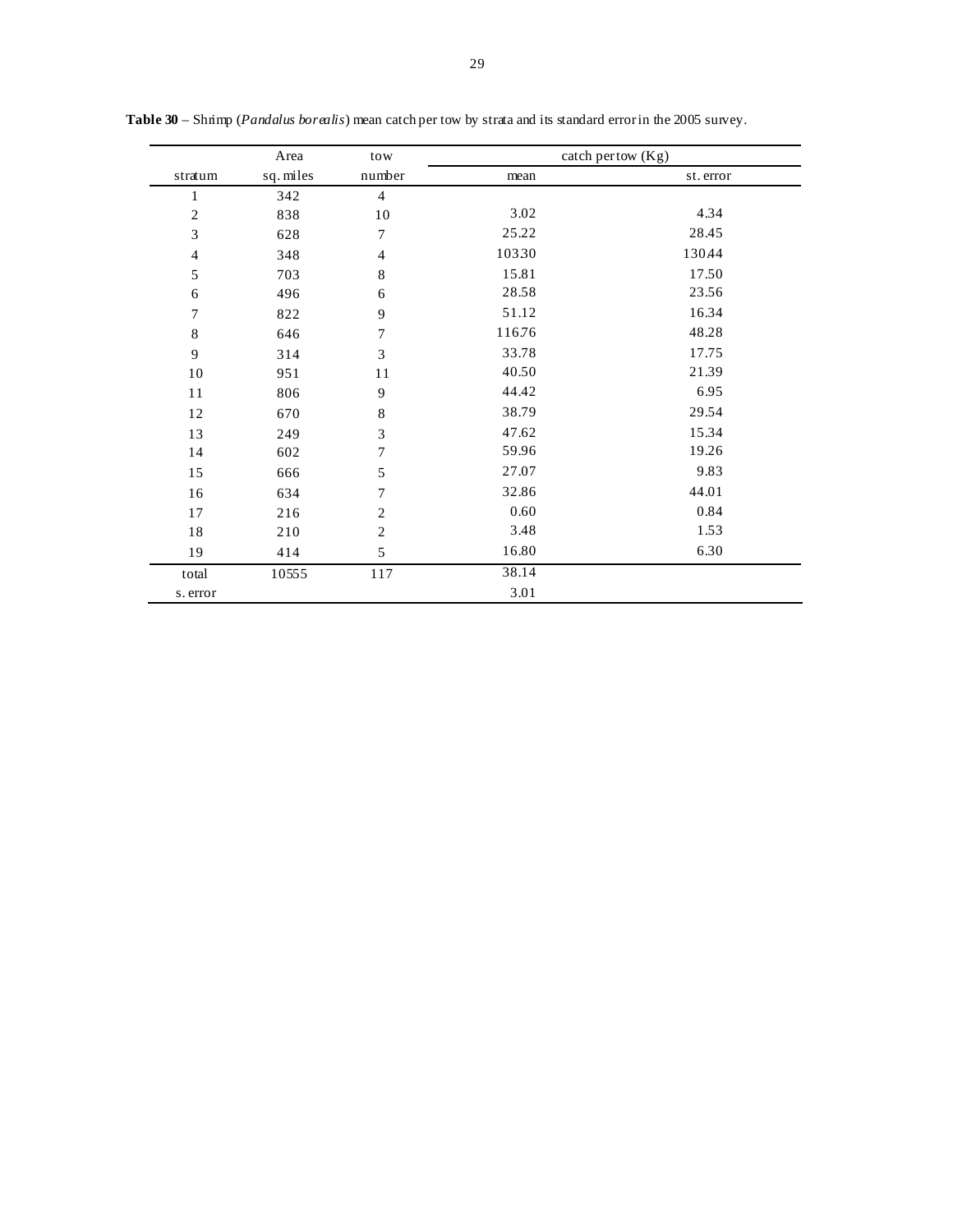**Table 30** – Shrimp (*Pandalus borealis*) mean catch per tow by strata and its standard error in the 2005 survey.

| stratum | Area sq. miles | tow number | catch per tow (Kg) mean | catch per tow (Kg) st. error |
|---|---|---|---|---|
| 1 | 342 | 4 | | |
| 2 | 838 | 10 | 3.02 | 4.34 |
| 3 | 628 | 7 | 25.22 | 28.45 |
| 4 | 348 | 4 | 103.30 | 130.44 |
| 5 | 703 | 8 | 15.81 | 17.50 |
| 6 | 496 | 6 | 28.58 | 23.56 |
| 7 | 822 | 9 | 51.12 | 16.34 |
| 8 | 646 | 7 | 116.76 | 48.28 |
| 9 | 314 | 3 | 33.78 | 17.75 |
| 10 | 951 | 11 | 40.50 | 21.39 |
| 11 | 806 | 9 | 44.42 | 6.95 |
| 12 | 670 | 8 | 38.79 | 29.54 |
| 13 | 249 | 3 | 47.62 | 15.34 |
| 14 | 602 | 7 | 59.96 | 19.26 |
| 15 | 666 | 5 | 27.07 | 9.83 |
| 16 | 634 | 7 | 32.86 | 44.01 |
| 17 | 216 | 2 | 0.60 | 0.84 |
| 18 | 210 | 2 | 3.48 | 1.53 |
| 19 | 414 | 5 | 16.80 | 6.30 |
| total | 10555 | 117 | 38.14 | |
| s. error | | | 3.01 | |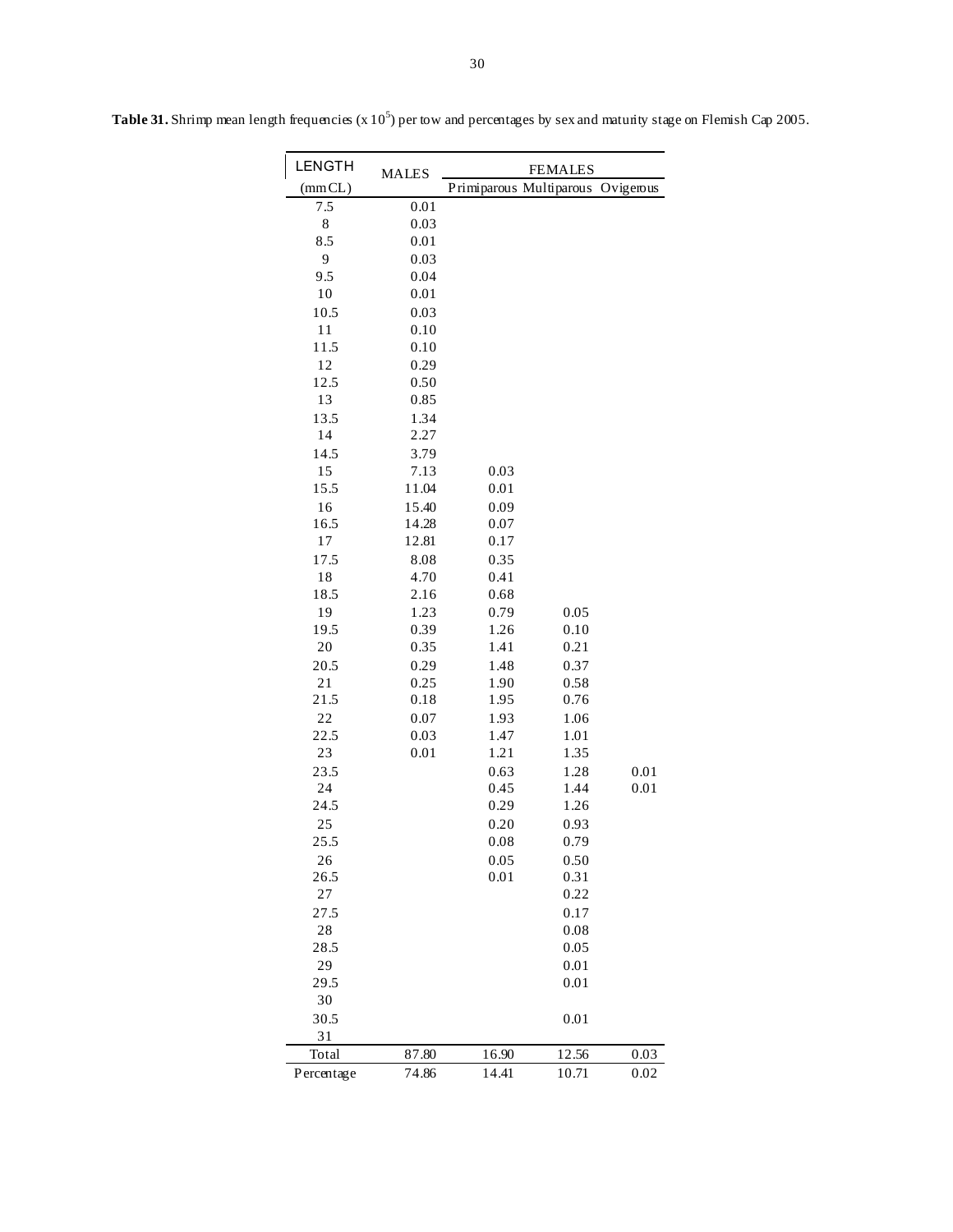**Table 31.** Shrimp mean length frequencies (x $10^5$) per tow and percentages by sex and maturity stage on Flemish Cap 2005.

| LENGTH | MALES | FEMALES | | |
|---|---|---|---|---|
| (mm CL) | | Primiparous | Multiparous | Ovigerous |
| 7.5 | 0.01 | | | |
| 8 | 0.03 | | | |
| 8.5 | 0.01 | | | |
| 9 | 0.03 | | | |
| 9.5 | 0.04 | | | |
| 10 | 0.01 | | | |
| 10.5 | 0.03 | | | |
| 11 | 0.10 | | | |
| 11.5 | 0.10 | | | |
| 12 | 0.29 | | | |
| 12.5 | 0.50 | | | |
| 13 | 0.85 | | | |
| 13.5 | 1.34 | | | |
| 14 | 2.27 | | | |
| 14.5 | 3.79 | | | |
| 15 | 7.13 | 0.03 | | |
| 15.5 | 11.04 | 0.01 | | |
| 16 | 15.40 | 0.09 | | |
| 16.5 | 14.28 | 0.07 | | |
| 17 | 12.81 | 0.17 | | |
| 17.5 | 8.08 | 0.35 | | |
| 18 | 4.70 | 0.41 | | |
| 18.5 | 2.16 | 0.68 | | |
| 19 | 1.23 | 0.79 | 0.05 | |
| 19.5 | 0.39 | 1.26 | 0.10 | |
| 20 | 0.35 | 1.41 | 0.21 | |
| 20.5 | 0.29 | 1.48 | 0.37 | |
| 21 | 0.25 | 1.90 | 0.58 | |
| 21.5 | 0.18 | 1.95 | 0.76 | |
| 22 | 0.07 | 1.93 | 1.06 | |
| 22.5 | 0.03 | 1.47 | 1.01 | |
| 23 | 0.01 | 1.21 | 1.35 | |
| 23.5 | | 0.63 | 1.28 | 0.01 |
| 24 | | 0.45 | 1.44 | 0.01 |
| 24.5 | | 0.29 | 1.26 | |
| 25 | | 0.20 | 0.93 | |
| 25.5 | | 0.08 | 0.79 | |
| 26 | | 0.05 | 0.50 | |
| 26.5 | | 0.01 | 0.31 | |
| 27 | | | 0.22 | |
| 27.5 | | | 0.17 | |
| 28 | | | 0.08 | |
| 28.5 | | | 0.05 | |
| 29 | | | 0.01 | |
| 29.5 | | | 0.01 | |
| 30 | | | | |
| 30.5 | | | 0.01 | |
| 31 | | | | |
| Total | 87.80 | 16.90 | 12.56 | 0.03 |
| Percentage | 74.86 | 14.41 | 10.71 | 0.02 |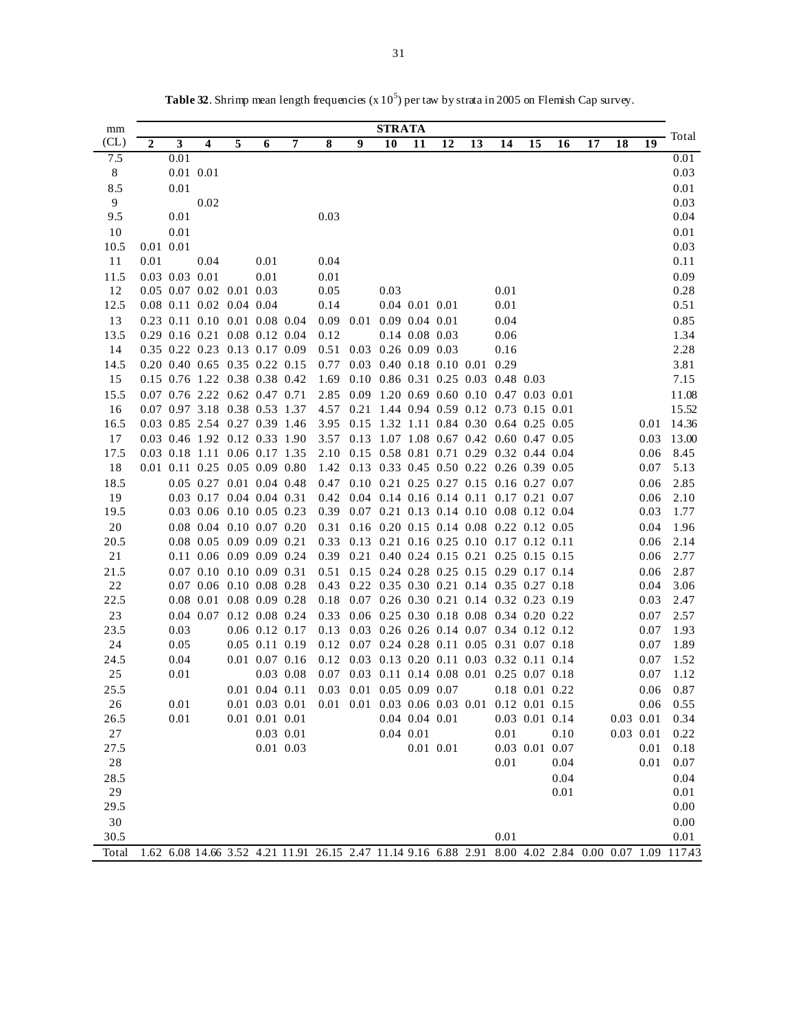**Table 32**. Shrimp mean length frequencies (x $10^5$) per taw by strata in 2005 on Flemish Cap survey.

| mm (CL) | STRATA | | | | | | | | | | | | | | | | | | Total |
|---|---|---|---|---|---|---|---|---|---|---|---|---|---|---|---|---|---|---|---|
| | 2 | 3 | 4 | 5 | 6 | 7 | 8 | 9 | 10 | 11 | 12 | 13 | 14 | 15 | 16 | 17 | 18 | 19 | |
| 7.5 | | 0.01 | | | | | | | | | | | | | | | | | 0.01 |
| 8 | | 0.01 | 0.01 | | | | | | | | | | | | | | | | 0.03 |
| 8.5 | | 0.01 | | | | | | | | | | | | | | | | | 0.01 |
| 9 | | | 0.02 | | | | | | | | | | | | | | | | 0.03 |
| 9.5 | | 0.01 | | | | | 0.03 | | | | | | | | | | | | 0.04 |
| 10 | | 0.01 | | | | | | | | | | | | | | | | | 0.01 |
| 10.5 | 0.01 | 0.01 | | | | | | | | | | | | | | | | | 0.03 |
| 11 | 0.01 | | 0.04 | | 0.01 | | 0.04 | | | | | | | | | | | | 0.11 |
| 11.5 | 0.03 | 0.03 | 0.01 | | 0.01 | | 0.01 | | | | | | | | | | | | 0.09 |
| 12 | 0.05 | 0.07 | 0.02 | 0.01 | 0.03 | | 0.05 | | 0.03 | | | | 0.01 | | | | | | 0.28 |
| 12.5 | 0.08 | 0.11 | 0.02 | 0.04 | 0.04 | | 0.14 | | 0.04 | 0.01 | 0.01 | | 0.01 | | | | | | 0.51 |
| 13 | 0.23 | 0.11 | 0.10 | 0.01 | 0.08 | 0.04 | 0.09 | 0.01 | 0.09 | 0.04 | 0.01 | | 0.04 | | | | | | 0.85 |
| 13.5 | 0.29 | 0.16 | 0.21 | 0.08 | 0.12 | 0.04 | 0.12 | | 0.14 | 0.08 | 0.03 | | 0.06 | | | | | | 1.34 |
| 14 | 0.35 | 0.22 | 0.23 | 0.13 | 0.17 | 0.09 | 0.51 | 0.03 | 0.26 | 0.09 | 0.03 | | 0.16 | | | | | | 2.28 |
| 14.5 | 0.20 | 0.40 | 0.65 | 0.35 | 0.22 | 0.15 | 0.77 | 0.03 | 0.40 | 0.18 | 0.10 | 0.01 | 0.29 | | | | | | 3.81 |
| 15 | 0.15 | 0.76 | 1.22 | 0.38 | 0.38 | 0.42 | 1.69 | 0.10 | 0.86 | 0.31 | 0.25 | 0.03 | 0.48 | 0.03 | | | | | 7.15 |
| 15.5 | 0.07 | 0.76 | 2.22 | 0.62 | 0.47 | 0.71 | 2.85 | 0.09 | 1.20 | 0.69 | 0.60 | 0.10 | 0.47 | 0.03 | 0.01 | | | | 11.08 |
| 16 | 0.07 | 0.97 | 3.18 | 0.38 | 0.53 | 1.37 | 4.57 | 0.21 | 1.44 | 0.94 | 0.59 | 0.12 | 0.73 | 0.15 | 0.01 | | | | 15.52 |
| 16.5 | 0.03 | 0.85 | 2.54 | 0.27 | 0.39 | 1.46 | 3.95 | 0.15 | 1.32 | 1.11 | 0.84 | 0.30 | 0.64 | 0.25 | 0.05 | | | 0.01 | 14.36 |
| 17 | 0.03 | 0.46 | 1.92 | 0.12 | 0.33 | 1.90 | 3.57 | 0.13 | 1.07 | 1.08 | 0.67 | 0.42 | 0.60 | 0.47 | 0.05 | | | 0.03 | 13.00 |
| 17.5 | 0.03 | 0.18 | 1.11 | 0.06 | 0.17 | 1.35 | 2.10 | 0.15 | 0.58 | 0.81 | 0.71 | 0.29 | 0.32 | 0.44 | 0.04 | | | 0.06 | 8.45 |
| 18 | 0.01 | 0.11 | 0.25 | 0.05 | 0.09 | 0.80 | 1.42 | 0.13 | 0.33 | 0.45 | 0.50 | 0.22 | 0.26 | 0.39 | 0.05 | | | 0.07 | 5.13 |
| 18.5 | | 0.05 | 0.27 | 0.01 | 0.04 | 0.48 | 0.47 | 0.10 | 0.21 | 0.25 | 0.27 | 0.15 | 0.16 | 0.27 | 0.07 | | | 0.06 | 2.85 |
| 19 | | 0.03 | 0.17 | 0.04 | 0.04 | 0.31 | 0.42 | 0.04 | 0.14 | 0.16 | 0.14 | 0.11 | 0.17 | 0.21 | 0.07 | | | 0.06 | 2.10 |
| 19.5 | | 0.03 | 0.06 | 0.10 | 0.05 | 0.23 | 0.39 | 0.07 | 0.21 | 0.13 | 0.14 | 0.10 | 0.08 | 0.12 | 0.04 | | | 0.03 | 1.77 |
| 20 | | 0.08 | 0.04 | 0.10 | 0.07 | 0.20 | 0.31 | 0.16 | 0.20 | 0.15 | 0.14 | 0.08 | 0.22 | 0.12 | 0.05 | | | 0.04 | 1.96 |
| 20.5 | | 0.08 | 0.05 | 0.09 | 0.09 | 0.21 | 0.33 | 0.13 | 0.21 | 0.16 | 0.25 | 0.10 | 0.17 | 0.12 | 0.11 | | | 0.06 | 2.14 |
| 21 | | 0.11 | 0.06 | 0.09 | 0.09 | 0.24 | 0.39 | 0.21 | 0.40 | 0.24 | 0.15 | 0.21 | 0.25 | 0.15 | 0.15 | | | 0.06 | 2.77 |
| 21.5 | | 0.07 | 0.10 | 0.10 | 0.09 | 0.31 | 0.51 | 0.15 | 0.24 | 0.28 | 0.25 | 0.15 | 0.29 | 0.17 | 0.14 | | | 0.06 | 2.87 |
| 22 | | 0.07 | 0.06 | 0.10 | 0.08 | 0.28 | 0.43 | 0.22 | 0.35 | 0.30 | 0.21 | 0.14 | 0.35 | 0.27 | 0.18 | | | 0.04 | 3.06 |
| 22.5 | | 0.08 | 0.01 | 0.08 | 0.09 | 0.28 | 0.18 | 0.07 | 0.26 | 0.30 | 0.21 | 0.14 | 0.32 | 0.23 | 0.19 | | | 0.03 | 2.47 |
| 23 | | 0.04 | 0.07 | 0.12 | 0.08 | 0.24 | 0.33 | 0.06 | 0.25 | 0.30 | 0.18 | 0.08 | 0.34 | 0.20 | 0.22 | | | 0.07 | 2.57 |
| 23.5 | | 0.03 | | 0.06 | 0.12 | 0.17 | 0.13 | 0.03 | 0.26 | 0.26 | 0.14 | 0.07 | 0.34 | 0.12 | 0.12 | | | 0.07 | 1.93 |
| 24 | | 0.05 | | 0.05 | 0.11 | 0.19 | 0.12 | 0.07 | 0.24 | 0.28 | 0.11 | 0.05 | 0.31 | 0.07 | 0.18 | | | 0.07 | 1.89 |
| 24.5 | | 0.04 | | 0.01 | 0.07 | 0.16 | 0.12 | 0.03 | 0.13 | 0.20 | 0.11 | 0.03 | 0.32 | 0.11 | 0.14 | | | 0.07 | 1.52 |
| 25 | | 0.01 | | | 0.03 | 0.08 | 0.07 | 0.03 | 0.11 | 0.14 | 0.08 | 0.01 | 0.25 | 0.07 | 0.18 | | | 0.07 | 1.12 |
| 25.5 | | | | 0.01 | 0.04 | 0.11 | 0.03 | 0.01 | 0.05 | 0.09 | 0.07 | | 0.18 | 0.01 | 0.22 | | | 0.06 | 0.87 |
| 26 | | 0.01 | | 0.01 | 0.03 | 0.01 | 0.01 | 0.01 | 0.03 | 0.06 | 0.03 | 0.01 | 0.12 | 0.01 | 0.15 | | | 0.06 | 0.55 |
| 26.5 | | 0.01 | | 0.01 | 0.01 | 0.01 | | | 0.04 | 0.04 | 0.01 | | 0.03 | 0.01 | 0.14 | | 0.03 | 0.01 | 0.34 |
| 27 | | | | | 0.03 | 0.01 | | | 0.04 | 0.01 | | | 0.01 | | 0.10 | | 0.03 | 0.01 | 0.22 |
| 27.5 | | | | | 0.01 | 0.03 | | | | 0.01 | 0.01 | | 0.03 | 0.01 | 0.07 | | | 0.01 | 0.18 |
| 28 | | | | | | | | | | | | | 0.01 | | 0.04 | | | 0.01 | 0.07 |
| 28.5 | | | | | | | | | | | | | | | 0.04 | | | | 0.04 |
| 29 | | | | | | | | | | | | | | | 0.01 | | | | 0.01 |
| 29.5 | | | | | | | | | | | | | | | | | | | 0.00 |
| 30 | | | | | | | | | | | | | | | | | | | 0.00 |
| 30.5 | | | | | | | | | | | | | 0.01 | | | | | | 0.01 |
| Total | 1.62 | 6.08 | 14.66 | 3.52 | 4.21 | 11.91 | 26.15 | 2.47 | 11.14 | 9.16 | 6.88 | 2.91 | 8.00 | 4.02 | 2.84 | 0.00 | 0.07 | 1.09 | 117.43 |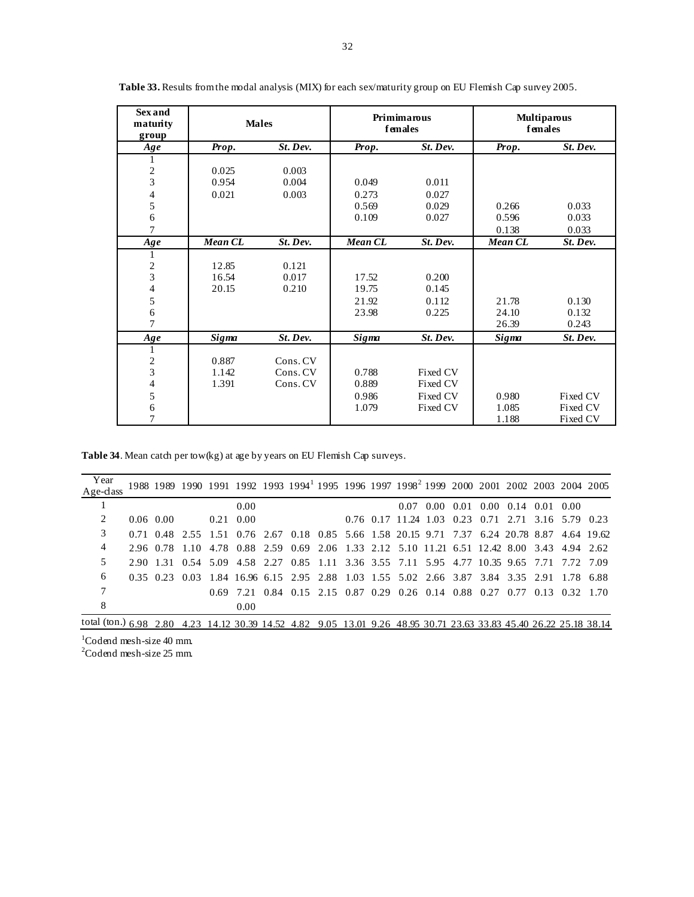**Table 33.** Results from the modal analysis (MIX) for each sex/maturity group on EU Flemish Cap survey 2005.

| Sex and maturity group | Males | | Primimarous females | | Multiparous females | |
|---|---|---|---|---|---|---|
| ***Age*** | ***Prop.*** | ***St. Dev.*** | ***Prop.*** | ***St. Dev.*** | ***Prop.*** | ***St. Dev.*** |
| 1 | | | | | | |
| 2 | 0.025 | 0.003 | | | | |
| 3 | 0.954 | 0.004 | 0.049 | 0.011 | | |
| 4 | 0.021 | 0.003 | 0.273 | 0.027 | | |
| 5 | | | 0.569 | 0.029 | 0.266 | 0.033 |
| 6 | | | 0.109 | 0.027 | 0.596 | 0.033 |
| 7 | | | | | 0.138 | 0.033 |
| ***Age*** | ***Mean CL*** | ***St. Dev.*** | ***Mean CL*** | ***St. Dev.*** | ***Mean CL*** | ***St. Dev.*** |
| 1 | | | | | | |
| 2 | 12.85 | 0.121 | | | | |
| 3 | 16.54 | 0.017 | 17.52 | 0.200 | | |
| 4 | 20.15 | 0.210 | 19.75 | 0.145 | | |
| 5 | | | 21.92 | 0.112 | 21.78 | 0.130 |
| 6 | | | 23.98 | 0.225 | 24.10 | 0.132 |
| 7 | | | | | 26.39 | 0.243 |
| ***Age*** | ***Sigma*** | ***St. Dev.*** | ***Sigma*** | ***St. Dev.*** | ***Sigma*** | ***St. Dev.*** |
| 1 | | | | | | |
| 2 | 0.887 | Cons. CV | | | | |
| 3 | 1.142 | Cons. CV | 0.788 | Fixed CV | | |
| 4 | 1.391 | Cons. CV | 0.889 | Fixed CV | | |
| 5 | | | 0.986 | Fixed CV | 0.980 | Fixed CV |
| 6 | | | 1.079 | Fixed CV | 1.085 | Fixed CV |
| 7 | | | | | 1.188 | Fixed CV |

**Table 34**. Mean catch per tow(kg) at age by years on EU Flemish Cap surveys.

| Year / Age-class | 1988 | 1989 | 1990 | 1991 | 1992 | 1993 | 1994[1] | 1995 | 1996 | 1997 | 1998[2] | 1999 | 2000 | 2001 | 2002 | 2003 | 2004 | 2005 |
|---|---|---|---|---|---|---|---|---|---|---|---|---|---|---|---|---|---|---|
| 1 | | | | | 0.00 | | | | | | 0.07 | 0.00 | 0.01 | 0.00 | 0.14 | 0.01 | 0.00 | |
| 2 | 0.06 | 0.00 | | 0.21 | 0.00 | | | | 0.76 | 0.17 | 11.24 | 1.03 | 0.23 | 0.71 | 2.71 | 3.16 | 5.79 | 0.23 |
| 3 | 0.71 | 0.48 | 2.55 | 1.51 | 0.76 | 2.67 | 0.18 | 0.85 | 5.66 | 1.58 | 20.15 | 9.71 | 7.37 | 6.24 | 20.78 | 8.87 | 4.64 | 19.62 |
| 4 | 2.96 | 0.78 | 1.10 | 4.78 | 0.88 | 2.59 | 0.69 | 2.06 | 1.33 | 2.12 | 5.10 | 11.21 | 6.51 | 12.42 | 8.00 | 3.43 | 4.94 | 2.62 |
| 5 | 2.90 | 1.31 | 0.54 | 5.09 | 4.58 | 2.27 | 0.85 | 1.11 | 3.36 | 3.55 | 7.11 | 5.95 | 4.77 | 10.35 | 9.65 | 7.71 | 7.72 | 7.09 |
| 6 | 0.35 | 0.23 | 0.03 | 1.84 | 16.96 | 6.15 | 2.95 | 2.88 | 1.03 | 1.55 | 5.02 | 2.66 | 3.87 | 3.84 | 3.35 | 2.91 | 1.78 | 6.88 |
| 7 | | | | 0.69 | 7.21 | 0.84 | 0.15 | 2.15 | 0.87 | 0.29 | 0.26 | 0.14 | 0.88 | 0.27 | 0.77 | 0.13 | 0.32 | 1.70 |
| 8 | | | | | 0.00 | | | | | | | | | | | | | |
| total (ton.) | 6.98 | 2.80 | 4.23 | 14.12 | 30.39 | 14.52 | 4.82 | 9.05 | 13.01 | 9.26 | 48.95 | 30.71 | 23.63 | 33.83 | 45.40 | 26.22 | 25.18 | 38.14 |

[1]Codend mesh-size 40 mm.
[2]Codend mesh-size 25 mm.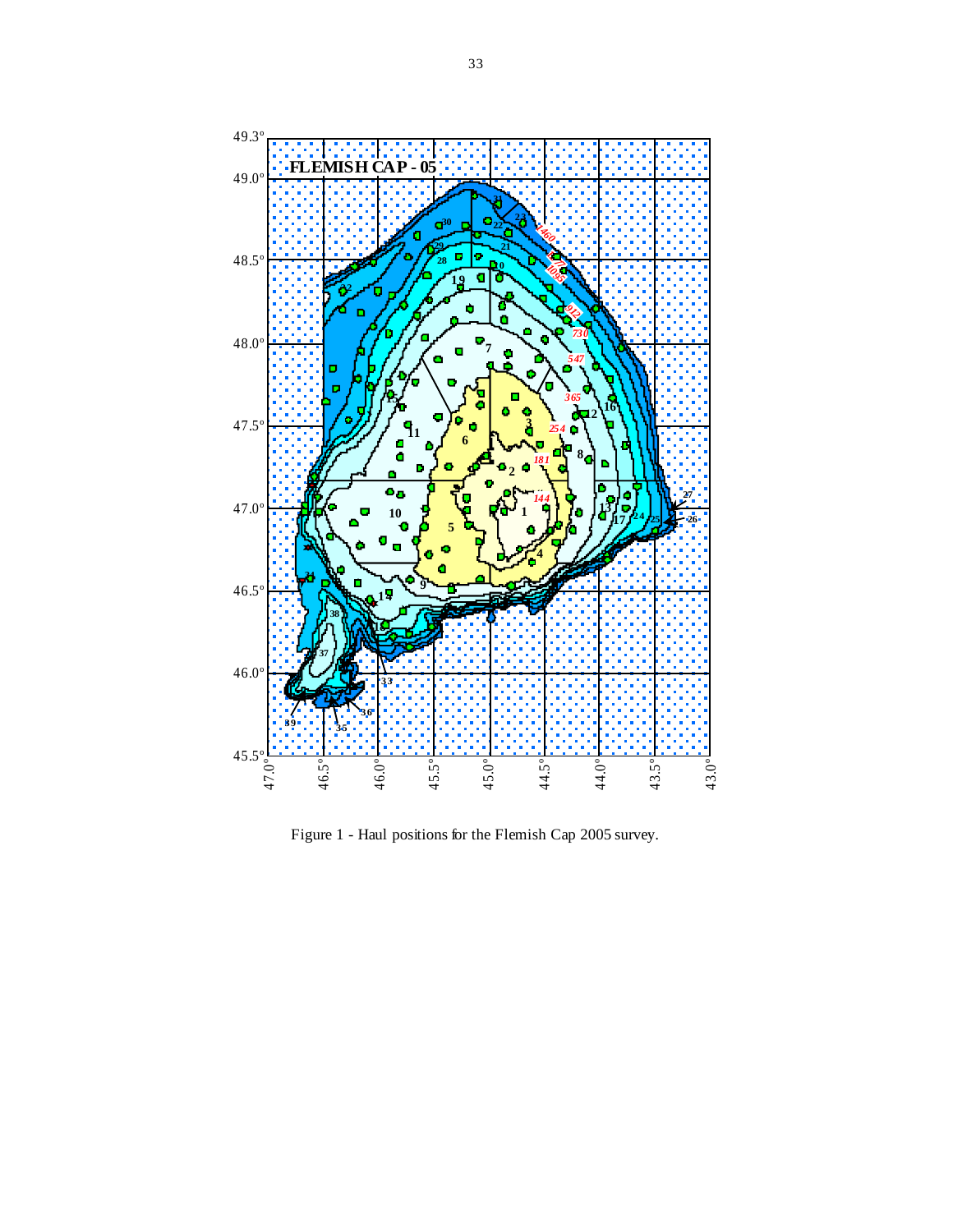Figure 1 - Haul positions for the Flemish Cap 2005 survey.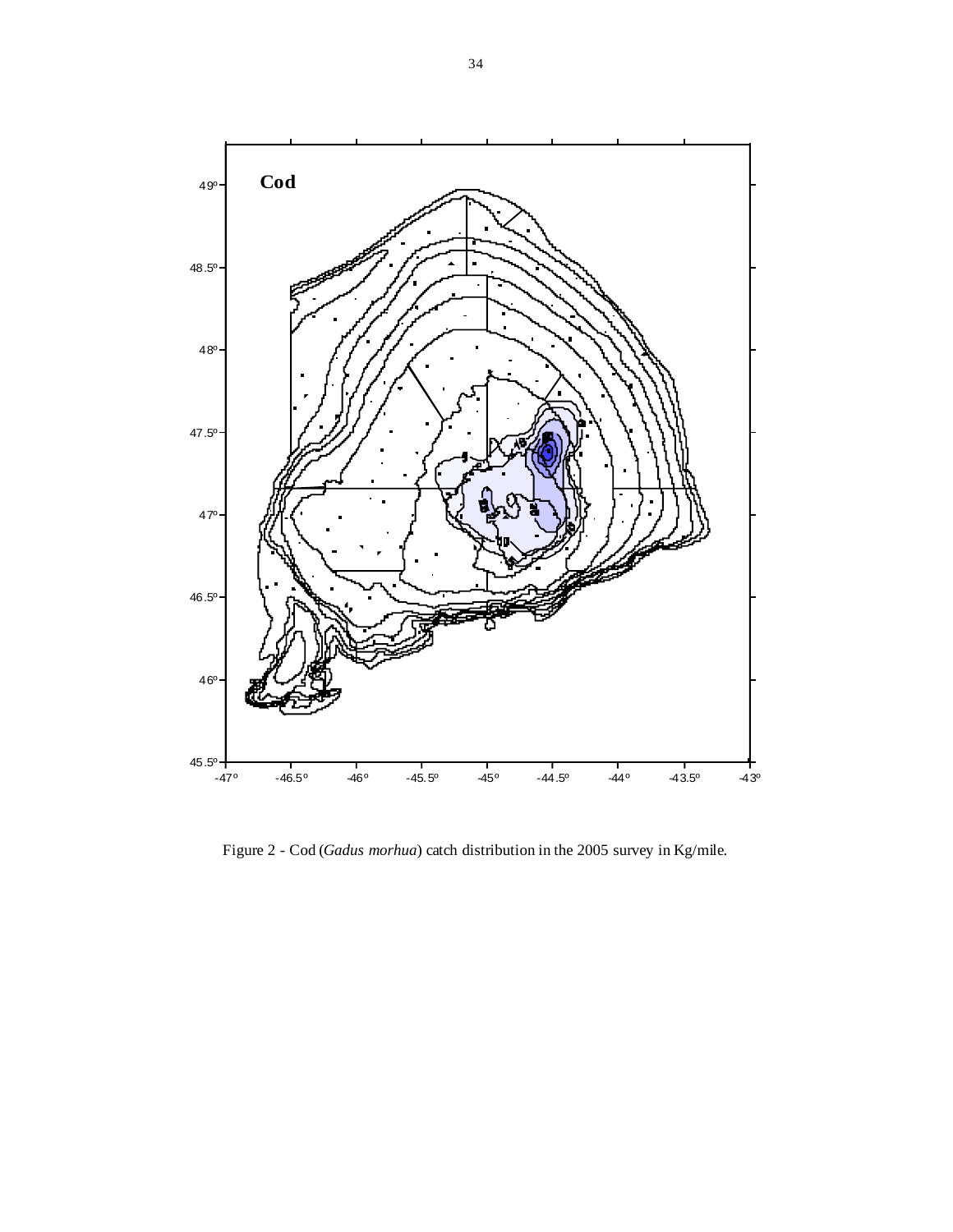Figure 2 - Cod (*Gadus morhua*) catch distribution in the 2005 survey in Kg/mile.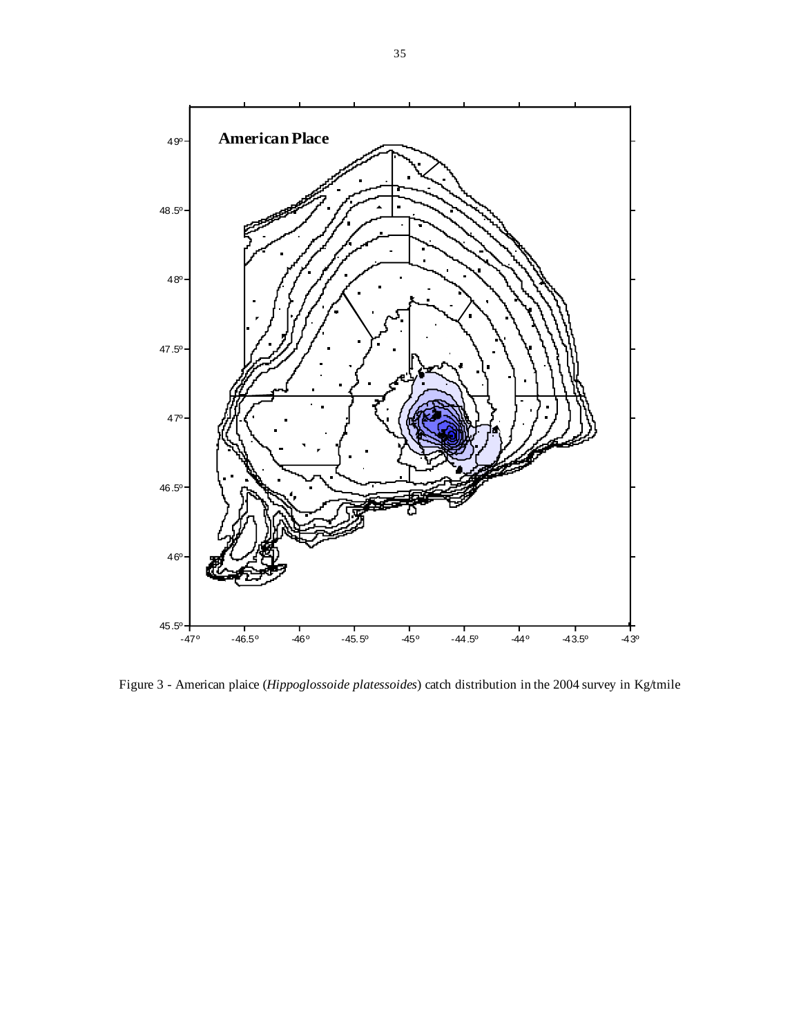Figure 3 - American plaice (*Hippoglossoide platessoides*) catch distribution in the 2004 survey in Kg/tmile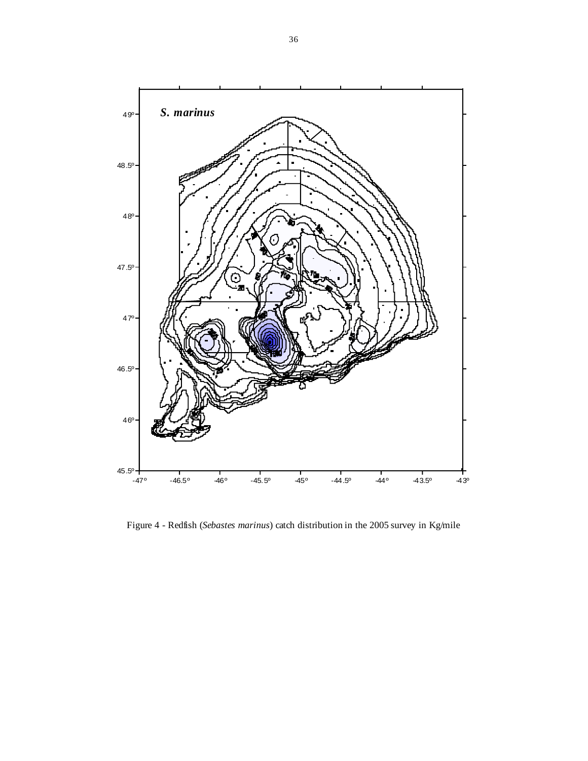Figure 4 - Redfish (*Sebastes marinus*) catch distribution in the 2005 survey in Kg/mile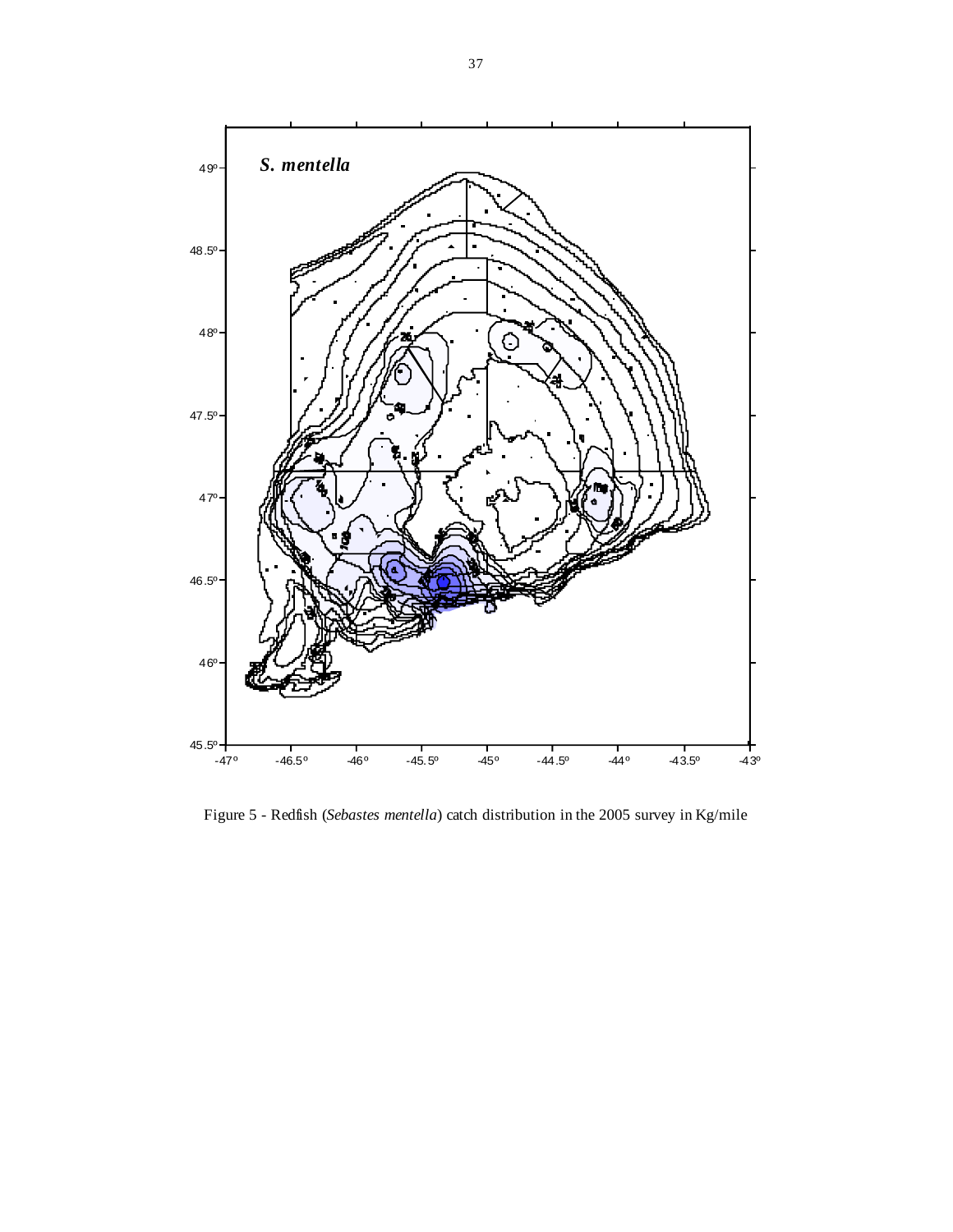Figure 5 - Redfish (*Sebastes mentella*) catch distribution in the 2005 survey in Kg/mile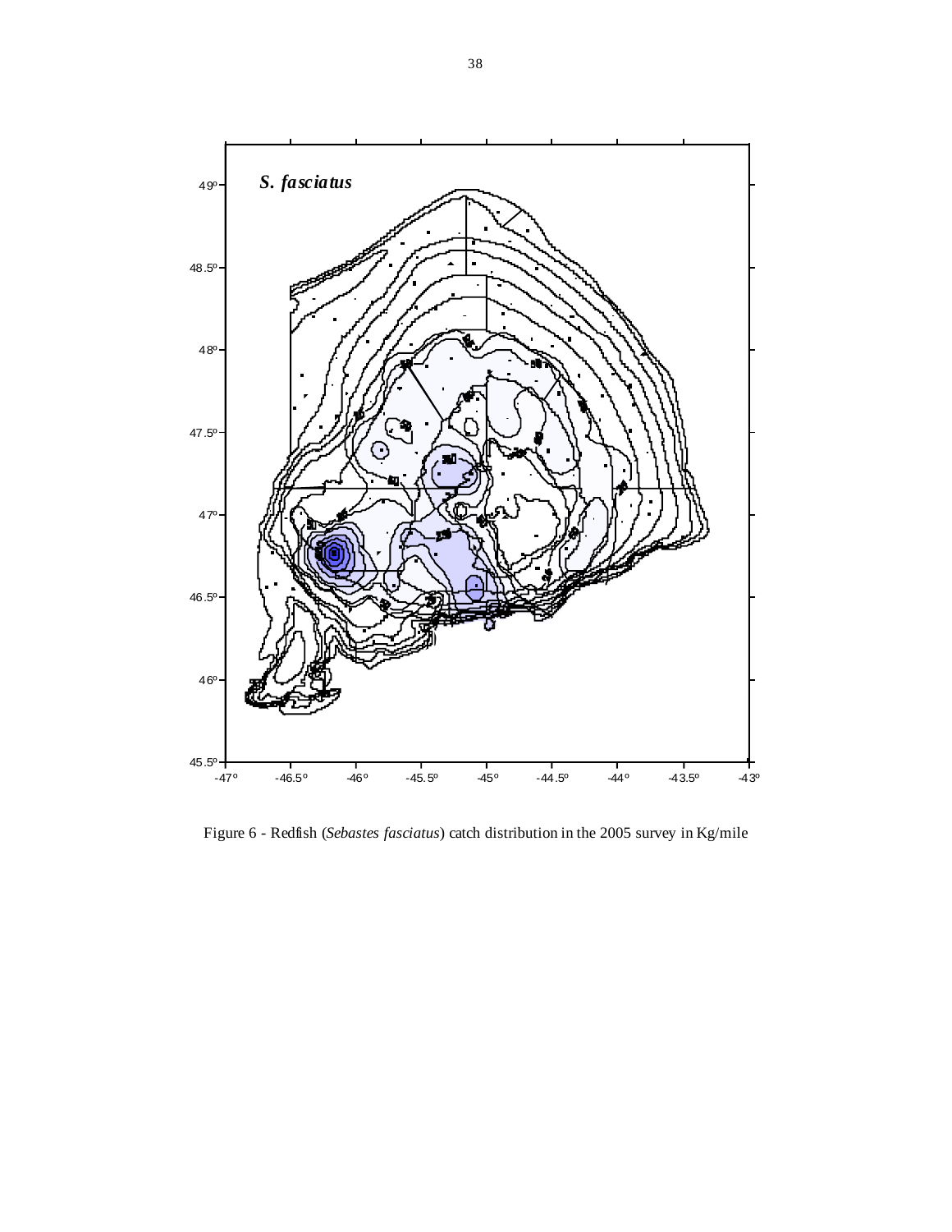Figure 6 - Redfish (*Sebastes fasciatus*) catch distribution in the 2005 survey in Kg/mile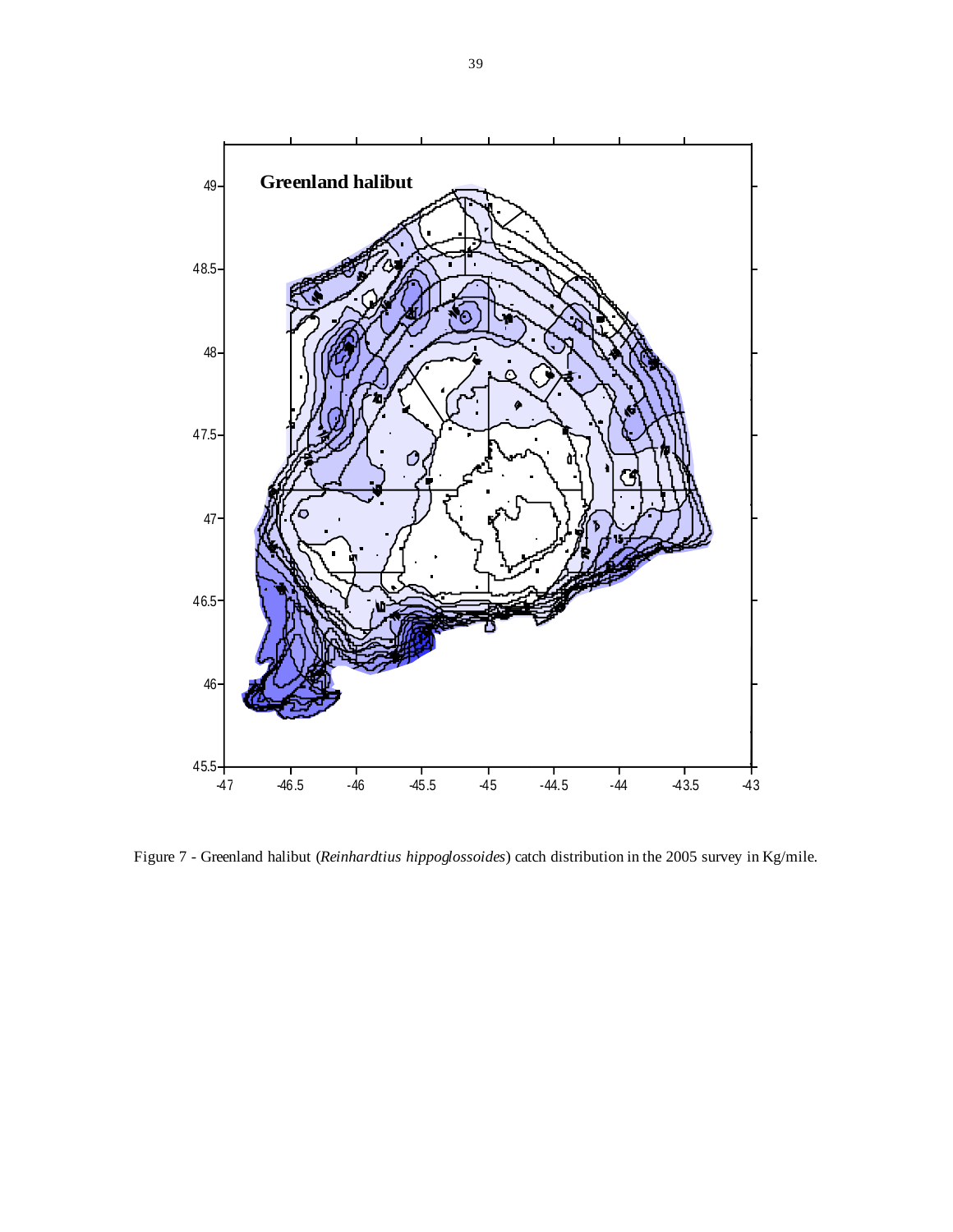Figure 7 - Greenland halibut (*Reinhardtius hippoglossoides*) catch distribution in the 2005 survey in Kg/mile.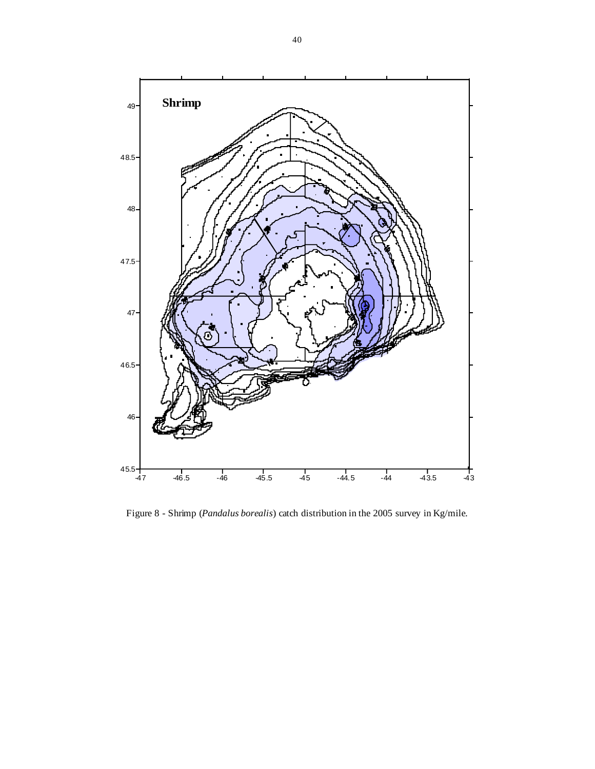Shrimp

49

48.5

48

47.5

47

46.5

46

45.5

-47 -46.5 -46 -45.5 -45 -44.5 -44 -43.5 -43

Figure 8 - Shrimp (*Pandalus borealis*) catch distribution in the 2005 survey in Kg/mile.